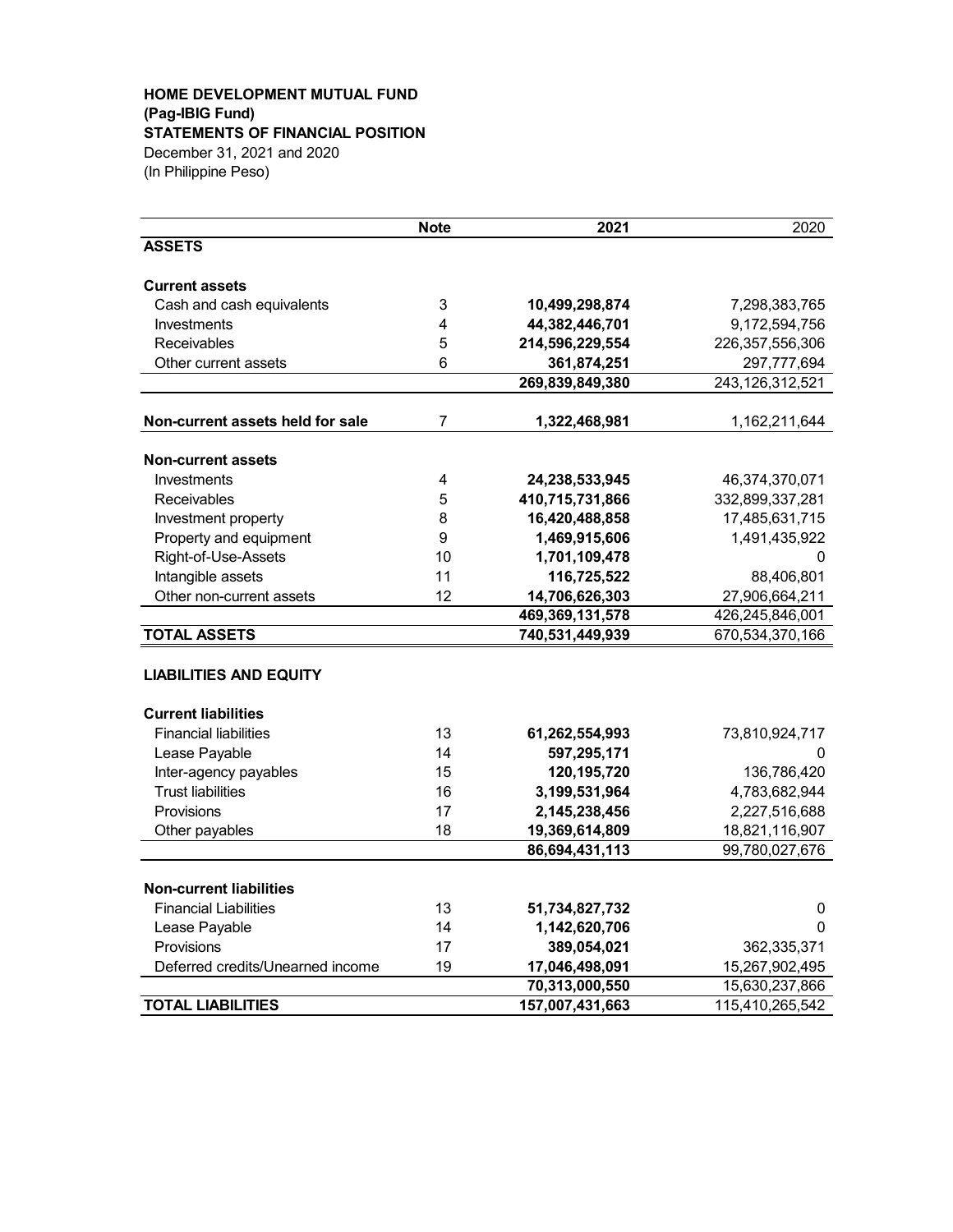**HOME DEVELOPMENT MUTUAL FUND**
**(Pag-IBIG Fund)**
**STATEMENTS OF FINANCIAL POSITION**
December 31, 2021 and 2020
(In Philippine Peso)

| | Note | 2021 | 2020 |
|---|---|---|---|
| **ASSETS** | | | |
| **Current assets** | | | |
| Cash and cash equivalents | 3 | **10,499,298,874** | 7,298,383,765 |
| Investments | 4 | **44,382,446,701** | 9,172,594,756 |
| Receivables | 5 | **214,596,229,554** | 226,357,556,306 |
| Other current assets | 6 | **361,874,251** | 297,777,694 |
| | | **269,839,849,380** | 243,126,312,521 |
| **Non-current assets held for sale** | 7 | **1,322,468,981** | 1,162,211,644 |
| **Non-current assets** | | | |
| Investments | 4 | **24,238,533,945** | 46,374,370,071 |
| Receivables | 5 | **410,715,731,866** | 332,899,337,281 |
| Investment property | 8 | **16,420,488,858** | 17,485,631,715 |
| Property and equipment | 9 | **1,469,915,606** | 1,491,435,922 |
| Right-of-Use-Assets | 10 | **1,701,109,478** | 0 |
| Intangible assets | 11 | **116,725,522** | 88,406,801 |
| Other non-current assets | 12 | **14,706,626,303** | 27,906,664,211 |
| | | **469,369,131,578** | 426,245,846,001 |
| **TOTAL ASSETS** | | **740,531,449,939** | 670,534,370,166 |
| **LIABILITIES AND EQUITY** | | | |
| **Current liabilities** | | | |
| Financial liabilities | 13 | **61,262,554,993** | 73,810,924,717 |
| Lease Payable | 14 | **597,295,171** | 0 |
| Inter-agency payables | 15 | **120,195,720** | 136,786,420 |
| Trust liabilities | 16 | **3,199,531,964** | 4,783,682,944 |
| Provisions | 17 | **2,145,238,456** | 2,227,516,688 |
| Other payables | 18 | **19,369,614,809** | 18,821,116,907 |
| | | **86,694,431,113** | 99,780,027,676 |
| **Non-current liabilities** | | | |
| Financial Liabilities | 13 | **51,734,827,732** | 0 |
| Lease Payable | 14 | **1,142,620,706** | 0 |
| Provisions | 17 | **389,054,021** | 362,335,371 |
| Deferred credits/Unearned income | 19 | **17,046,498,091** | 15,267,902,495 |
| | | **70,313,000,550** | 15,630,237,866 |
| **TOTAL LIABILITIES** | | **157,007,431,663** | 115,410,265,542 |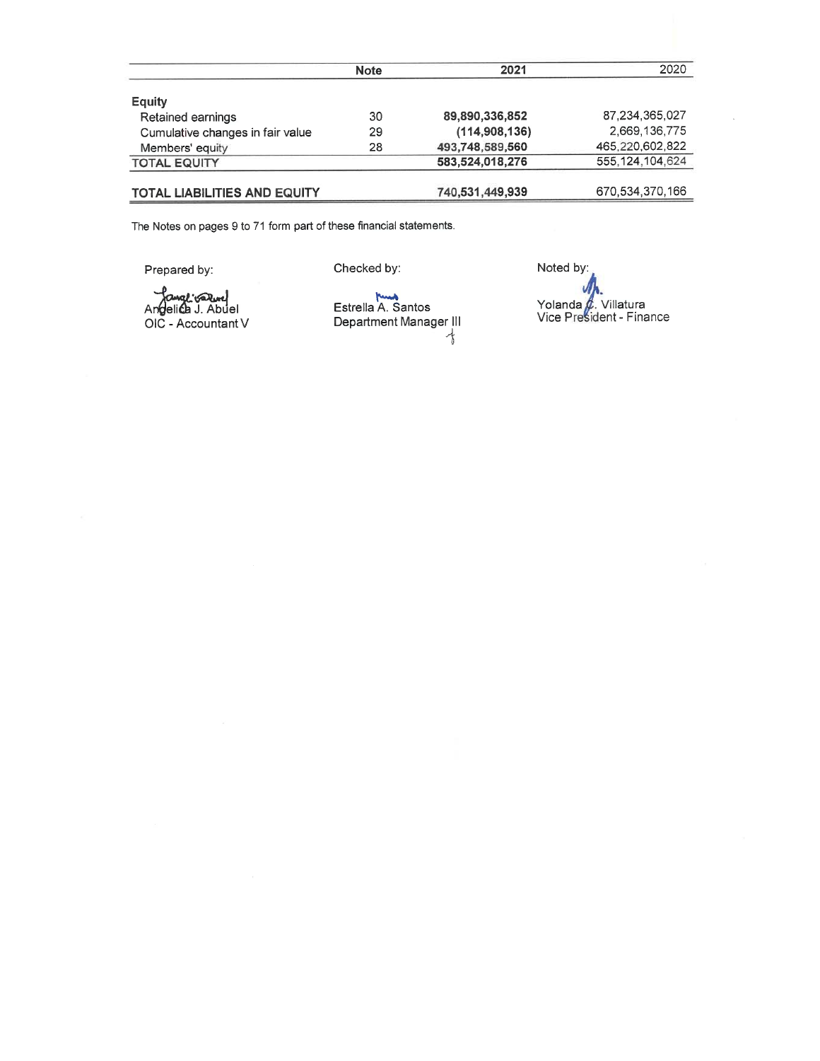| | Note | 2021 | 2020 |
|---|---|---|---|
| **Equity** | | | |
| Retained earnings | 30 | **89,890,336,852** | 87,234,365,027 |
| Cumulative changes in fair value | 29 | **(114,908,136)** | 2,669,136,775 |
| Members' equity | 28 | **493,748,589,560** | 465,220,602,822 |
| TOTAL EQUITY | | **583,524,018,276** | 555,124,104,624 |
| **TOTAL LIABILITIES AND EQUITY** | | **740,531,449,939** | 670,534,370,166 |

The Notes on pages 9 to 71 form part of these financial statements.

Prepared by:

Angelica J. Abuel
OIC - Accountant V

Checked by:

Estrella A. Santos
Department Manager III

Noted by:

Yolanda C. Villatura
Vice President - Finance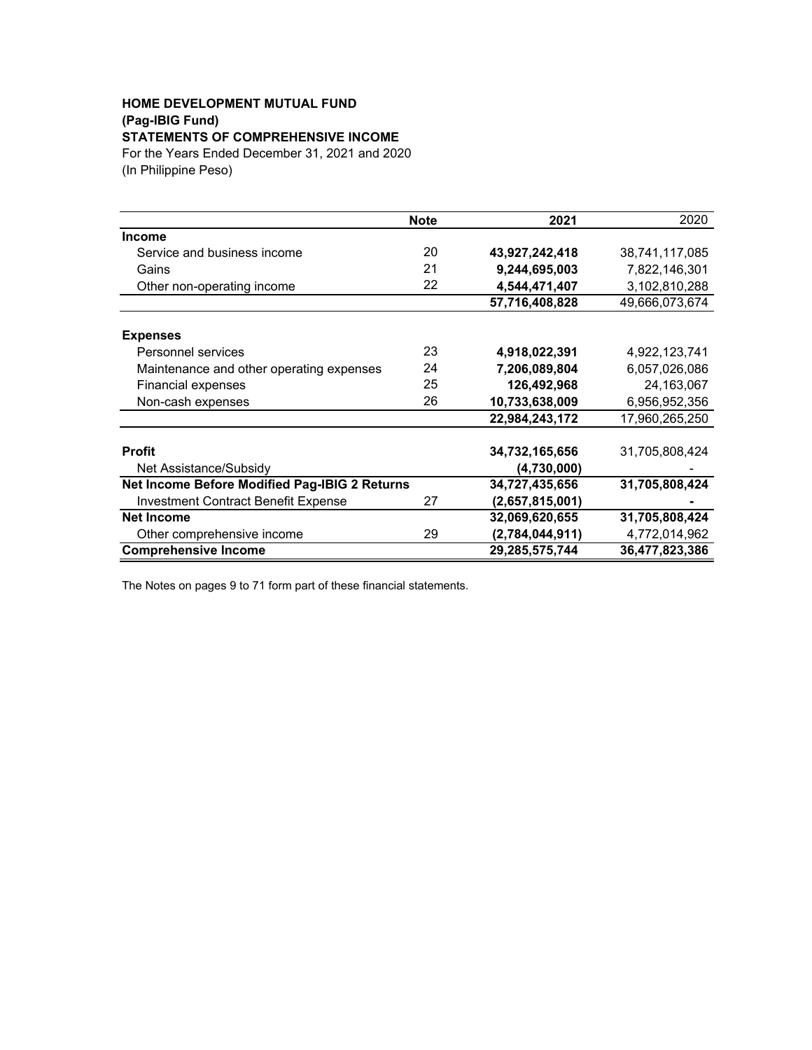**HOME DEVELOPMENT MUTUAL FUND**
**(Pag-IBIG Fund)**
**STATEMENTS OF COMPREHENSIVE INCOME**
For the Years Ended December 31, 2021 and 2020
(In Philippine Peso)

| | Note | 2021 | 2020 |
|---|---|---|---|
| **Income** | | | |
| Service and business income | 20 | **43,927,242,418** | 38,741,117,085 |
| Gains | 21 | **9,244,695,003** | 7,822,146,301 |
| Other non-operating income | 22 | **4,544,471,407** | 3,102,810,288 |
| | | **57,716,408,828** | 49,666,073,674 |
| **Expenses** | | | |
| Personnel services | 23 | **4,918,022,391** | 4,922,123,741 |
| Maintenance and other operating expenses | 24 | **7,206,089,804** | 6,057,026,086 |
| Financial expenses | 25 | **126,492,968** | 24,163,067 |
| Non-cash expenses | 26 | **10,733,638,009** | 6,956,952,356 |
| | | **22,984,243,172** | 17,960,265,250 |
| **Profit** | | **34,732,165,656** | 31,705,808,424 |
| Net Assistance/Subsidy | | **(4,730,000)** | - |
| **Net Income Before Modified Pag-IBIG 2 Returns** | | **34,727,435,656** | **31,705,808,424** |
| Investment Contract Benefit Expense | 27 | **(2,657,815,001)** | **-** |
| **Net Income** | | **32,069,620,655** | **31,705,808,424** |
| Other comprehensive income | 29 | **(2,784,044,911)** | 4,772,014,962 |
| **Comprehensive Income** | | **29,285,575,744** | **36,477,823,386** |

The Notes on pages 9 to 71 form part of these financial statements.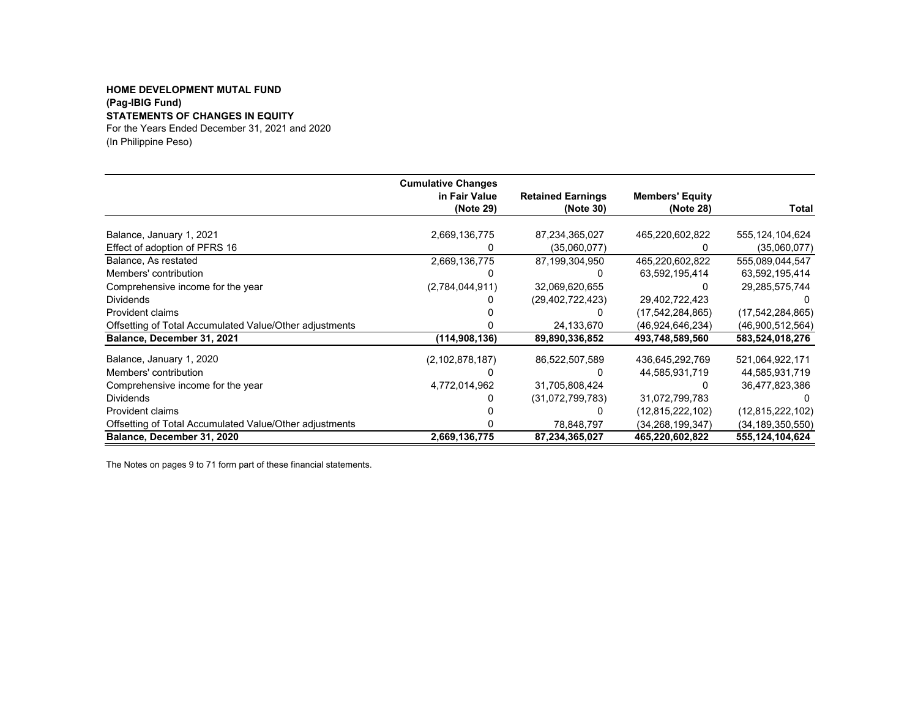**HOME DEVELOPMENT MUTAL FUND**
**(Pag-IBIG Fund)**
**STATEMENTS OF CHANGES IN EQUITY**
For the Years Ended December 31, 2021 and 2020
(In Philippine Peso)

| | Cumulative Changes in Fair Value (Note 29) | Retained Earnings (Note 30) | Members' Equity (Note 28) | Total |
|---|---|---|---|---|
| Balance, January 1, 2021 | 2,669,136,775 | 87,234,365,027 | 465,220,602,822 | 555,124,104,624 |
| Effect of adoption of PFRS 16 | 0 | (35,060,077) | 0 | (35,060,077) |
| Balance, As restated | 2,669,136,775 | 87,199,304,950 | 465,220,602,822 | 555,089,044,547 |
| Members' contribution | 0 | 0 | 63,592,195,414 | 63,592,195,414 |
| Comprehensive income for the year | (2,784,044,911) | 32,069,620,655 | 0 | 29,285,575,744 |
| Dividends | 0 | (29,402,722,423) | 29,402,722,423 | 0 |
| Provident claims | 0 | 0 | (17,542,284,865) | (17,542,284,865) |
| Offsetting of Total Accumulated Value/Other adjustments | 0 | 24,133,670 | (46,924,646,234) | (46,900,512,564) |
| **Balance, December 31, 2021** | **(114,908,136)** | **89,890,336,852** | **493,748,589,560** | **583,524,018,276** |
| Balance, January 1, 2020 | (2,102,878,187) | 86,522,507,589 | 436,645,292,769 | 521,064,922,171 |
| Members' contribution | 0 | 0 | 44,585,931,719 | 44,585,931,719 |
| Comprehensive income for the year | 4,772,014,962 | 31,705,808,424 | 0 | 36,477,823,386 |
| Dividends | 0 | (31,072,799,783) | 31,072,799,783 | 0 |
| Provident claims | 0 | 0 | (12,815,222,102) | (12,815,222,102) |
| Offsetting of Total Accumulated Value/Other adjustments | 0 | 78,848,797 | (34,268,199,347) | (34,189,350,550) |
| **Balance, December 31, 2020** | **2,669,136,775** | **87,234,365,027** | **465,220,602,822** | **555,124,104,624** |

The Notes on pages 9 to 71 form part of these financial statements.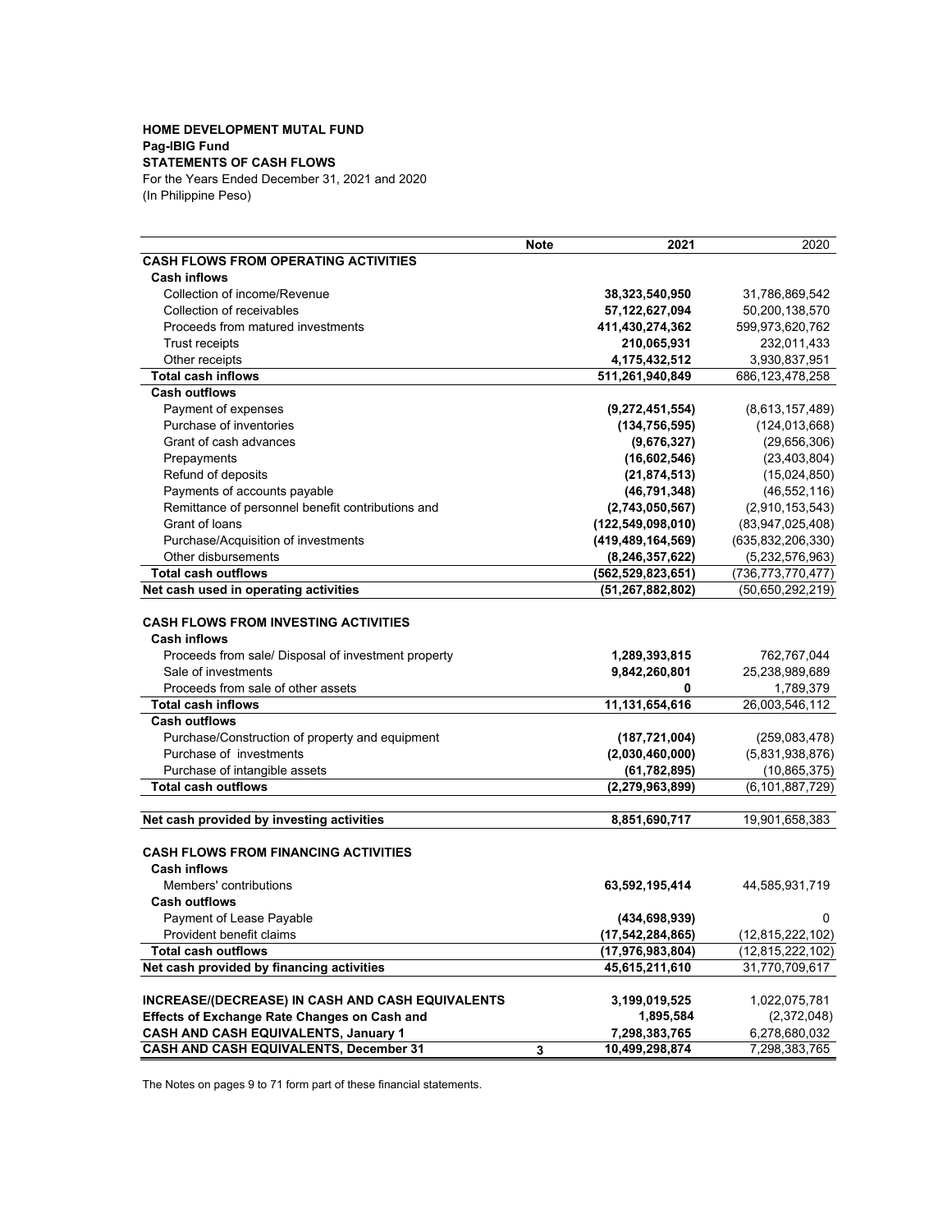**HOME DEVELOPMENT MUTAL FUND**
**Pag-IBIG Fund**
**STATEMENTS OF CASH FLOWS**
For the Years Ended December 31, 2021 and 2020
(In Philippine Peso)

| | Note | 2021 | 2020 |
|---|---|---|---|
| **CASH FLOWS FROM OPERATING ACTIVITIES** | | | |
| **Cash inflows** | | | |
| Collection of income/Revenue | | **38,323,540,950** | 31,786,869,542 |
| Collection of receivables | | **57,122,627,094** | 50,200,138,570 |
| Proceeds from matured investments | | **411,430,274,362** | 599,973,620,762 |
| Trust receipts | | **210,065,931** | 232,011,433 |
| Other receipts | | **4,175,432,512** | 3,930,837,951 |
| **Total cash inflows** | | **511,261,940,849** | 686,123,478,258 |
| **Cash outflows** | | | |
| Payment of expenses | | **(9,272,451,554)** | (8,613,157,489) |
| Purchase of inventories | | **(134,756,595)** | (124,013,668) |
| Grant of cash advances | | **(9,676,327)** | (29,656,306) |
| Prepayments | | **(16,602,546)** | (23,403,804) |
| Refund of deposits | | **(21,874,513)** | (15,024,850) |
| Payments of accounts payable | | **(46,791,348)** | (46,552,116) |
| Remittance of personnel benefit contributions and | | **(2,743,050,567)** | (2,910,153,543) |
| Grant of loans | | **(122,549,098,010)** | (83,947,025,408) |
| Purchase/Acquisition of investments | | **(419,489,164,569)** | (635,832,206,330) |
| Other disbursements | | **(8,246,357,622)** | (5,232,576,963) |
| **Total cash outflows** | | **(562,529,823,651)** | (736,773,770,477) |
| **Net cash used in operating activities** | | **(51,267,882,802)** | (50,650,292,219) |
| | | | |
| **CASH FLOWS FROM INVESTING ACTIVITIES** | | | |
| **Cash inflows** | | | |
| Proceeds from sale/ Disposal of investment property | | **1,289,393,815** | 762,767,044 |
| Sale of investments | | **9,842,260,801** | 25,238,989,689 |
| Proceeds from sale of other assets | | **0** | 1,789,379 |
| **Total cash inflows** | | **11,131,654,616** | 26,003,546,112 |
| **Cash outflows** | | | |
| Purchase/Construction of property and equipment | | **(187,721,004)** | (259,083,478) |
| Purchase of investments | | **(2,030,460,000)** | (5,831,938,876) |
| Purchase of intangible assets | | **(61,782,895)** | (10,865,375) |
| **Total cash outflows** | | **(2,279,963,899)** | (6,101,887,729) |
| | | | |
| **Net cash provided by investing activities** | | **8,851,690,717** | 19,901,658,383 |
| | | | |
| **CASH FLOWS FROM FINANCING ACTIVITIES** | | | |
| **Cash inflows** | | | |
| Members' contributions | | **63,592,195,414** | 44,585,931,719 |
| **Cash outflows** | | | |
| Payment of Lease Payable | | **(434,698,939)** | 0 |
| Provident benefit claims | | **(17,542,284,865)** | (12,815,222,102) |
| **Total cash outflows** | | **(17,976,983,804)** | (12,815,222,102) |
| **Net cash provided by financing activities** | | **45,615,211,610** | 31,770,709,617 |
| | | | |
| **INCREASE/(DECREASE) IN CASH AND CASH EQUIVALENTS** | | **3,199,019,525** | 1,022,075,781 |
| **Effects of Exchange Rate Changes on Cash and** | | **1,895,584** | (2,372,048) |
| **CASH AND CASH EQUIVALENTS, January 1** | | **7,298,383,765** | 6,278,680,032 |
| **CASH AND CASH EQUIVALENTS, December 31** | **3** | **10,499,298,874** | 7,298,383,765 |

The Notes on pages 9 to 71 form part of these financial statements.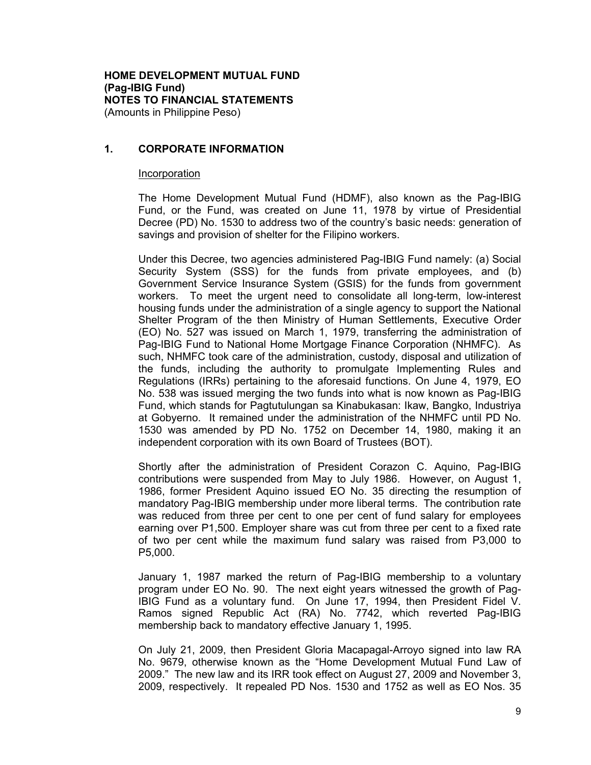**HOME DEVELOPMENT MUTUAL FUND**
**(Pag-IBIG Fund)**
**NOTES TO FINANCIAL STATEMENTS**
(Amounts in Philippine Peso)

## 1. CORPORATE INFORMATION

Incorporation

The Home Development Mutual Fund (HDMF), also known as the Pag-IBIG Fund, or the Fund, was created on June 11, 1978 by virtue of Presidential Decree (PD) No. 1530 to address two of the country's basic needs: generation of savings and provision of shelter for the Filipino workers.

Under this Decree, two agencies administered Pag-IBIG Fund namely: (a) Social Security System (SSS) for the funds from private employees, and (b) Government Service Insurance System (GSIS) for the funds from government workers. To meet the urgent need to consolidate all long-term, low-interest housing funds under the administration of a single agency to support the National Shelter Program of the then Ministry of Human Settlements, Executive Order (EO) No. 527 was issued on March 1, 1979, transferring the administration of Pag-IBIG Fund to National Home Mortgage Finance Corporation (NHMFC). As such, NHMFC took care of the administration, custody, disposal and utilization of the funds, including the authority to promulgate Implementing Rules and Regulations (IRRs) pertaining to the aforesaid functions. On June 4, 1979, EO No. 538 was issued merging the two funds into what is now known as Pag-IBIG Fund, which stands for Pagtutulungan sa Kinabukasan: Ikaw, Bangko, Industriya at Gobyerno. It remained under the administration of the NHMFC until PD No. 1530 was amended by PD No. 1752 on December 14, 1980, making it an independent corporation with its own Board of Trustees (BOT).

Shortly after the administration of President Corazon C. Aquino, Pag-IBIG contributions were suspended from May to July 1986. However, on August 1, 1986, former President Aquino issued EO No. 35 directing the resumption of mandatory Pag-IBIG membership under more liberal terms. The contribution rate was reduced from three per cent to one per cent of fund salary for employees earning over P1,500. Employer share was cut from three per cent to a fixed rate of two per cent while the maximum fund salary was raised from P3,000 to P5,000.

January 1, 1987 marked the return of Pag-IBIG membership to a voluntary program under EO No. 90. The next eight years witnessed the growth of Pag-IBIG Fund as a voluntary fund. On June 17, 1994, then President Fidel V. Ramos signed Republic Act (RA) No. 7742, which reverted Pag-IBIG membership back to mandatory effective January 1, 1995.

On July 21, 2009, then President Gloria Macapagal-Arroyo signed into law RA No. 9679, otherwise known as the "Home Development Mutual Fund Law of 2009." The new law and its IRR took effect on August 27, 2009 and November 3, 2009, respectively. It repealed PD Nos. 1530 and 1752 as well as EO Nos. 35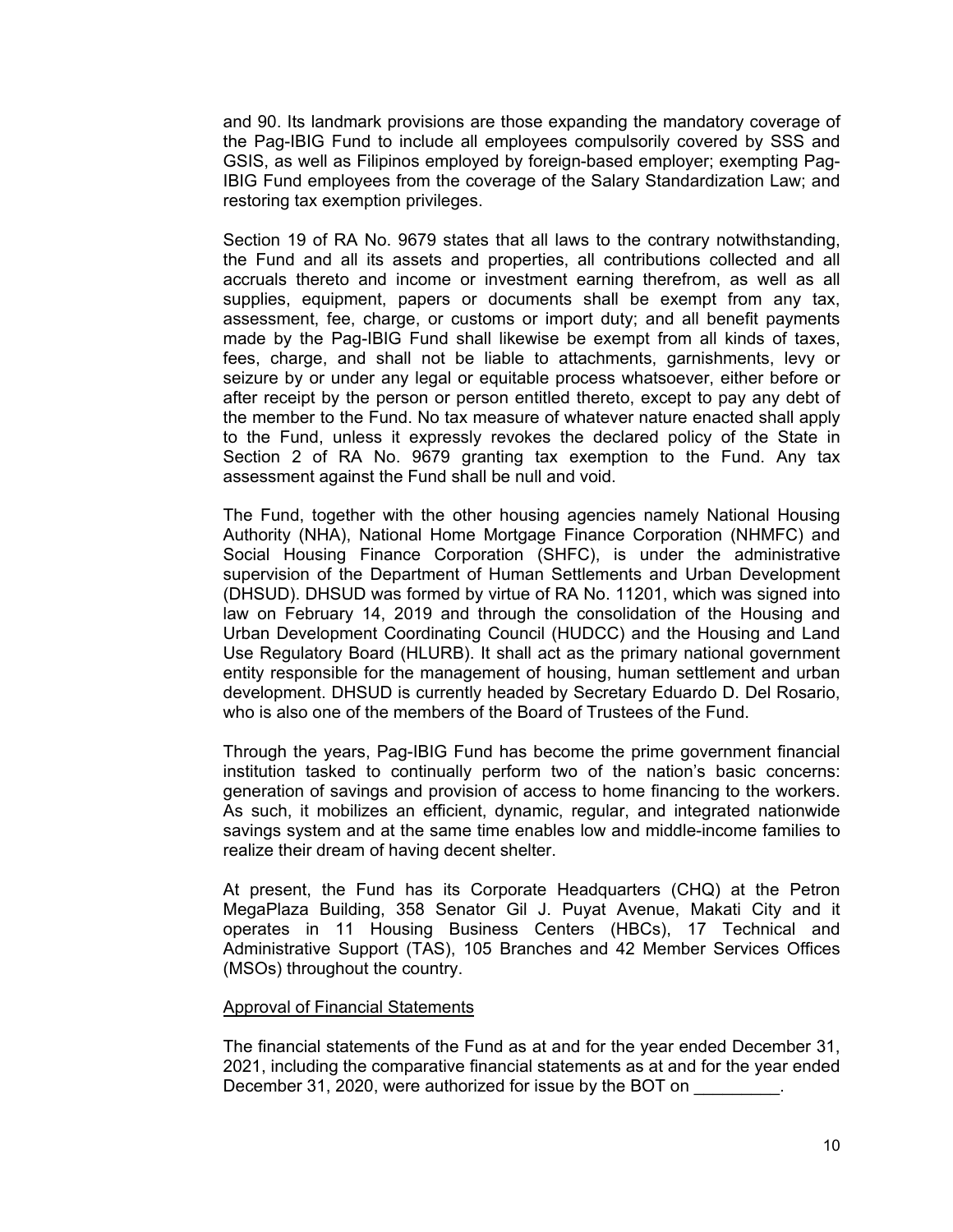and 90. Its landmark provisions are those expanding the mandatory coverage of the Pag-IBIG Fund to include all employees compulsorily covered by SSS and GSIS, as well as Filipinos employed by foreign-based employer; exempting Pag-IBIG Fund employees from the coverage of the Salary Standardization Law; and restoring tax exemption privileges.

Section 19 of RA No. 9679 states that all laws to the contrary notwithstanding, the Fund and all its assets and properties, all contributions collected and all accruals thereto and income or investment earning therefrom, as well as all supplies, equipment, papers or documents shall be exempt from any tax, assessment, fee, charge, or customs or import duty; and all benefit payments made by the Pag-IBIG Fund shall likewise be exempt from all kinds of taxes, fees, charge, and shall not be liable to attachments, garnishments, levy or seizure by or under any legal or equitable process whatsoever, either before or after receipt by the person or person entitled thereto, except to pay any debt of the member to the Fund. No tax measure of whatever nature enacted shall apply to the Fund, unless it expressly revokes the declared policy of the State in Section 2 of RA No. 9679 granting tax exemption to the Fund. Any tax assessment against the Fund shall be null and void.

The Fund, together with the other housing agencies namely National Housing Authority (NHA), National Home Mortgage Finance Corporation (NHMFC) and Social Housing Finance Corporation (SHFC), is under the administrative supervision of the Department of Human Settlements and Urban Development (DHSUD). DHSUD was formed by virtue of RA No. 11201, which was signed into law on February 14, 2019 and through the consolidation of the Housing and Urban Development Coordinating Council (HUDCC) and the Housing and Land Use Regulatory Board (HLURB). It shall act as the primary national government entity responsible for the management of housing, human settlement and urban development. DHSUD is currently headed by Secretary Eduardo D. Del Rosario, who is also one of the members of the Board of Trustees of the Fund.

Through the years, Pag-IBIG Fund has become the prime government financial institution tasked to continually perform two of the nation's basic concerns: generation of savings and provision of access to home financing to the workers. As such, it mobilizes an efficient, dynamic, regular, and integrated nationwide savings system and at the same time enables low and middle-income families to realize their dream of having decent shelter.

At present, the Fund has its Corporate Headquarters (CHQ) at the Petron MegaPlaza Building, 358 Senator Gil J. Puyat Avenue, Makati City and it operates in 11 Housing Business Centers (HBCs), 17 Technical and Administrative Support (TAS), 105 Branches and 42 Member Services Offices (MSOs) throughout the country.

<u>Approval of Financial Statements</u>

The financial statements of the Fund as at and for the year ended December 31, 2021, including the comparative financial statements as at and for the year ended December 31, 2020, were authorized for issue by the BOT on _________.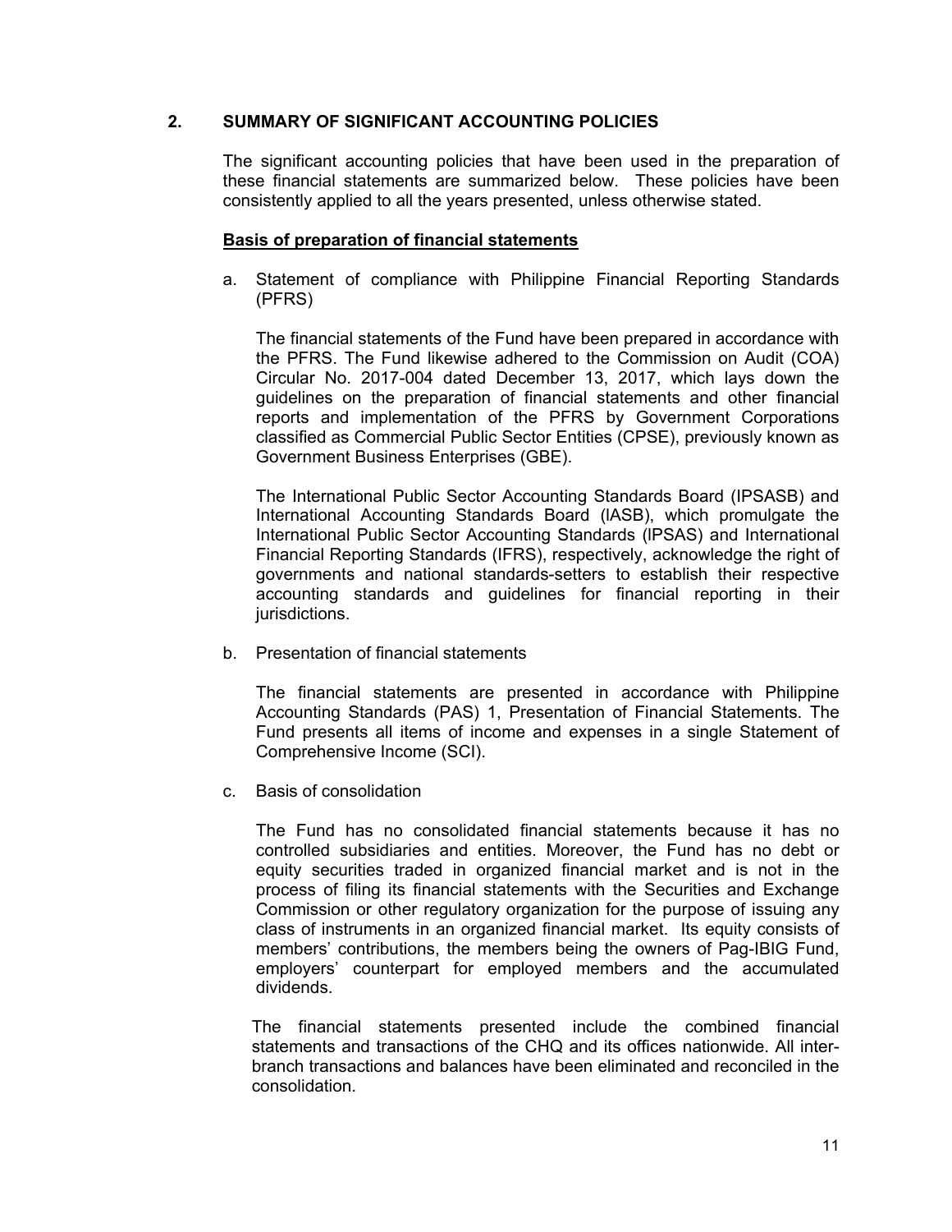## 2. SUMMARY OF SIGNIFICANT ACCOUNTING POLICIES

The significant accounting policies that have been used in the preparation of these financial statements are summarized below. These policies have been consistently applied to all the years presented, unless otherwise stated.

### Basis of preparation of financial statements

a. Statement of compliance with Philippine Financial Reporting Standards (PFRS)

   The financial statements of the Fund have been prepared in accordance with the PFRS. The Fund likewise adhered to the Commission on Audit (COA) Circular No. 2017-004 dated December 13, 2017, which lays down the guidelines on the preparation of financial statements and other financial reports and implementation of the PFRS by Government Corporations classified as Commercial Public Sector Entities (CPSE), previously known as Government Business Enterprises (GBE).

   The International Public Sector Accounting Standards Board (IPSASB) and International Accounting Standards Board (lASB), which promulgate the International Public Sector Accounting Standards (lPSAS) and International Financial Reporting Standards (IFRS), respectively, acknowledge the right of governments and national standards-setters to establish their respective accounting standards and guidelines for financial reporting in their jurisdictions.

b. Presentation of financial statements

   The financial statements are presented in accordance with Philippine Accounting Standards (PAS) 1, Presentation of Financial Statements. The Fund presents all items of income and expenses in a single Statement of Comprehensive Income (SCI).

c. Basis of consolidation

   The Fund has no consolidated financial statements because it has no controlled subsidiaries and entities. Moreover, the Fund has no debt or equity securities traded in organized financial market and is not in the process of filing its financial statements with the Securities and Exchange Commission or other regulatory organization for the purpose of issuing any class of instruments in an organized financial market. Its equity consists of members' contributions, the members being the owners of Pag-IBIG Fund, employers' counterpart for employed members and the accumulated dividends.

   The financial statements presented include the combined financial statements and transactions of the CHQ and its offices nationwide. All inter-branch transactions and balances have been eliminated and reconciled in the consolidation.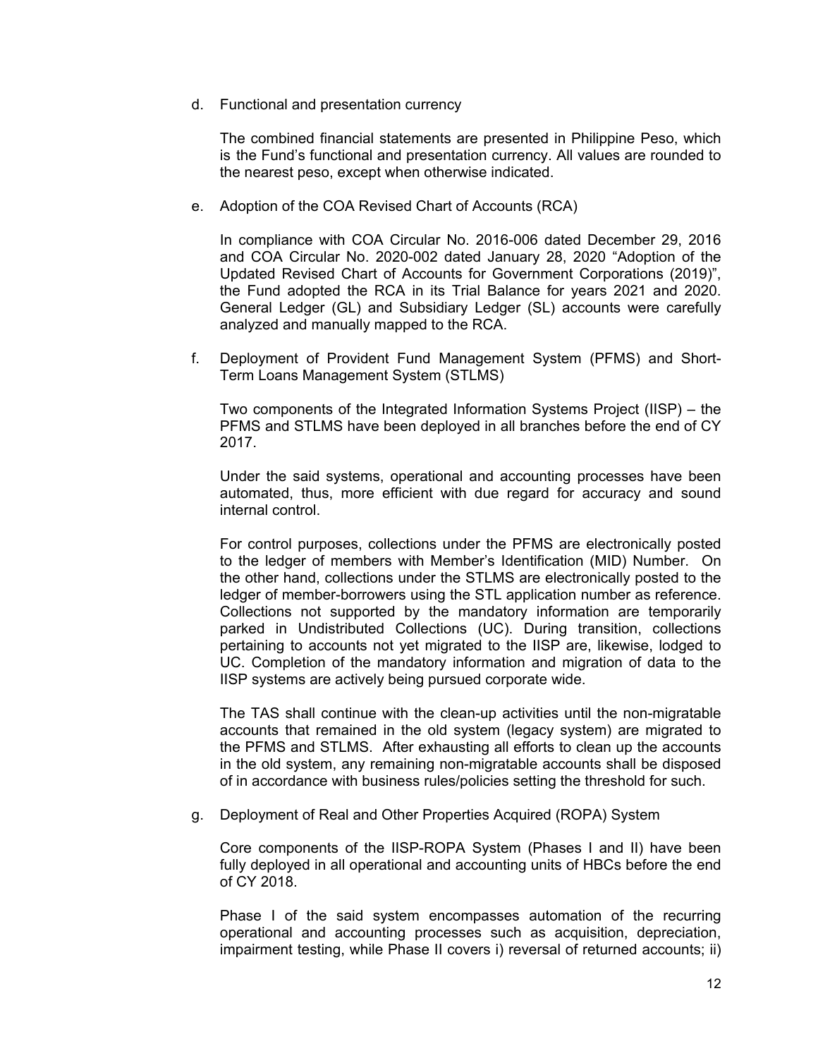d. Functional and presentation currency

   The combined financial statements are presented in Philippine Peso, which is the Fund's functional and presentation currency. All values are rounded to the nearest peso, except when otherwise indicated.

e. Adoption of the COA Revised Chart of Accounts (RCA)

   In compliance with COA Circular No. 2016-006 dated December 29, 2016 and COA Circular No. 2020-002 dated January 28, 2020 "Adoption of the Updated Revised Chart of Accounts for Government Corporations (2019)", the Fund adopted the RCA in its Trial Balance for years 2021 and 2020. General Ledger (GL) and Subsidiary Ledger (SL) accounts were carefully analyzed and manually mapped to the RCA.

f. Deployment of Provident Fund Management System (PFMS) and Short-Term Loans Management System (STLMS)

   Two components of the Integrated Information Systems Project (IISP) – the PFMS and STLMS have been deployed in all branches before the end of CY 2017.

   Under the said systems, operational and accounting processes have been automated, thus, more efficient with due regard for accuracy and sound internal control.

   For control purposes, collections under the PFMS are electronically posted to the ledger of members with Member's Identification (MID) Number. On the other hand, collections under the STLMS are electronically posted to the ledger of member-borrowers using the STL application number as reference. Collections not supported by the mandatory information are temporarily parked in Undistributed Collections (UC). During transition, collections pertaining to accounts not yet migrated to the IISP are, likewise, lodged to UC. Completion of the mandatory information and migration of data to the IISP systems are actively being pursued corporate wide.

   The TAS shall continue with the clean-up activities until the non-migratable accounts that remained in the old system (legacy system) are migrated to the PFMS and STLMS. After exhausting all efforts to clean up the accounts in the old system, any remaining non-migratable accounts shall be disposed of in accordance with business rules/policies setting the threshold for such.

g. Deployment of Real and Other Properties Acquired (ROPA) System

   Core components of the IISP-ROPA System (Phases I and II) have been fully deployed in all operational and accounting units of HBCs before the end of CY 2018.

   Phase I of the said system encompasses automation of the recurring operational and accounting processes such as acquisition, depreciation, impairment testing, while Phase II covers i) reversal of returned accounts; ii)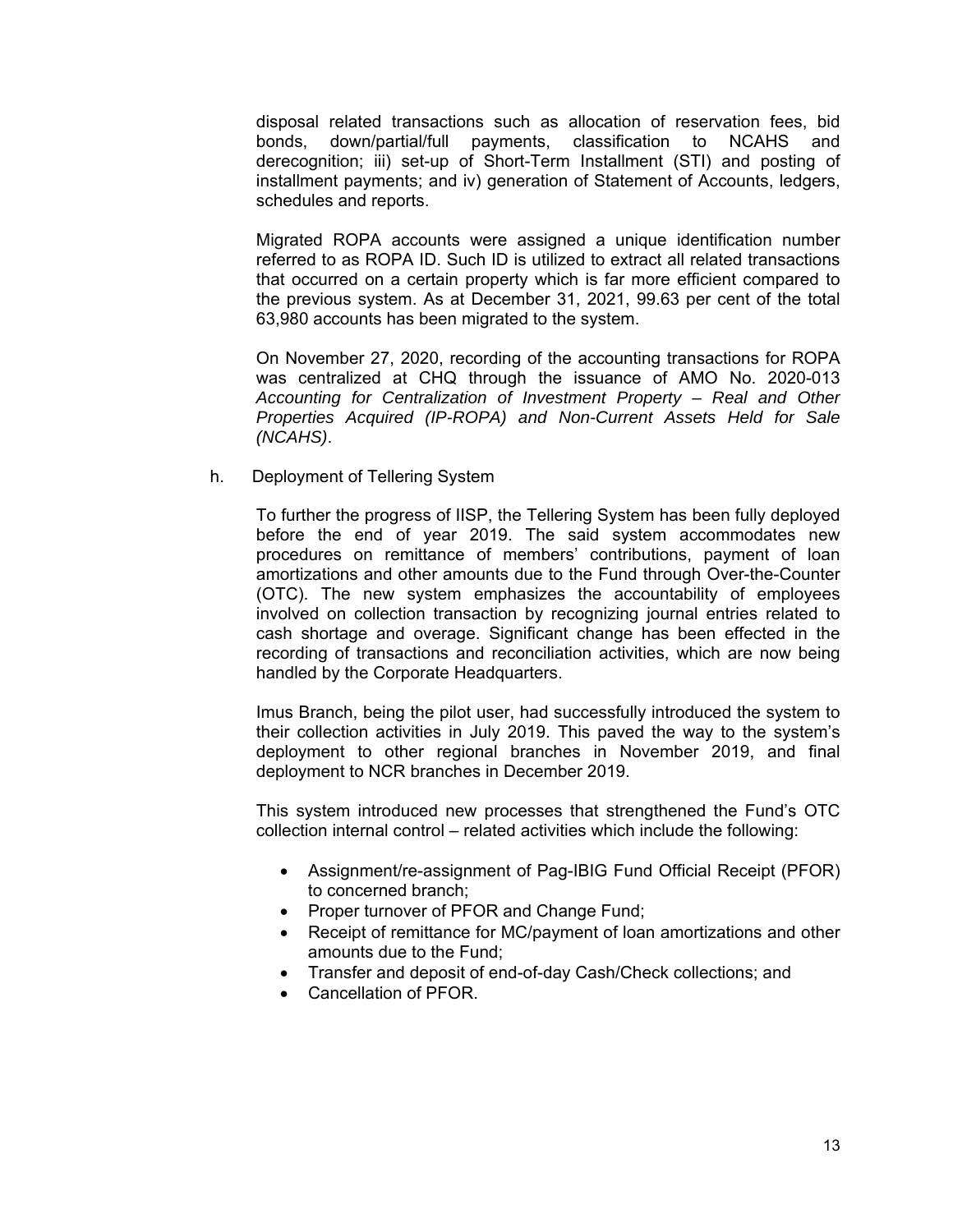disposal related transactions such as allocation of reservation fees, bid bonds, down/partial/full payments, classification to NCAHS and derecognition; iii) set-up of Short-Term Installment (STI) and posting of installment payments; and iv) generation of Statement of Accounts, ledgers, schedules and reports.

Migrated ROPA accounts were assigned a unique identification number referred to as ROPA ID. Such ID is utilized to extract all related transactions that occurred on a certain property which is far more efficient compared to the previous system. As at December 31, 2021, 99.63 per cent of the total 63,980 accounts has been migrated to the system.

On November 27, 2020, recording of the accounting transactions for ROPA was centralized at CHQ through the issuance of AMO No. 2020-013 *Accounting for Centralization of Investment Property – Real and Other Properties Acquired (IP-ROPA) and Non-Current Assets Held for Sale (NCAHS)*.

h. Deployment of Tellering System

To further the progress of IISP, the Tellering System has been fully deployed before the end of year 2019. The said system accommodates new procedures on remittance of members' contributions, payment of loan amortizations and other amounts due to the Fund through Over-the-Counter (OTC). The new system emphasizes the accountability of employees involved on collection transaction by recognizing journal entries related to cash shortage and overage. Significant change has been effected in the recording of transactions and reconciliation activities, which are now being handled by the Corporate Headquarters.

Imus Branch, being the pilot user, had successfully introduced the system to their collection activities in July 2019. This paved the way to the system's deployment to other regional branches in November 2019, and final deployment to NCR branches in December 2019.

This system introduced new processes that strengthened the Fund's OTC collection internal control – related activities which include the following:

- Assignment/re-assignment of Pag-IBIG Fund Official Receipt (PFOR) to concerned branch;
- Proper turnover of PFOR and Change Fund;
- Receipt of remittance for MC/payment of loan amortizations and other amounts due to the Fund;
- Transfer and deposit of end-of-day Cash/Check collections; and
- Cancellation of PFOR.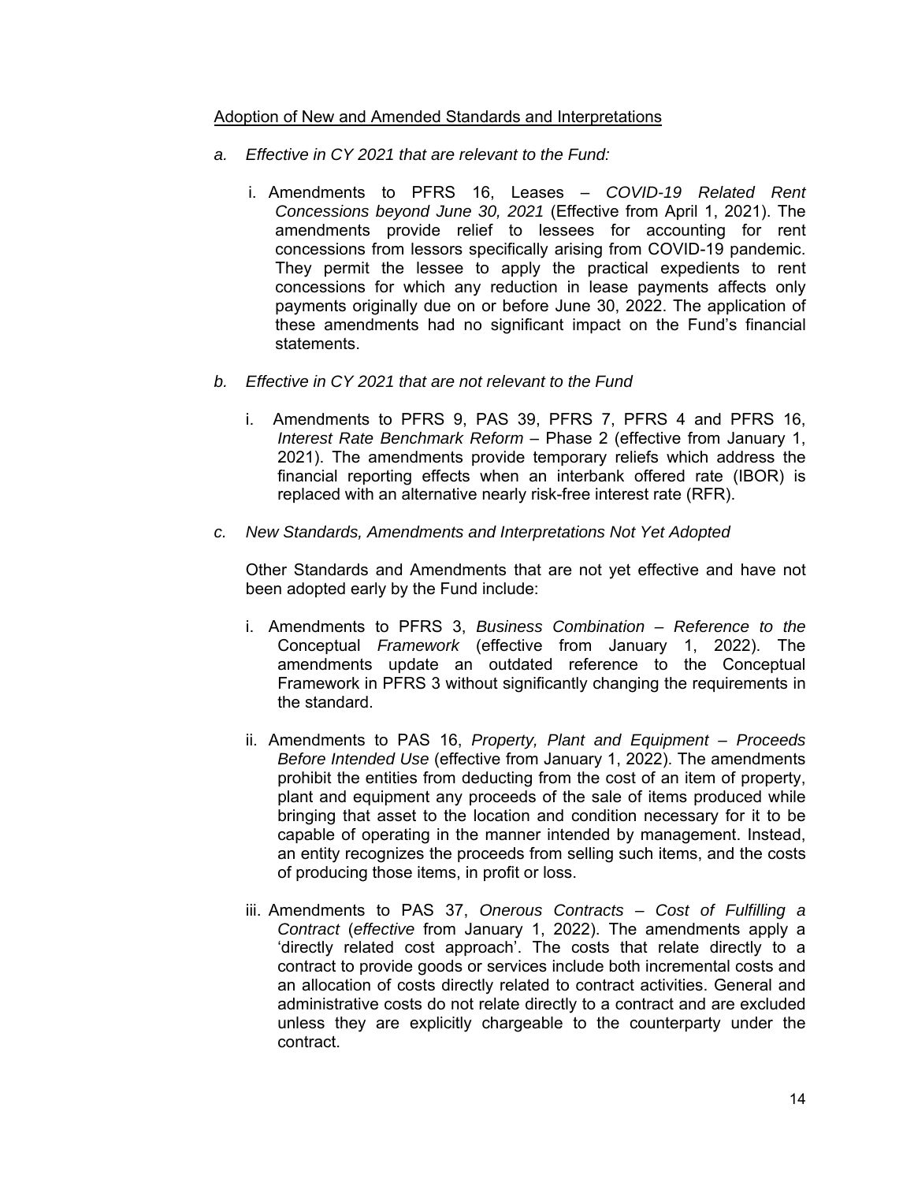Adoption of New and Amended Standards and Interpretations

*a. Effective in CY 2021 that are relevant to the Fund:*

i. Amendments to PFRS 16, Leases – *COVID-19 Related Rent Concessions beyond June 30, 2021* (Effective from April 1, 2021). The amendments provide relief to lessees for accounting for rent concessions from lessors specifically arising from COVID-19 pandemic. They permit the lessee to apply the practical expedients to rent concessions for which any reduction in lease payments affects only payments originally due on or before June 30, 2022. The application of these amendments had no significant impact on the Fund's financial statements.

*b. Effective in CY 2021 that are not relevant to the Fund*

i. Amendments to PFRS 9, PAS 39, PFRS 7, PFRS 4 and PFRS 16, *Interest Rate Benchmark Reform* – Phase 2 (effective from January 1, 2021). The amendments provide temporary reliefs which address the financial reporting effects when an interbank offered rate (IBOR) is replaced with an alternative nearly risk-free interest rate (RFR).

*c. New Standards, Amendments and Interpretations Not Yet Adopted*

Other Standards and Amendments that are not yet effective and have not been adopted early by the Fund include:

i. Amendments to PFRS 3, *Business Combination – Reference to the* Conceptual *Framework* (effective from January 1, 2022). The amendments update an outdated reference to the Conceptual Framework in PFRS 3 without significantly changing the requirements in the standard.

ii. Amendments to PAS 16, *Property, Plant and Equipment – Proceeds Before Intended Use* (effective from January 1, 2022). The amendments prohibit the entities from deducting from the cost of an item of property, plant and equipment any proceeds of the sale of items produced while bringing that asset to the location and condition necessary for it to be capable of operating in the manner intended by management. Instead, an entity recognizes the proceeds from selling such items, and the costs of producing those items, in profit or loss.

iii. Amendments to PAS 37, *Onerous Contracts – Cost of Fulfilling a Contract* (*effective* from January 1, 2022). The amendments apply a 'directly related cost approach'. The costs that relate directly to a contract to provide goods or services include both incremental costs and an allocation of costs directly related to contract activities. General and administrative costs do not relate directly to a contract and are excluded unless they are explicitly chargeable to the counterparty under the contract.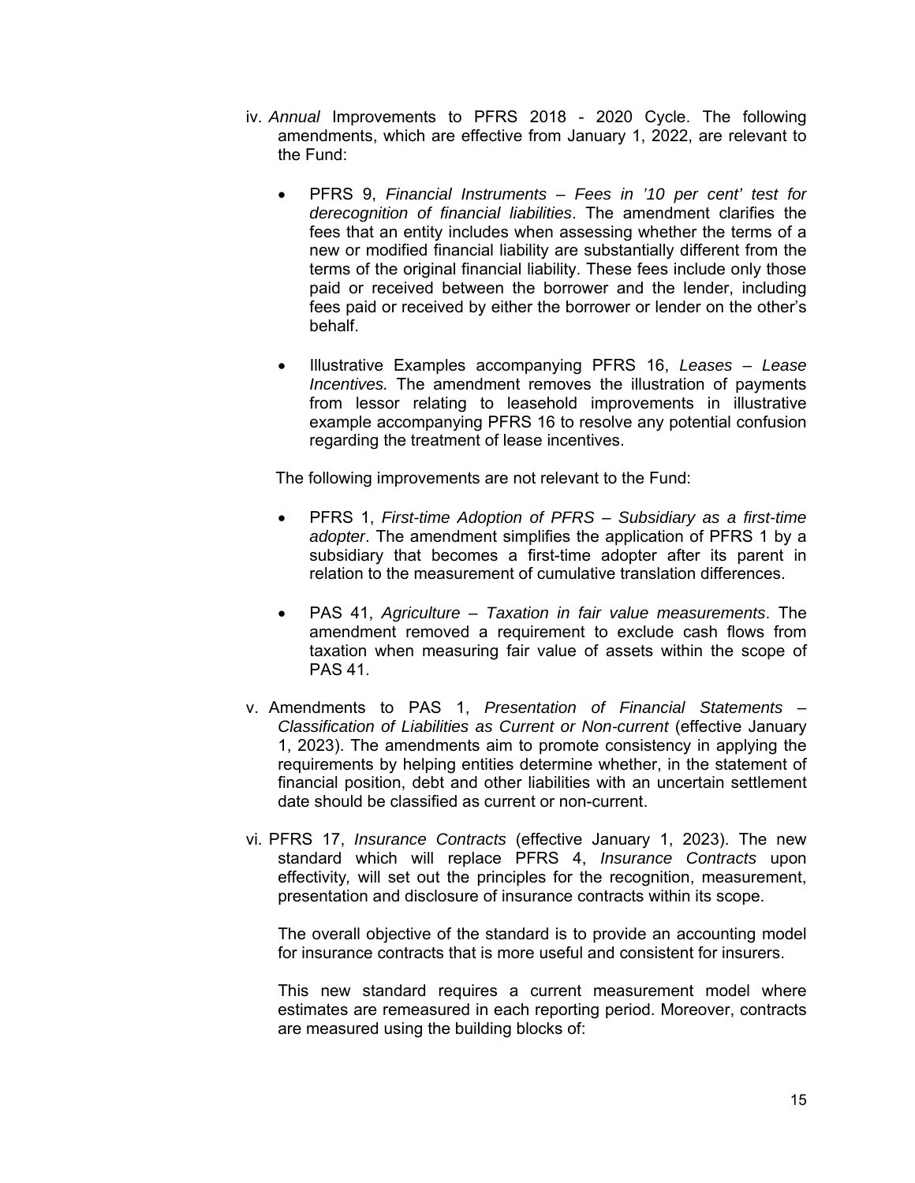iv. *Annual* Improvements to PFRS 2018 - 2020 Cycle. The following amendments, which are effective from January 1, 2022, are relevant to the Fund:

- PFRS 9, *Financial Instruments – Fees in '10 per cent' test for derecognition of financial liabilities*. The amendment clarifies the fees that an entity includes when assessing whether the terms of a new or modified financial liability are substantially different from the terms of the original financial liability. These fees include only those paid or received between the borrower and the lender, including fees paid or received by either the borrower or lender on the other's behalf.

- Illustrative Examples accompanying PFRS 16, *Leases – Lease Incentives.* The amendment removes the illustration of payments from lessor relating to leasehold improvements in illustrative example accompanying PFRS 16 to resolve any potential confusion regarding the treatment of lease incentives.

The following improvements are not relevant to the Fund:

- PFRS 1, *First-time Adoption of PFRS – Subsidiary as a first-time adopter*. The amendment simplifies the application of PFRS 1 by a subsidiary that becomes a first-time adopter after its parent in relation to the measurement of cumulative translation differences.

- PAS 41, *Agriculture – Taxation in fair value measurements*. The amendment removed a requirement to exclude cash flows from taxation when measuring fair value of assets within the scope of PAS 41.

v. Amendments to PAS 1, *Presentation of Financial Statements – Classification of Liabilities as Current or Non-current* (effective January 1, 2023). The amendments aim to promote consistency in applying the requirements by helping entities determine whether, in the statement of financial position, debt and other liabilities with an uncertain settlement date should be classified as current or non-current.

vi. PFRS 17, *Insurance Contracts* (effective January 1, 2023). The new standard which will replace PFRS 4, *Insurance Contracts* upon effectivity, will set out the principles for the recognition, measurement, presentation and disclosure of insurance contracts within its scope.

The overall objective of the standard is to provide an accounting model for insurance contracts that is more useful and consistent for insurers.

This new standard requires a current measurement model where estimates are remeasured in each reporting period. Moreover, contracts are measured using the building blocks of: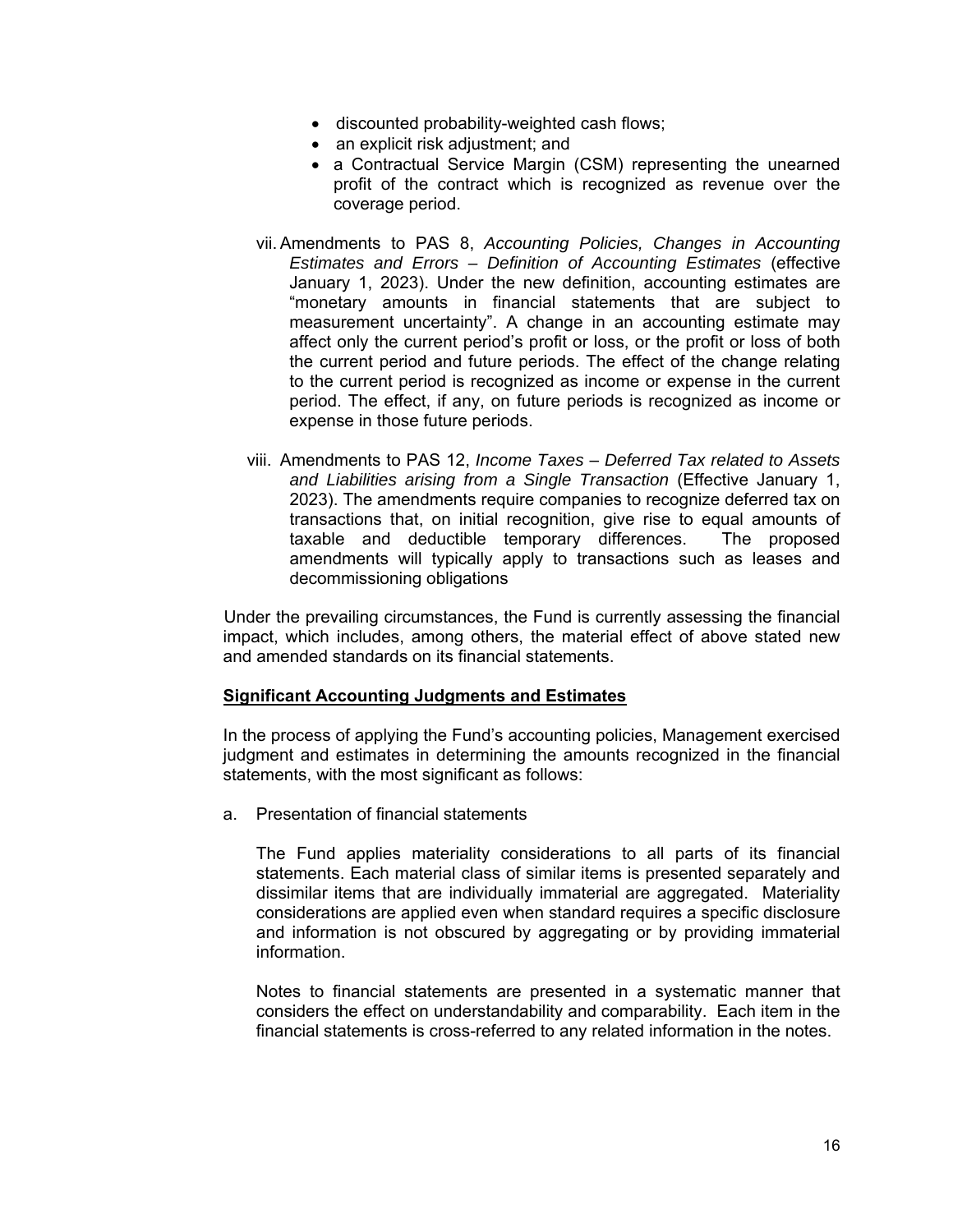- discounted probability-weighted cash flows;
- an explicit risk adjustment; and
- a Contractual Service Margin (CSM) representing the unearned profit of the contract which is recognized as revenue over the coverage period.

vii. Amendments to PAS 8, *Accounting Policies, Changes in Accounting Estimates and Errors – Definition of Accounting Estimates* (effective January 1, 2023). Under the new definition, accounting estimates are "monetary amounts in financial statements that are subject to measurement uncertainty". A change in an accounting estimate may affect only the current period's profit or loss, or the profit or loss of both the current period and future periods. The effect of the change relating to the current period is recognized as income or expense in the current period. The effect, if any, on future periods is recognized as income or expense in those future periods.

viii. Amendments to PAS 12, *Income Taxes – Deferred Tax related to Assets and Liabilities arising from a Single Transaction* (Effective January 1, 2023). The amendments require companies to recognize deferred tax on transactions that, on initial recognition, give rise to equal amounts of taxable and deductible temporary differences. The proposed amendments will typically apply to transactions such as leases and decommissioning obligations

Under the prevailing circumstances, the Fund is currently assessing the financial impact, which includes, among others, the material effect of above stated new and amended standards on its financial statements.

**Significant Accounting Judgments and Estimates**

In the process of applying the Fund's accounting policies, Management exercised judgment and estimates in determining the amounts recognized in the financial statements, with the most significant as follows:

a. Presentation of financial statements

The Fund applies materiality considerations to all parts of its financial statements. Each material class of similar items is presented separately and dissimilar items that are individually immaterial are aggregated. Materiality considerations are applied even when standard requires a specific disclosure and information is not obscured by aggregating or by providing immaterial information.

Notes to financial statements are presented in a systematic manner that considers the effect on understandability and comparability. Each item in the financial statements is cross-referred to any related information in the notes.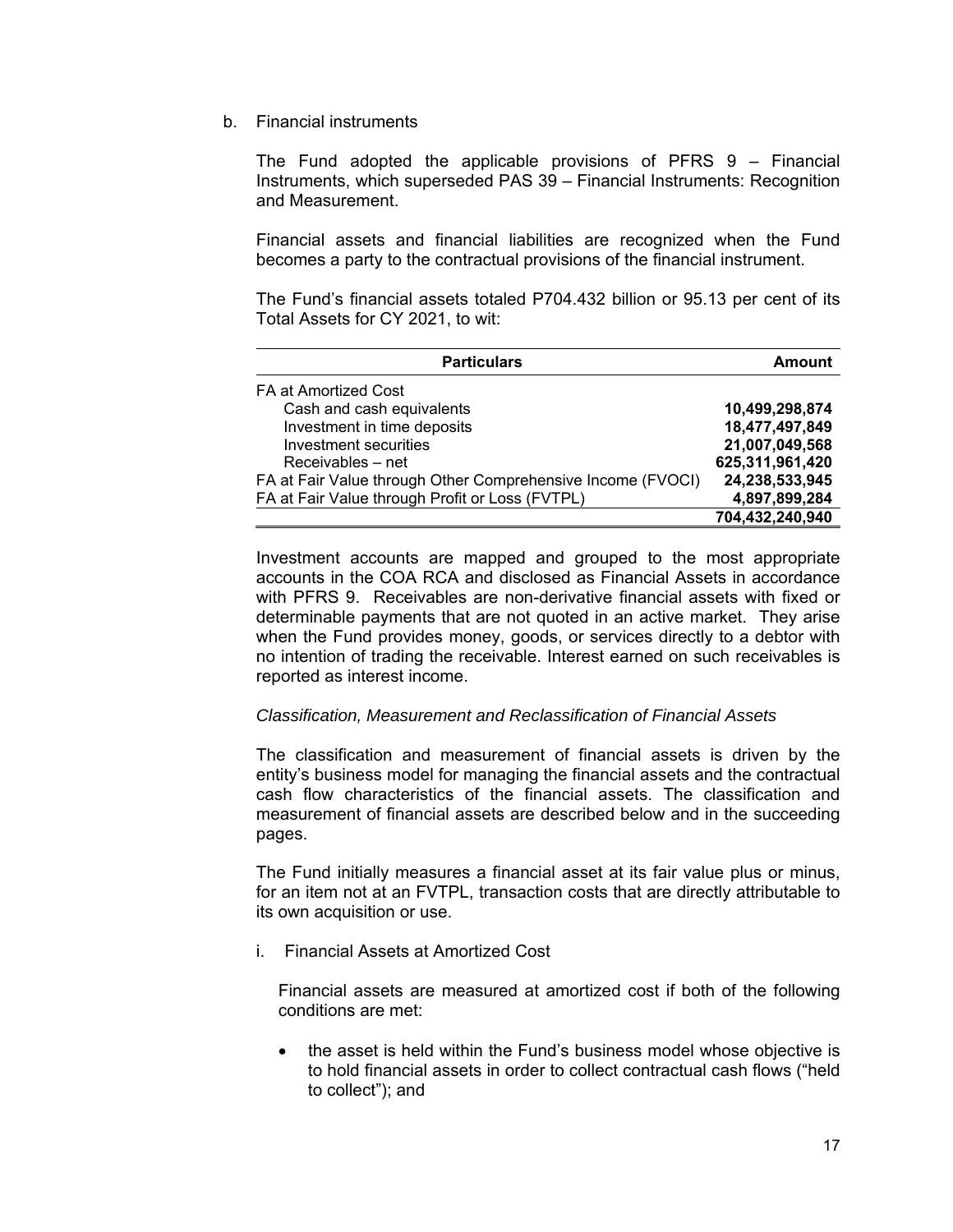b. Financial instruments

The Fund adopted the applicable provisions of PFRS 9 – Financial Instruments, which superseded PAS 39 – Financial Instruments: Recognition and Measurement.

Financial assets and financial liabilities are recognized when the Fund becomes a party to the contractual provisions of the financial instrument.

The Fund's financial assets totaled P704.432 billion or 95.13 per cent of its Total Assets for CY 2021, to wit:

| Particulars | Amount |
|---|---|
| FA at Amortized Cost | |
| Cash and cash equivalents | **10,499,298,874** |
| Investment in time deposits | **18,477,497,849** |
| Investment securities | **21,007,049,568** |
| Receivables – net | **625,311,961,420** |
| FA at Fair Value through Other Comprehensive Income (FVOCI) | **24,238,533,945** |
| FA at Fair Value through Profit or Loss (FVTPL) | **4,897,899,284** |
| | **704,432,240,940** |

Investment accounts are mapped and grouped to the most appropriate accounts in the COA RCA and disclosed as Financial Assets in accordance with PFRS 9. Receivables are non-derivative financial assets with fixed or determinable payments that are not quoted in an active market. They arise when the Fund provides money, goods, or services directly to a debtor with no intention of trading the receivable. Interest earned on such receivables is reported as interest income.

*Classification, Measurement and Reclassification of Financial Assets*

The classification and measurement of financial assets is driven by the entity's business model for managing the financial assets and the contractual cash flow characteristics of the financial assets. The classification and measurement of financial assets are described below and in the succeeding pages.

The Fund initially measures a financial asset at its fair value plus or minus, for an item not at an FVTPL, transaction costs that are directly attributable to its own acquisition or use.

i. Financial Assets at Amortized Cost

Financial assets are measured at amortized cost if both of the following conditions are met:

- the asset is held within the Fund's business model whose objective is to hold financial assets in order to collect contractual cash flows ("held to collect"); and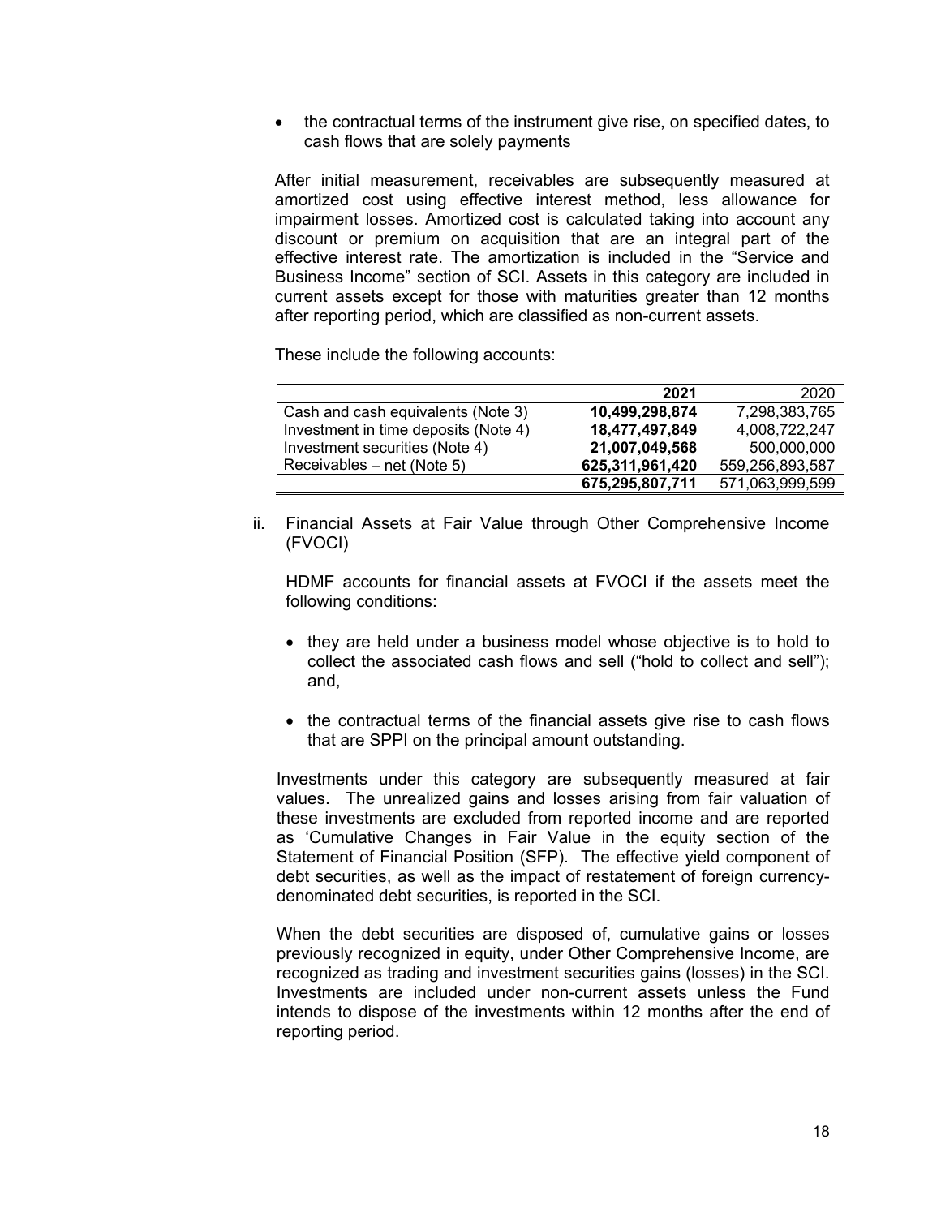- the contractual terms of the instrument give rise, on specified dates, to cash flows that are solely payments

After initial measurement, receivables are subsequently measured at amortized cost using effective interest method, less allowance for impairment losses. Amortized cost is calculated taking into account any discount or premium on acquisition that are an integral part of the effective interest rate. The amortization is included in the "Service and Business Income" section of SCI. Assets in this category are included in current assets except for those with maturities greater than 12 months after reporting period, which are classified as non-current assets.

These include the following accounts:

| | **2021** | 2020 |
|---|---:|---:|
| Cash and cash equivalents (Note 3) | **10,499,298,874** | 7,298,383,765 |
| Investment in time deposits (Note 4) | **18,477,497,849** | 4,008,722,247 |
| Investment securities (Note 4) | **21,007,049,568** | 500,000,000 |
| Receivables – net (Note 5) | **625,311,961,420** | 559,256,893,587 |
| | **675,295,807,711** | 571,063,999,599 |

ii. Financial Assets at Fair Value through Other Comprehensive Income (FVOCI)

HDMF accounts for financial assets at FVOCI if the assets meet the following conditions:

- they are held under a business model whose objective is to hold to collect the associated cash flows and sell ("hold to collect and sell"); and,
- the contractual terms of the financial assets give rise to cash flows that are SPPI on the principal amount outstanding.

Investments under this category are subsequently measured at fair values. The unrealized gains and losses arising from fair valuation of these investments are excluded from reported income and are reported as 'Cumulative Changes in Fair Value in the equity section of the Statement of Financial Position (SFP). The effective yield component of debt securities, as well as the impact of restatement of foreign currency-denominated debt securities, is reported in the SCI.

When the debt securities are disposed of, cumulative gains or losses previously recognized in equity, under Other Comprehensive Income, are recognized as trading and investment securities gains (losses) in the SCI. Investments are included under non-current assets unless the Fund intends to dispose of the investments within 12 months after the end of reporting period.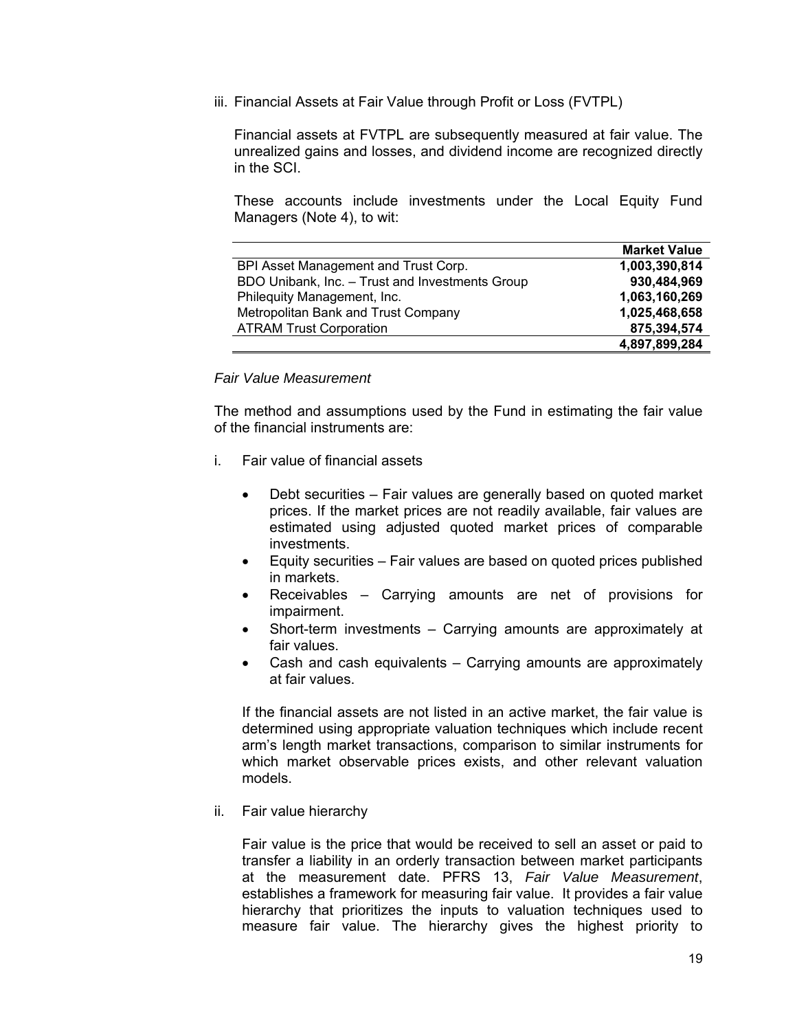iii. Financial Assets at Fair Value through Profit or Loss (FVTPL)

Financial assets at FVTPL are subsequently measured at fair value. The unrealized gains and losses, and dividend income are recognized directly in the SCI.

These accounts include investments under the Local Equity Fund Managers (Note 4), to wit:

| | **Market Value** |
|---|---:|
| BPI Asset Management and Trust Corp. | **1,003,390,814** |
| BDO Unibank, Inc. – Trust and Investments Group | **930,484,969** |
| Philequity Management, Inc. | **1,063,160,269** |
| Metropolitan Bank and Trust Company | **1,025,468,658** |
| ATRAM Trust Corporation | **875,394,574** |
| | **4,897,899,284** |

*Fair Value Measurement*

The method and assumptions used by the Fund in estimating the fair value of the financial instruments are:

i. Fair value of financial assets

- Debt securities – Fair values are generally based on quoted market prices. If the market prices are not readily available, fair values are estimated using adjusted quoted market prices of comparable investments.
- Equity securities – Fair values are based on quoted prices published in markets.
- Receivables – Carrying amounts are net of provisions for impairment.
- Short-term investments – Carrying amounts are approximately at fair values.
- Cash and cash equivalents – Carrying amounts are approximately at fair values.

If the financial assets are not listed in an active market, the fair value is determined using appropriate valuation techniques which include recent arm's length market transactions, comparison to similar instruments for which market observable prices exists, and other relevant valuation models.

ii. Fair value hierarchy

Fair value is the price that would be received to sell an asset or paid to transfer a liability in an orderly transaction between market participants at the measurement date. PFRS 13, *Fair Value Measurement*, establishes a framework for measuring fair value. It provides a fair value hierarchy that prioritizes the inputs to valuation techniques used to measure fair value. The hierarchy gives the highest priority to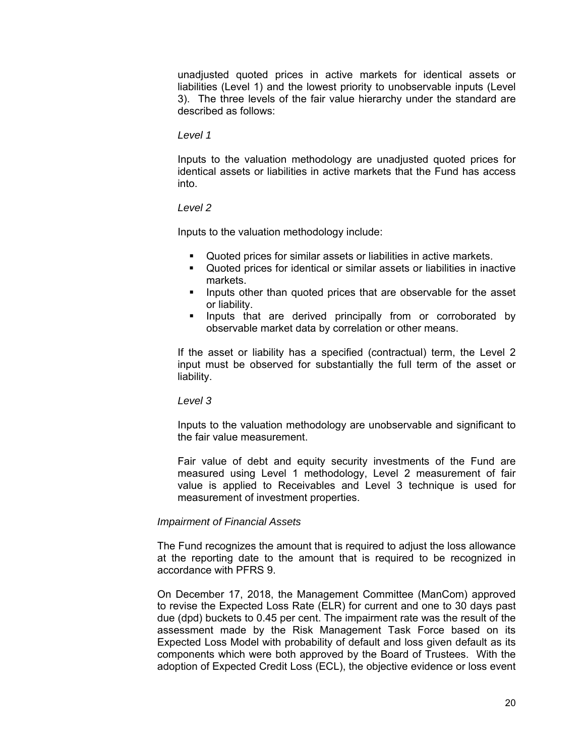unadjusted quoted prices in active markets for identical assets or liabilities (Level 1) and the lowest priority to unobservable inputs (Level 3). The three levels of the fair value hierarchy under the standard are described as follows:

*Level 1*

Inputs to the valuation methodology are unadjusted quoted prices for identical assets or liabilities in active markets that the Fund has access into.

*Level 2*

Inputs to the valuation methodology include:

- Quoted prices for similar assets or liabilities in active markets.
- Quoted prices for identical or similar assets or liabilities in inactive markets.
- Inputs other than quoted prices that are observable for the asset or liability.
- Inputs that are derived principally from or corroborated by observable market data by correlation or other means.

If the asset or liability has a specified (contractual) term, the Level 2 input must be observed for substantially the full term of the asset or liability.

*Level 3*

Inputs to the valuation methodology are unobservable and significant to the fair value measurement.

Fair value of debt and equity security investments of the Fund are measured using Level 1 methodology, Level 2 measurement of fair value is applied to Receivables and Level 3 technique is used for measurement of investment properties.

*Impairment of Financial Assets*

The Fund recognizes the amount that is required to adjust the loss allowance at the reporting date to the amount that is required to be recognized in accordance with PFRS 9.

On December 17, 2018, the Management Committee (ManCom) approved to revise the Expected Loss Rate (ELR) for current and one to 30 days past due (dpd) buckets to 0.45 per cent. The impairment rate was the result of the assessment made by the Risk Management Task Force based on its Expected Loss Model with probability of default and loss given default as its components which were both approved by the Board of Trustees. With the adoption of Expected Credit Loss (ECL), the objective evidence or loss event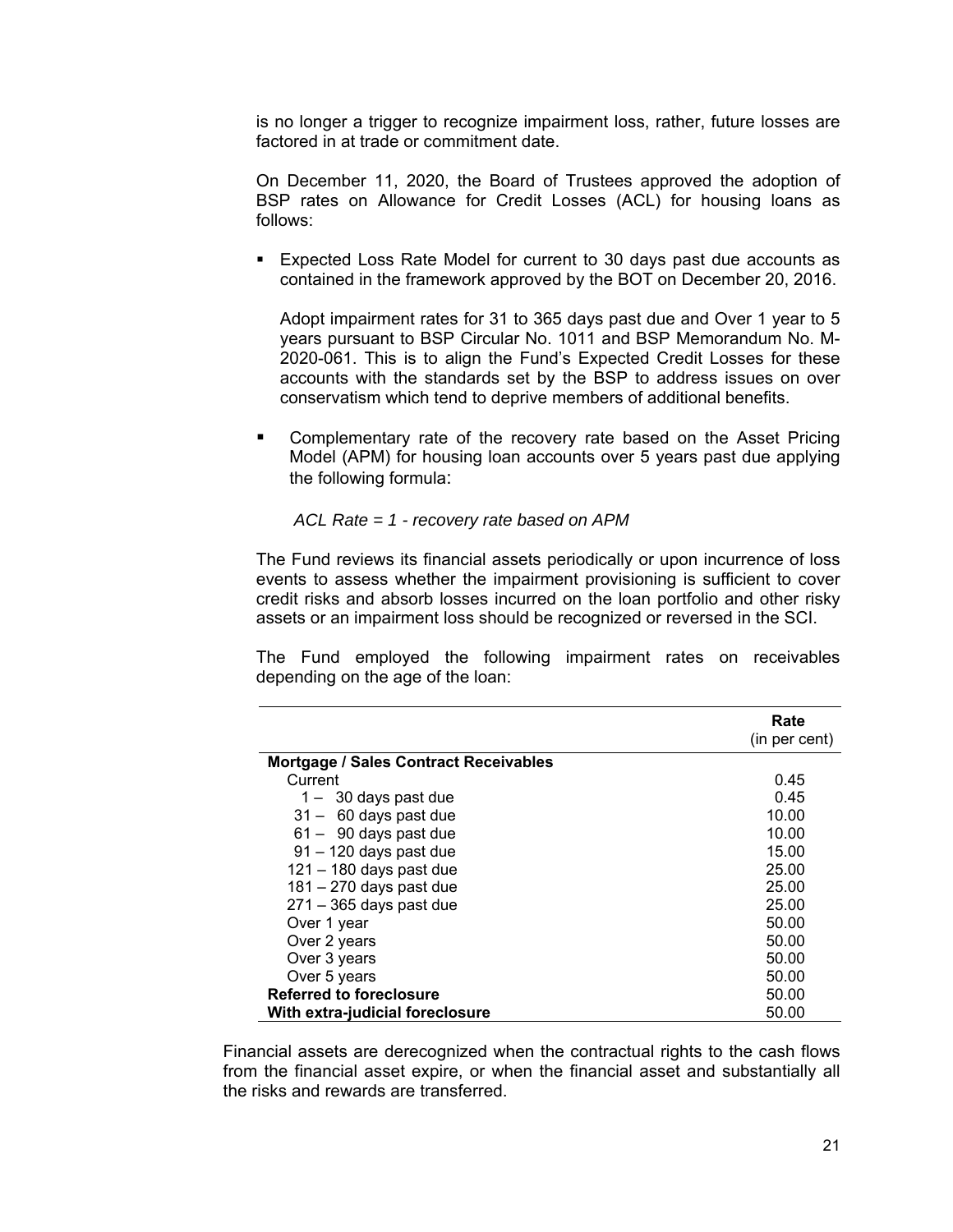is no longer a trigger to recognize impairment loss, rather, future losses are factored in at trade or commitment date.

On December 11, 2020, the Board of Trustees approved the adoption of BSP rates on Allowance for Credit Losses (ACL) for housing loans as follows:

- Expected Loss Rate Model for current to 30 days past due accounts as contained in the framework approved by the BOT on December 20, 2016.

  Adopt impairment rates for 31 to 365 days past due and Over 1 year to 5 years pursuant to BSP Circular No. 1011 and BSP Memorandum No. M-2020-061. This is to align the Fund's Expected Credit Losses for these accounts with the standards set by the BSP to address issues on over conservatism which tend to deprive members of additional benefits.

- Complementary rate of the recovery rate based on the Asset Pricing Model (APM) for housing loan accounts over 5 years past due applying the following formula:

  *ACL Rate = 1 - recovery rate based on APM*

The Fund reviews its financial assets periodically or upon incurrence of loss events to assess whether the impairment provisioning is sufficient to cover credit risks and absorb losses incurred on the loan portfolio and other risky assets or an impairment loss should be recognized or reversed in the SCI.

The Fund employed the following impairment rates on receivables depending on the age of the loan:

| | **Rate** (in per cent) |
|---|---|
| **Mortgage / Sales Contract Receivables** | |
| Current | 0.45 |
| 1 – 30 days past due | 0.45 |
| 31 – 60 days past due | 10.00 |
| 61 – 90 days past due | 10.00 |
| 91 – 120 days past due | 15.00 |
| 121 – 180 days past due | 25.00 |
| 181 – 270 days past due | 25.00 |
| 271 – 365 days past due | 25.00 |
| Over 1 year | 50.00 |
| Over 2 years | 50.00 |
| Over 3 years | 50.00 |
| Over 5 years | 50.00 |
| **Referred to foreclosure** | 50.00 |
| **With extra-judicial foreclosure** | 50.00 |

Financial assets are derecognized when the contractual rights to the cash flows from the financial asset expire, or when the financial asset and substantially all the risks and rewards are transferred.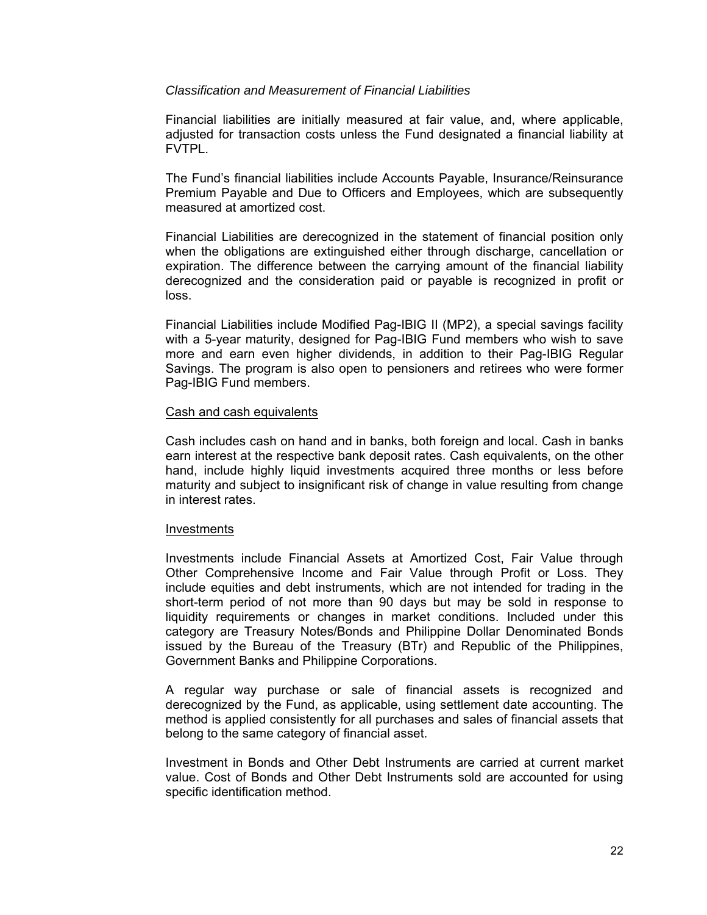*Classification and Measurement of Financial Liabilities*

Financial liabilities are initially measured at fair value, and, where applicable, adjusted for transaction costs unless the Fund designated a financial liability at FVTPL.

The Fund's financial liabilities include Accounts Payable, Insurance/Reinsurance Premium Payable and Due to Officers and Employees, which are subsequently measured at amortized cost.

Financial Liabilities are derecognized in the statement of financial position only when the obligations are extinguished either through discharge, cancellation or expiration. The difference between the carrying amount of the financial liability derecognized and the consideration paid or payable is recognized in profit or loss.

Financial Liabilities include Modified Pag-IBIG II (MP2), a special savings facility with a 5-year maturity, designed for Pag-IBIG Fund members who wish to save more and earn even higher dividends, in addition to their Pag-IBIG Regular Savings. The program is also open to pensioners and retirees who were former Pag-IBIG Fund members.

<u>Cash and cash equivalents</u>

Cash includes cash on hand and in banks, both foreign and local. Cash in banks earn interest at the respective bank deposit rates. Cash equivalents, on the other hand, include highly liquid investments acquired three months or less before maturity and subject to insignificant risk of change in value resulting from change in interest rates.

<u>Investments</u>

Investments include Financial Assets at Amortized Cost, Fair Value through Other Comprehensive Income and Fair Value through Profit or Loss. They include equities and debt instruments, which are not intended for trading in the short-term period of not more than 90 days but may be sold in response to liquidity requirements or changes in market conditions. Included under this category are Treasury Notes/Bonds and Philippine Dollar Denominated Bonds issued by the Bureau of the Treasury (BTr) and Republic of the Philippines, Government Banks and Philippine Corporations.

A regular way purchase or sale of financial assets is recognized and derecognized by the Fund, as applicable, using settlement date accounting. The method is applied consistently for all purchases and sales of financial assets that belong to the same category of financial asset.

Investment in Bonds and Other Debt Instruments are carried at current market value. Cost of Bonds and Other Debt Instruments sold are accounted for using specific identification method.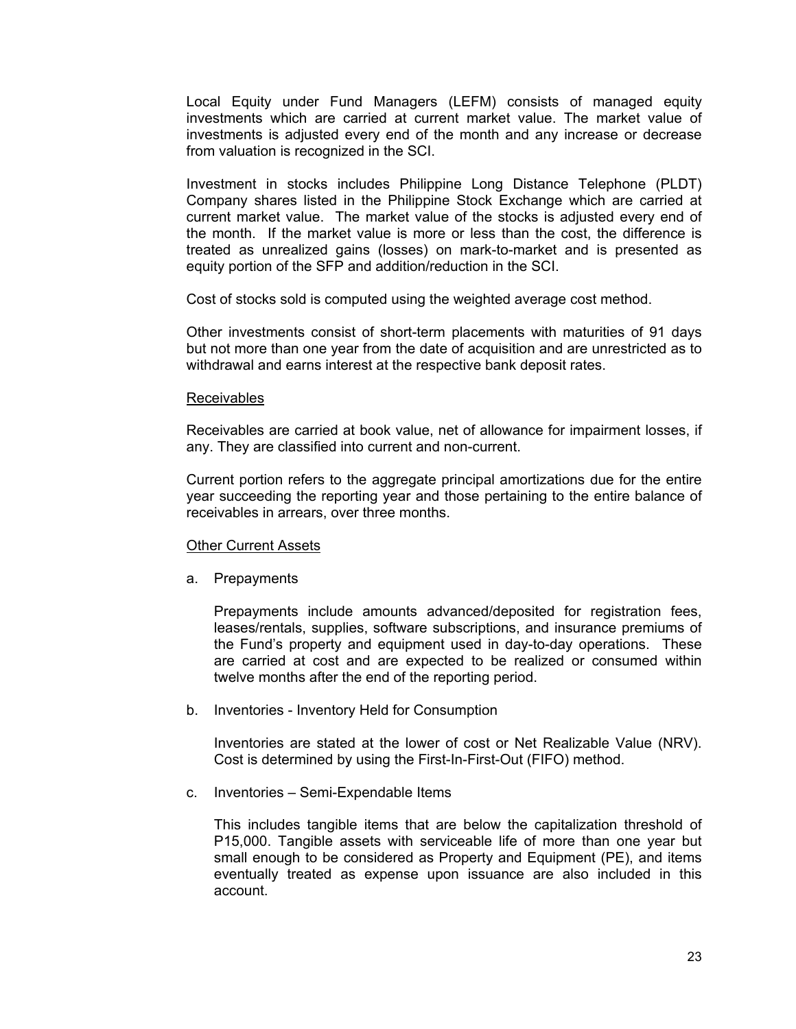Local Equity under Fund Managers (LEFM) consists of managed equity investments which are carried at current market value. The market value of investments is adjusted every end of the month and any increase or decrease from valuation is recognized in the SCI.

Investment in stocks includes Philippine Long Distance Telephone (PLDT) Company shares listed in the Philippine Stock Exchange which are carried at current market value. The market value of the stocks is adjusted every end of the month. If the market value is more or less than the cost, the difference is treated as unrealized gains (losses) on mark-to-market and is presented as equity portion of the SFP and addition/reduction in the SCI.

Cost of stocks sold is computed using the weighted average cost method.

Other investments consist of short-term placements with maturities of 91 days but not more than one year from the date of acquisition and are unrestricted as to withdrawal and earns interest at the respective bank deposit rates.

<u>Receivables</u>

Receivables are carried at book value, net of allowance for impairment losses, if any. They are classified into current and non-current.

Current portion refers to the aggregate principal amortizations due for the entire year succeeding the reporting year and those pertaining to the entire balance of receivables in arrears, over three months.

<u>Other Current Assets</u>

a. Prepayments

   Prepayments include amounts advanced/deposited for registration fees, leases/rentals, supplies, software subscriptions, and insurance premiums of the Fund's property and equipment used in day-to-day operations. These are carried at cost and are expected to be realized or consumed within twelve months after the end of the reporting period.

b. Inventories - Inventory Held for Consumption

   Inventories are stated at the lower of cost or Net Realizable Value (NRV). Cost is determined by using the First-In-First-Out (FIFO) method.

c. Inventories – Semi-Expendable Items

   This includes tangible items that are below the capitalization threshold of P15,000. Tangible assets with serviceable life of more than one year but small enough to be considered as Property and Equipment (PE), and items eventually treated as expense upon issuance are also included in this account.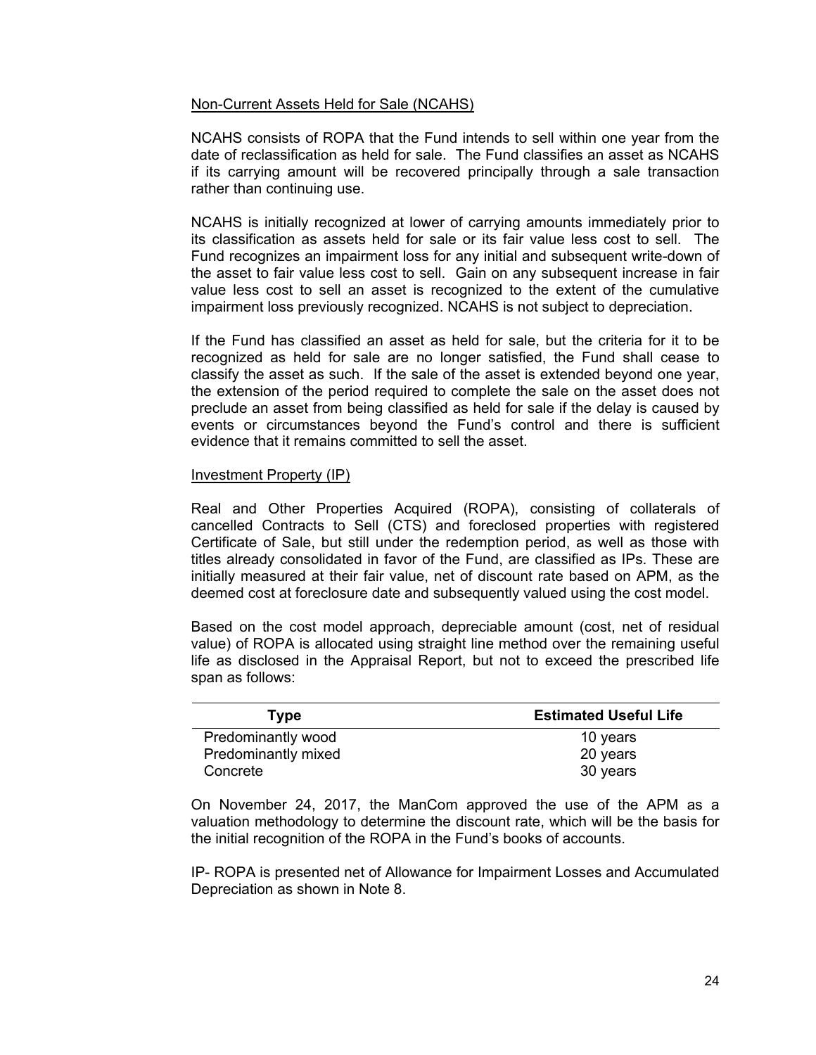Non-Current Assets Held for Sale (NCAHS)

NCAHS consists of ROPA that the Fund intends to sell within one year from the date of reclassification as held for sale. The Fund classifies an asset as NCAHS if its carrying amount will be recovered principally through a sale transaction rather than continuing use.

NCAHS is initially recognized at lower of carrying amounts immediately prior to its classification as assets held for sale or its fair value less cost to sell. The Fund recognizes an impairment loss for any initial and subsequent write-down of the asset to fair value less cost to sell. Gain on any subsequent increase in fair value less cost to sell an asset is recognized to the extent of the cumulative impairment loss previously recognized. NCAHS is not subject to depreciation.

If the Fund has classified an asset as held for sale, but the criteria for it to be recognized as held for sale are no longer satisfied, the Fund shall cease to classify the asset as such. If the sale of the asset is extended beyond one year, the extension of the period required to complete the sale on the asset does not preclude an asset from being classified as held for sale if the delay is caused by events or circumstances beyond the Fund's control and there is sufficient evidence that it remains committed to sell the asset.

Investment Property (IP)

Real and Other Properties Acquired (ROPA), consisting of collaterals of cancelled Contracts to Sell (CTS) and foreclosed properties with registered Certificate of Sale, but still under the redemption period, as well as those with titles already consolidated in favor of the Fund, are classified as IPs. These are initially measured at their fair value, net of discount rate based on APM, as the deemed cost at foreclosure date and subsequently valued using the cost model.

Based on the cost model approach, depreciable amount (cost, net of residual value) of ROPA is allocated using straight line method over the remaining useful life as disclosed in the Appraisal Report, but not to exceed the prescribed life span as follows:

| Type | Estimated Useful Life |
|---|---|
| Predominantly wood | 10 years |
| Predominantly mixed | 20 years |
| Concrete | 30 years |

On November 24, 2017, the ManCom approved the use of the APM as a valuation methodology to determine the discount rate, which will be the basis for the initial recognition of the ROPA in the Fund's books of accounts.

IP- ROPA is presented net of Allowance for Impairment Losses and Accumulated Depreciation as shown in Note 8.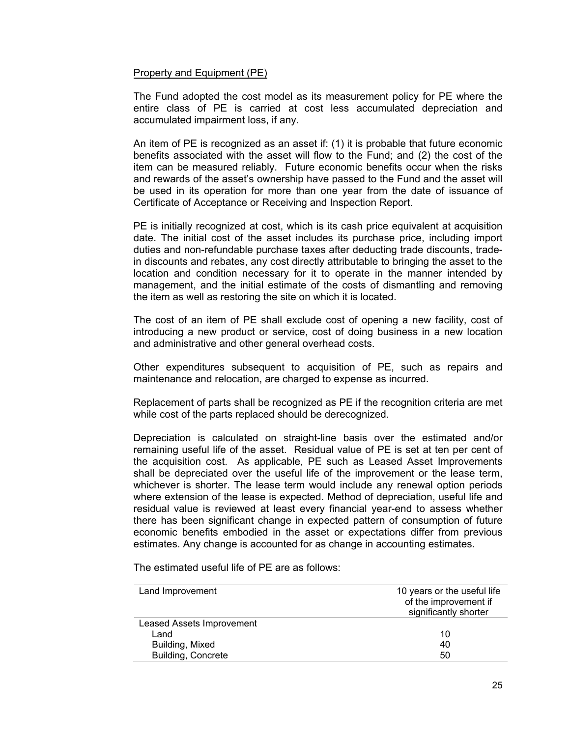Property and Equipment (PE)

The Fund adopted the cost model as its measurement policy for PE where the entire class of PE is carried at cost less accumulated depreciation and accumulated impairment loss, if any.

An item of PE is recognized as an asset if: (1) it is probable that future economic benefits associated with the asset will flow to the Fund; and (2) the cost of the item can be measured reliably. Future economic benefits occur when the risks and rewards of the asset's ownership have passed to the Fund and the asset will be used in its operation for more than one year from the date of issuance of Certificate of Acceptance or Receiving and Inspection Report.

PE is initially recognized at cost, which is its cash price equivalent at acquisition date. The initial cost of the asset includes its purchase price, including import duties and non-refundable purchase taxes after deducting trade discounts, trade-in discounts and rebates, any cost directly attributable to bringing the asset to the location and condition necessary for it to operate in the manner intended by management, and the initial estimate of the costs of dismantling and removing the item as well as restoring the site on which it is located.

The cost of an item of PE shall exclude cost of opening a new facility, cost of introducing a new product or service, cost of doing business in a new location and administrative and other general overhead costs.

Other expenditures subsequent to acquisition of PE, such as repairs and maintenance and relocation, are charged to expense as incurred.

Replacement of parts shall be recognized as PE if the recognition criteria are met while cost of the parts replaced should be derecognized.

Depreciation is calculated on straight-line basis over the estimated and/or remaining useful life of the asset. Residual value of PE is set at ten per cent of the acquisition cost. As applicable, PE such as Leased Asset Improvements shall be depreciated over the useful life of the improvement or the lease term, whichever is shorter. The lease term would include any renewal option periods where extension of the lease is expected. Method of depreciation, useful life and residual value is reviewed at least every financial year-end to assess whether there has been significant change in expected pattern of consumption of future economic benefits embodied in the asset or expectations differ from previous estimates. Any change is accounted for as change in accounting estimates.

The estimated useful life of PE are as follows:

| | |
|---|---|
| Land Improvement | 10 years or the useful life of the improvement if significantly shorter |
| Leased Assets Improvement | |
| Land | 10 |
| Building, Mixed | 40 |
| Building, Concrete | 50 |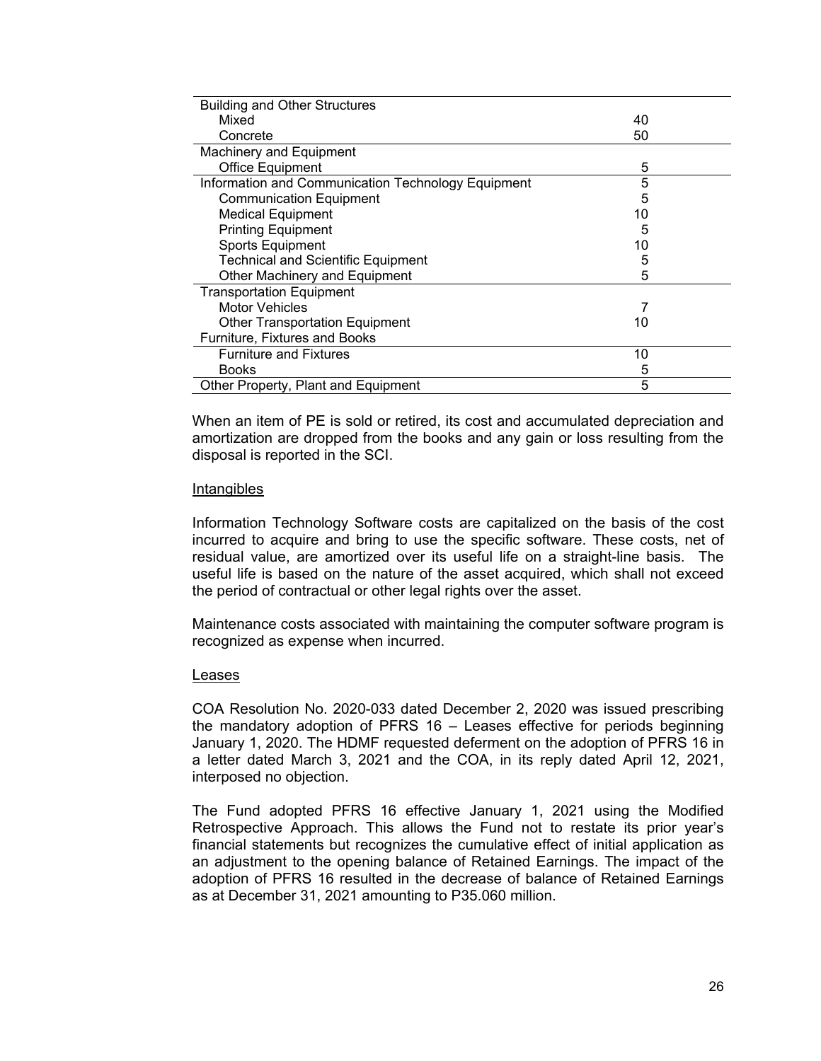| | |
|---|---|
| Building and Other Structures | |
| Mixed | 40 |
| Concrete | 50 |
| Machinery and Equipment | |
| Office Equipment | 5 |
| Information and Communication Technology Equipment | 5 |
| Communication Equipment | 5 |
| Medical Equipment | 10 |
| Printing Equipment | 5 |
| Sports Equipment | 10 |
| Technical and Scientific Equipment | 5 |
| Other Machinery and Equipment | 5 |
| Transportation Equipment | |
| Motor Vehicles | 7 |
| Other Transportation Equipment | 10 |
| Furniture, Fixtures and Books | |
| Furniture and Fixtures | 10 |
| Books | 5 |
| Other Property, Plant and Equipment | 5 |

When an item of PE is sold or retired, its cost and accumulated depreciation and amortization are dropped from the books and any gain or loss resulting from the disposal is reported in the SCI.

Intangibles

Information Technology Software costs are capitalized on the basis of the cost incurred to acquire and bring to use the specific software. These costs, net of residual value, are amortized over its useful life on a straight-line basis. The useful life is based on the nature of the asset acquired, which shall not exceed the period of contractual or other legal rights over the asset.

Maintenance costs associated with maintaining the computer software program is recognized as expense when incurred.

Leases

COA Resolution No. 2020-033 dated December 2, 2020 was issued prescribing the mandatory adoption of PFRS 16 – Leases effective for periods beginning January 1, 2020. The HDMF requested deferment on the adoption of PFRS 16 in a letter dated March 3, 2021 and the COA, in its reply dated April 12, 2021, interposed no objection.

The Fund adopted PFRS 16 effective January 1, 2021 using the Modified Retrospective Approach. This allows the Fund not to restate its prior year's financial statements but recognizes the cumulative effect of initial application as an adjustment to the opening balance of Retained Earnings. The impact of the adoption of PFRS 16 resulted in the decrease of balance of Retained Earnings as at December 31, 2021 amounting to P35.060 million.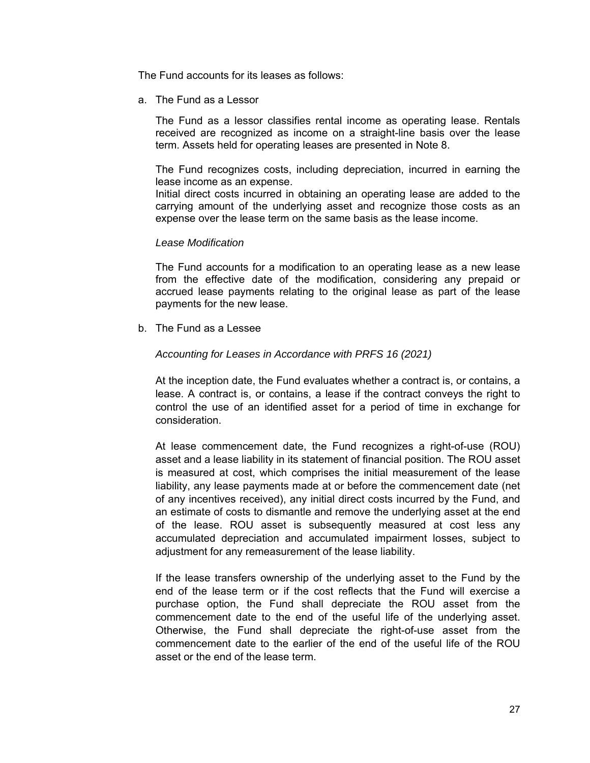The Fund accounts for its leases as follows:

a. The Fund as a Lessor

   The Fund as a lessor classifies rental income as operating lease. Rentals received are recognized as income on a straight-line basis over the lease term. Assets held for operating leases are presented in Note 8.

   The Fund recognizes costs, including depreciation, incurred in earning the lease income as an expense.
   Initial direct costs incurred in obtaining an operating lease are added to the carrying amount of the underlying asset and recognize those costs as an expense over the lease term on the same basis as the lease income.

   *Lease Modification*

   The Fund accounts for a modification to an operating lease as a new lease from the effective date of the modification, considering any prepaid or accrued lease payments relating to the original lease as part of the lease payments for the new lease.

b. The Fund as a Lessee

   *Accounting for Leases in Accordance with PRFS 16 (2021)*

   At the inception date, the Fund evaluates whether a contract is, or contains, a lease. A contract is, or contains, a lease if the contract conveys the right to control the use of an identified asset for a period of time in exchange for consideration.

   At lease commencement date, the Fund recognizes a right-of-use (ROU) asset and a lease liability in its statement of financial position. The ROU asset is measured at cost, which comprises the initial measurement of the lease liability, any lease payments made at or before the commencement date (net of any incentives received), any initial direct costs incurred by the Fund, and an estimate of costs to dismantle and remove the underlying asset at the end of the lease. ROU asset is subsequently measured at cost less any accumulated depreciation and accumulated impairment losses, subject to adjustment for any remeasurement of the lease liability.

   If the lease transfers ownership of the underlying asset to the Fund by the end of the lease term or if the cost reflects that the Fund will exercise a purchase option, the Fund shall depreciate the ROU asset from the commencement date to the end of the useful life of the underlying asset. Otherwise, the Fund shall depreciate the right-of-use asset from the commencement date to the earlier of the end of the useful life of the ROU asset or the end of the lease term.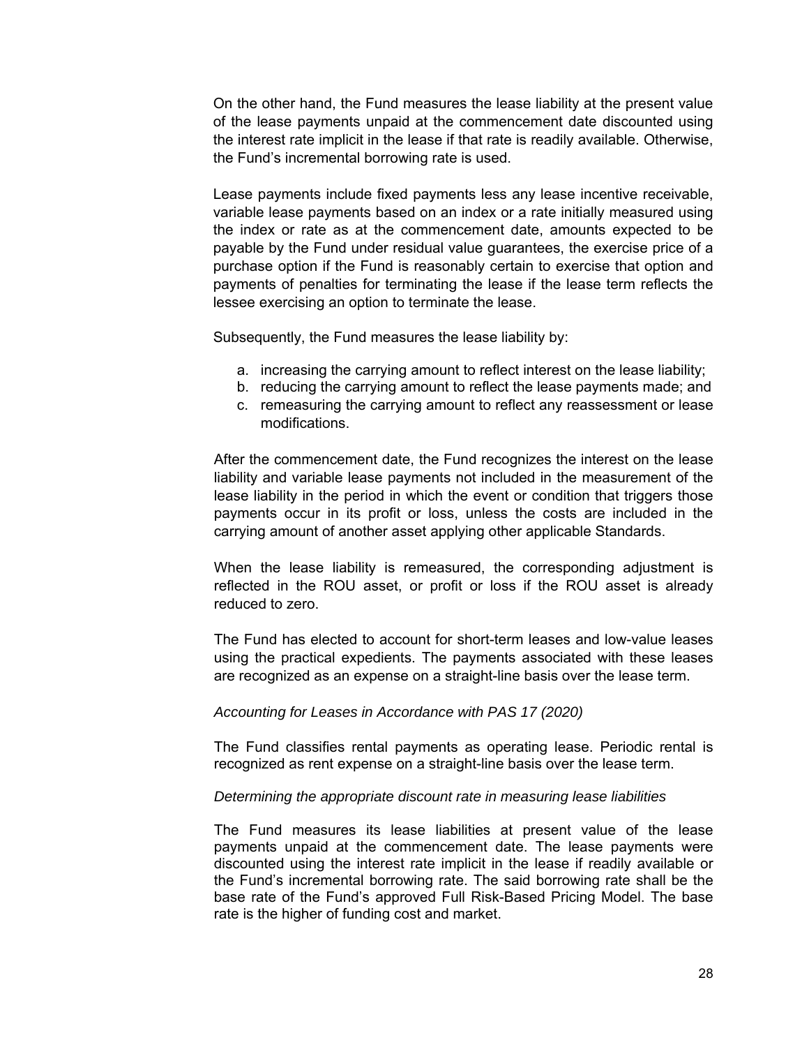On the other hand, the Fund measures the lease liability at the present value of the lease payments unpaid at the commencement date discounted using the interest rate implicit in the lease if that rate is readily available. Otherwise, the Fund's incremental borrowing rate is used.

Lease payments include fixed payments less any lease incentive receivable, variable lease payments based on an index or a rate initially measured using the index or rate as at the commencement date, amounts expected to be payable by the Fund under residual value guarantees, the exercise price of a purchase option if the Fund is reasonably certain to exercise that option and payments of penalties for terminating the lease if the lease term reflects the lessee exercising an option to terminate the lease.

Subsequently, the Fund measures the lease liability by:

a. increasing the carrying amount to reflect interest on the lease liability;
b. reducing the carrying amount to reflect the lease payments made; and
c. remeasuring the carrying amount to reflect any reassessment or lease modifications.

After the commencement date, the Fund recognizes the interest on the lease liability and variable lease payments not included in the measurement of the lease liability in the period in which the event or condition that triggers those payments occur in its profit or loss, unless the costs are included in the carrying amount of another asset applying other applicable Standards.

When the lease liability is remeasured, the corresponding adjustment is reflected in the ROU asset, or profit or loss if the ROU asset is already reduced to zero.

The Fund has elected to account for short-term leases and low-value leases using the practical expedients. The payments associated with these leases are recognized as an expense on a straight-line basis over the lease term.

*Accounting for Leases in Accordance with PAS 17 (2020)*

The Fund classifies rental payments as operating lease. Periodic rental is recognized as rent expense on a straight-line basis over the lease term.

*Determining the appropriate discount rate in measuring lease liabilities*

The Fund measures its lease liabilities at present value of the lease payments unpaid at the commencement date. The lease payments were discounted using the interest rate implicit in the lease if readily available or the Fund's incremental borrowing rate. The said borrowing rate shall be the base rate of the Fund's approved Full Risk-Based Pricing Model. The base rate is the higher of funding cost and market.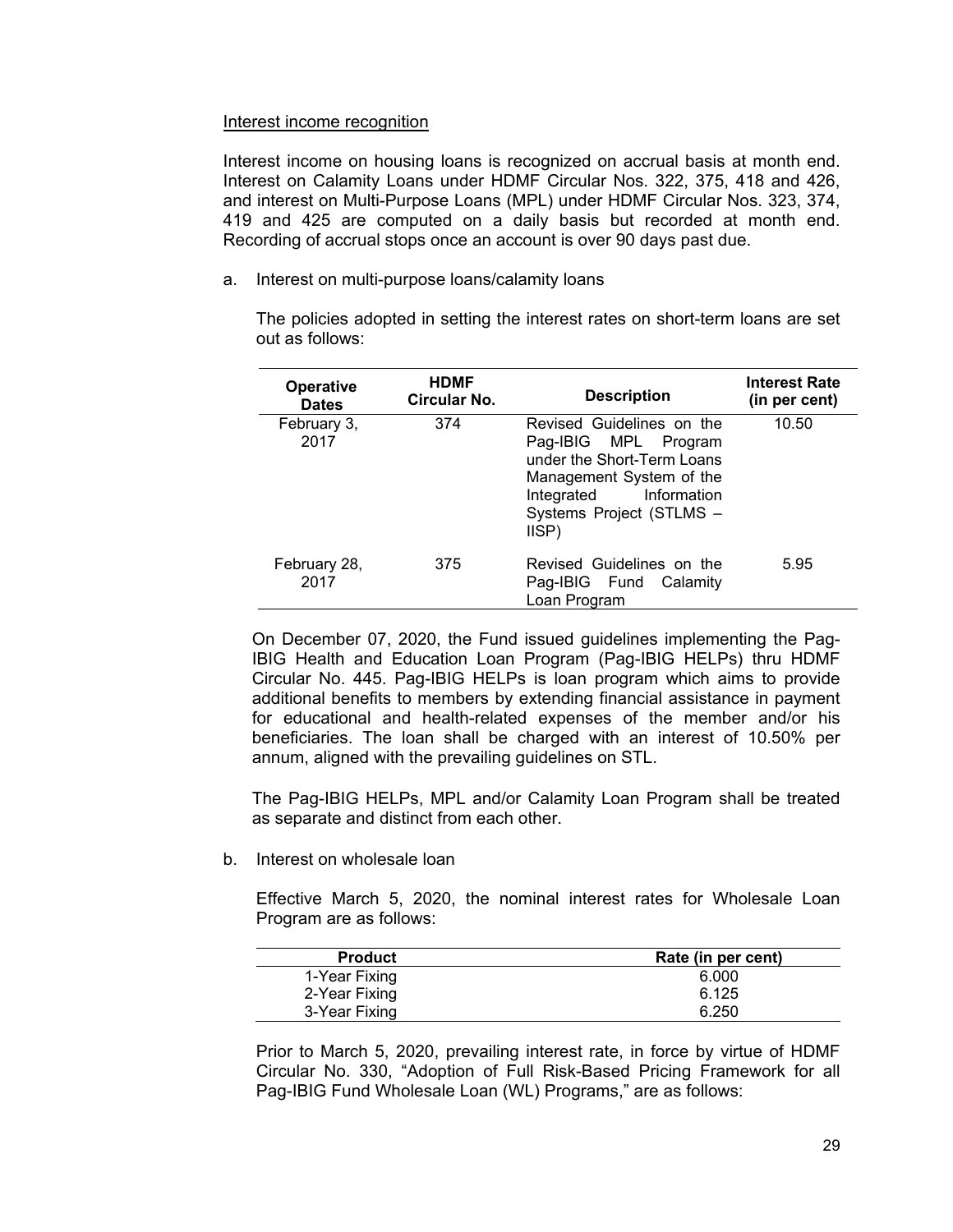Interest income recognition

Interest income on housing loans is recognized on accrual basis at month end. Interest on Calamity Loans under HDMF Circular Nos. 322, 375, 418 and 426, and interest on Multi-Purpose Loans (MPL) under HDMF Circular Nos. 323, 374, 419 and 425 are computed on a daily basis but recorded at month end. Recording of accrual stops once an account is over 90 days past due.

a. Interest on multi-purpose loans/calamity loans

The policies adopted in setting the interest rates on short-term loans are set out as follows:

| Operative Dates | HDMF Circular No. | Description | Interest Rate (in per cent) |
|---|---|---|---|
| February 3, 2017 | 374 | Revised Guidelines on the Pag-IBIG MPL Program under the Short-Term Loans Management System of the Integrated Information Systems Project (STLMS – IISP) | 10.50 |
| February 28, 2017 | 375 | Revised Guidelines on the Pag-IBIG Fund Calamity Loan Program | 5.95 |

On December 07, 2020, the Fund issued guidelines implementing the Pag-IBIG Health and Education Loan Program (Pag-IBIG HELPs) thru HDMF Circular No. 445. Pag-IBIG HELPs is loan program which aims to provide additional benefits to members by extending financial assistance in payment for educational and health-related expenses of the member and/or his beneficiaries. The loan shall be charged with an interest of 10.50% per annum, aligned with the prevailing guidelines on STL.

The Pag-IBIG HELPs, MPL and/or Calamity Loan Program shall be treated as separate and distinct from each other.

b. Interest on wholesale loan

Effective March 5, 2020, the nominal interest rates for Wholesale Loan Program are as follows:

| Product | Rate (in per cent) |
|---|---|
| 1-Year Fixing | 6.000 |
| 2-Year Fixing | 6.125 |
| 3-Year Fixing | 6.250 |

Prior to March 5, 2020, prevailing interest rate, in force by virtue of HDMF Circular No. 330, "Adoption of Full Risk-Based Pricing Framework for all Pag-IBIG Fund Wholesale Loan (WL) Programs," are as follows: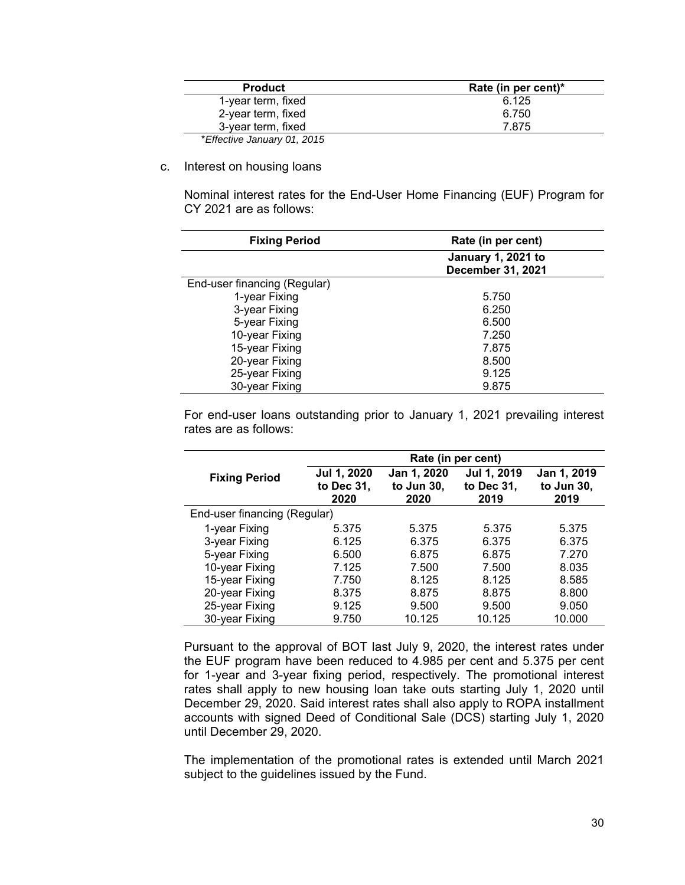| Product | Rate (in per cent)* |
|---|---|
| 1-year term, fixed | 6.125 |
| 2-year term, fixed | 6.750 |
| 3-year term, fixed | 7.875 |

*\*Effective January 01, 2015*

c. Interest on housing loans

Nominal interest rates for the End-User Home Financing (EUF) Program for CY 2021 are as follows:

| Fixing Period | Rate (in per cent) |
|---|---|
| | **January 1, 2021 to December 31, 2021** |
| End-user financing (Regular) | |
| 1-year Fixing | 5.750 |
| 3-year Fixing | 6.250 |
| 5-year Fixing | 6.500 |
| 10-year Fixing | 7.250 |
| 15-year Fixing | 7.875 |
| 20-year Fixing | 8.500 |
| 25-year Fixing | 9.125 |
| 30-year Fixing | 9.875 |

For end-user loans outstanding prior to January 1, 2021 prevailing interest rates are as follows:

| Fixing Period | Rate (in per cent) | | | |
|---|---|---|---|---|
| | **Jul 1, 2020 to Dec 31, 2020** | **Jan 1, 2020 to Jun 30, 2020** | **Jul 1, 2019 to Dec 31, 2019** | **Jan 1, 2019 to Jun 30, 2019** |
| End-user financing (Regular) | | | | |
| 1-year Fixing | 5.375 | 5.375 | 5.375 | 5.375 |
| 3-year Fixing | 6.125 | 6.375 | 6.375 | 6.375 |
| 5-year Fixing | 6.500 | 6.875 | 6.875 | 7.270 |
| 10-year Fixing | 7.125 | 7.500 | 7.500 | 8.035 |
| 15-year Fixing | 7.750 | 8.125 | 8.125 | 8.585 |
| 20-year Fixing | 8.375 | 8.875 | 8.875 | 8.800 |
| 25-year Fixing | 9.125 | 9.500 | 9.500 | 9.050 |
| 30-year Fixing | 9.750 | 10.125 | 10.125 | 10.000 |

Pursuant to the approval of BOT last July 9, 2020, the interest rates under the EUF program have been reduced to 4.985 per cent and 5.375 per cent for 1-year and 3-year fixing period, respectively. The promotional interest rates shall apply to new housing loan take outs starting July 1, 2020 until December 29, 2020. Said interest rates shall also apply to ROPA installment accounts with signed Deed of Conditional Sale (DCS) starting July 1, 2020 until December 29, 2020.

The implementation of the promotional rates is extended until March 2021 subject to the guidelines issued by the Fund.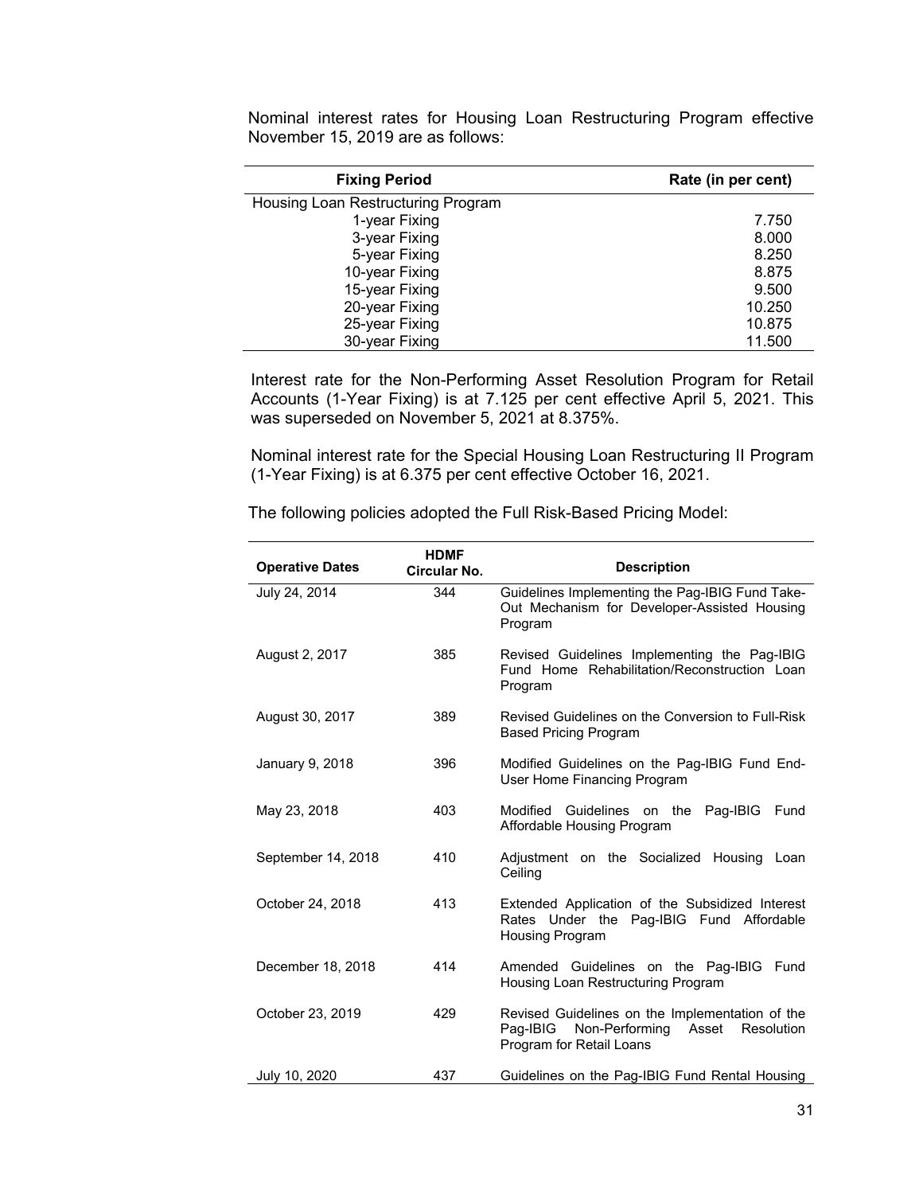Nominal interest rates for Housing Loan Restructuring Program effective November 15, 2019 are as follows:

| Fixing Period | Rate (in per cent) |
|---|---|
| Housing Loan Restructuring Program | |
| 1-year Fixing | 7.750 |
| 3-year Fixing | 8.000 |
| 5-year Fixing | 8.250 |
| 10-year Fixing | 8.875 |
| 15-year Fixing | 9.500 |
| 20-year Fixing | 10.250 |
| 25-year Fixing | 10.875 |
| 30-year Fixing | 11.500 |

Interest rate for the Non-Performing Asset Resolution Program for Retail Accounts (1-Year Fixing) is at 7.125 per cent effective April 5, 2021. This was superseded on November 5, 2021 at 8.375%.

Nominal interest rate for the Special Housing Loan Restructuring II Program (1-Year Fixing) is at 6.375 per cent effective October 16, 2021.

The following policies adopted the Full Risk-Based Pricing Model:

| Operative Dates | HDMF Circular No. | Description |
|---|---|---|
| July 24, 2014 | 344 | Guidelines Implementing the Pag-IBIG Fund Take-Out Mechanism for Developer-Assisted Housing Program |
| August 2, 2017 | 385 | Revised Guidelines Implementing the Pag-IBIG Fund Home Rehabilitation/Reconstruction Loan Program |
| August 30, 2017 | 389 | Revised Guidelines on the Conversion to Full-Risk Based Pricing Program |
| January 9, 2018 | 396 | Modified Guidelines on the Pag-IBIG Fund End-User Home Financing Program |
| May 23, 2018 | 403 | Modified Guidelines on the Pag-IBIG Fund Affordable Housing Program |
| September 14, 2018 | 410 | Adjustment on the Socialized Housing Loan Ceiling |
| October 24, 2018 | 413 | Extended Application of the Subsidized Interest Rates Under the Pag-IBIG Fund Affordable Housing Program |
| December 18, 2018 | 414 | Amended Guidelines on the Pag-IBIG Fund Housing Loan Restructuring Program |
| October 23, 2019 | 429 | Revised Guidelines on the Implementation of the Pag-IBIG Non-Performing Asset Resolution Program for Retail Loans |
| July 10, 2020 | 437 | Guidelines on the Pag-IBIG Fund Rental Housing |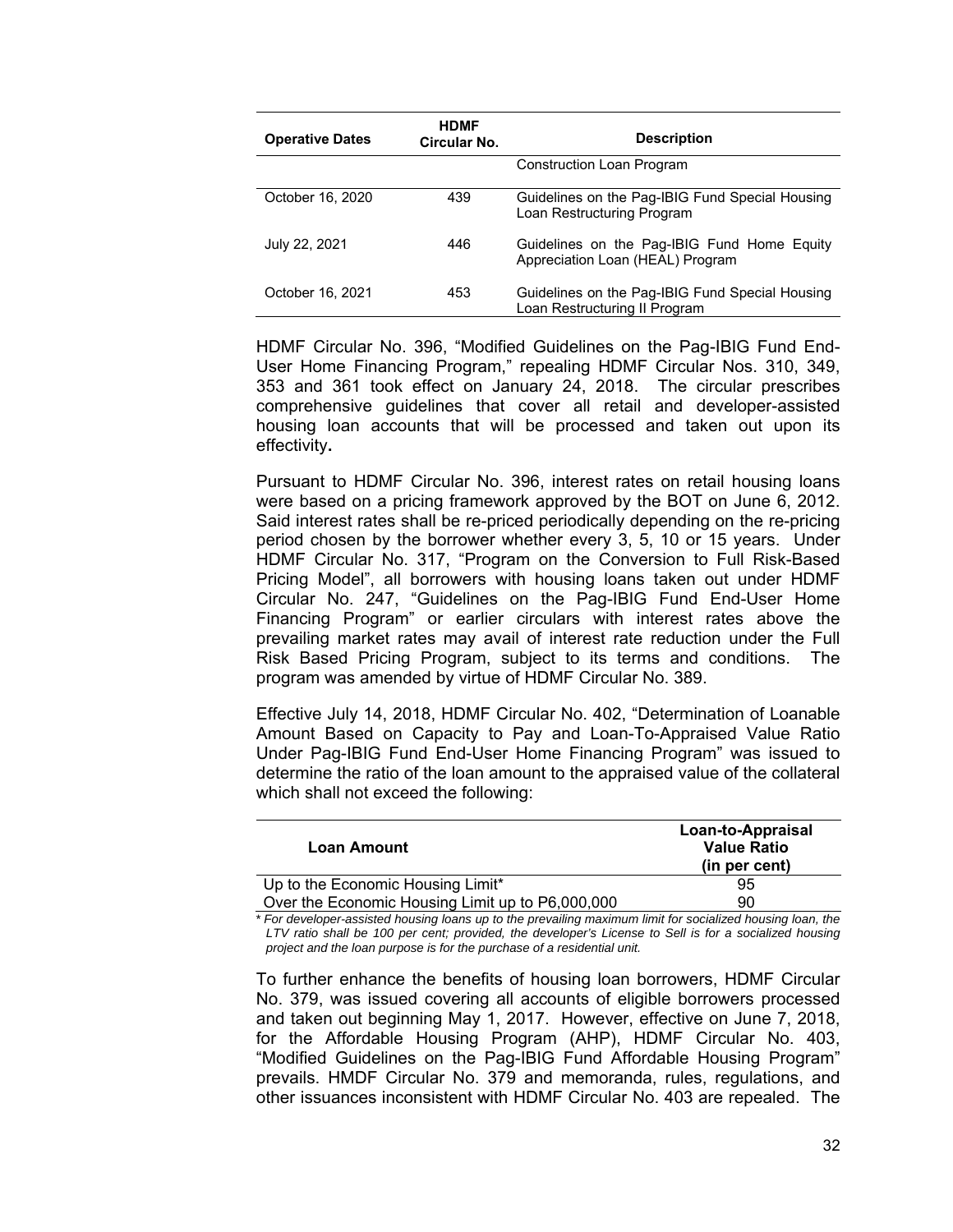| Operative Dates | HDMF Circular No. | Description |
|---|---|---|
| | | Construction Loan Program |
| October 16, 2020 | 439 | Guidelines on the Pag-IBIG Fund Special Housing Loan Restructuring Program |
| July 22, 2021 | 446 | Guidelines on the Pag-IBIG Fund Home Equity Appreciation Loan (HEAL) Program |
| October 16, 2021 | 453 | Guidelines on the Pag-IBIG Fund Special Housing Loan Restructuring II Program |

HDMF Circular No. 396, "Modified Guidelines on the Pag-IBIG Fund End-User Home Financing Program," repealing HDMF Circular Nos. 310, 349, 353 and 361 took effect on January 24, 2018. The circular prescribes comprehensive guidelines that cover all retail and developer-assisted housing loan accounts that will be processed and taken out upon its effectivity**.**

Pursuant to HDMF Circular No. 396, interest rates on retail housing loans were based on a pricing framework approved by the BOT on June 6, 2012. Said interest rates shall be re-priced periodically depending on the re-pricing period chosen by the borrower whether every 3, 5, 10 or 15 years. Under HDMF Circular No. 317, "Program on the Conversion to Full Risk-Based Pricing Model", all borrowers with housing loans taken out under HDMF Circular No. 247, "Guidelines on the Pag-IBIG Fund End-User Home Financing Program" or earlier circulars with interest rates above the prevailing market rates may avail of interest rate reduction under the Full Risk Based Pricing Program, subject to its terms and conditions. The program was amended by virtue of HDMF Circular No. 389.

Effective July 14, 2018, HDMF Circular No. 402, "Determination of Loanable Amount Based on Capacity to Pay and Loan-To-Appraised Value Ratio Under Pag-IBIG Fund End-User Home Financing Program" was issued to determine the ratio of the loan amount to the appraised value of the collateral which shall not exceed the following:

| Loan Amount | Loan-to-Appraisal Value Ratio (in per cent) |
|---|---|
| Up to the Economic Housing Limit* | 95 |
| Over the Economic Housing Limit up to P6,000,000 | 90 |

*\* For developer-assisted housing loans up to the prevailing maximum limit for socialized housing loan, the LTV ratio shall be 100 per cent; provided, the developer's License to Sell is for a socialized housing project and the loan purpose is for the purchase of a residential unit.*

To further enhance the benefits of housing loan borrowers, HDMF Circular No. 379, was issued covering all accounts of eligible borrowers processed and taken out beginning May 1, 2017. However, effective on June 7, 2018, for the Affordable Housing Program (AHP), HDMF Circular No. 403, "Modified Guidelines on the Pag-IBIG Fund Affordable Housing Program" prevails. HMDF Circular No. 379 and memoranda, rules, regulations, and other issuances inconsistent with HDMF Circular No. 403 are repealed. The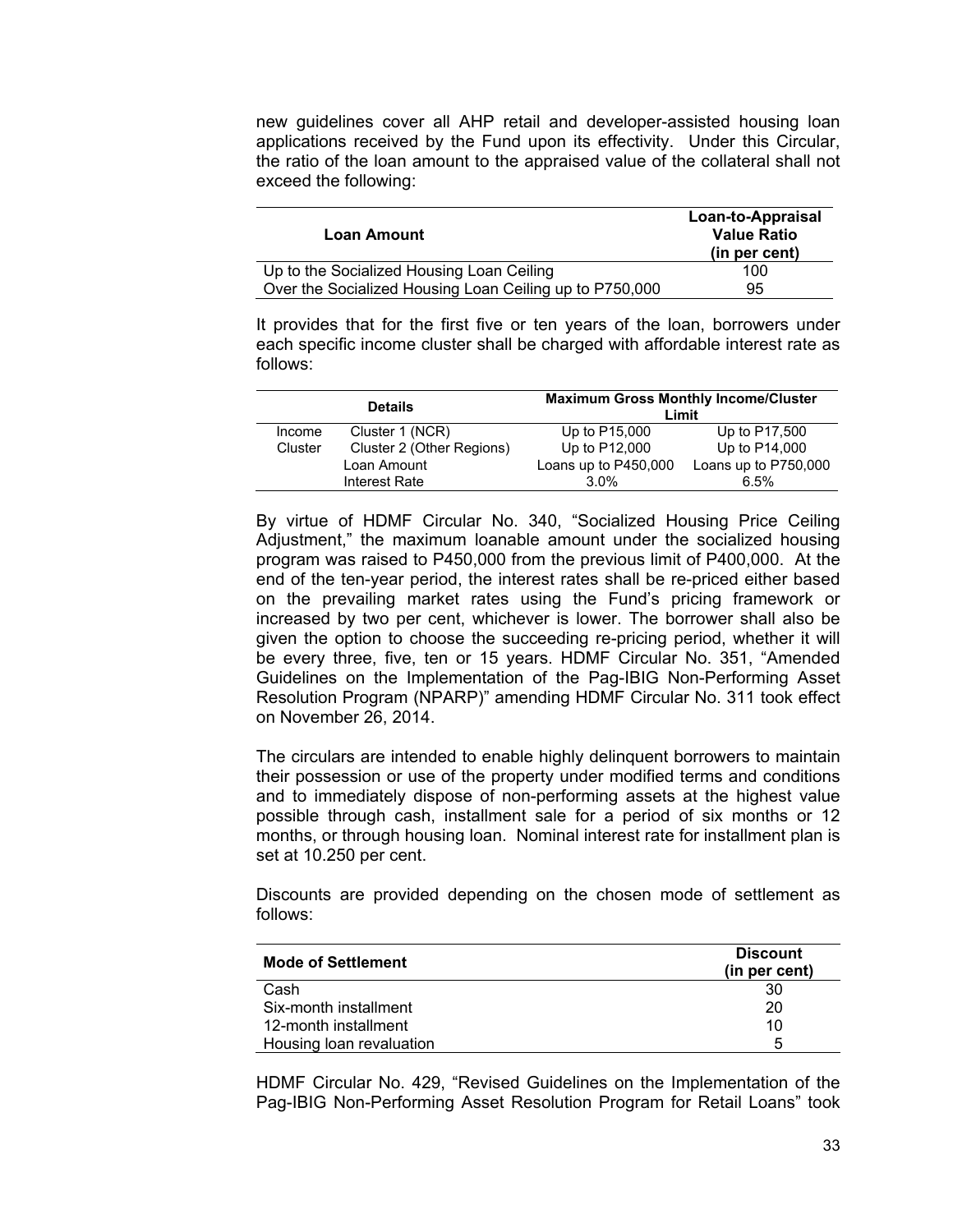new guidelines cover all AHP retail and developer-assisted housing loan applications received by the Fund upon its effectivity. Under this Circular, the ratio of the loan amount to the appraised value of the collateral shall not exceed the following:

| Loan Amount | Loan-to-Appraisal Value Ratio (in per cent) |
|---|---|
| Up to the Socialized Housing Loan Ceiling | 100 |
| Over the Socialized Housing Loan Ceiling up to P750,000 | 95 |

It provides that for the first five or ten years of the loan, borrowers under each specific income cluster shall be charged with affordable interest rate as follows:

| Details | | Maximum Gross Monthly Income/Cluster Limit | |
|---|---|---|---|
| Income | Cluster 1 (NCR) | Up to P15,000 | Up to P17,500 |
| Cluster | Cluster 2 (Other Regions) | Up to P12,000 | Up to P14,000 |
| | Loan Amount | Loans up to P450,000 | Loans up to P750,000 |
| | Interest Rate | 3.0% | 6.5% |

By virtue of HDMF Circular No. 340, "Socialized Housing Price Ceiling Adjustment," the maximum loanable amount under the socialized housing program was raised to P450,000 from the previous limit of P400,000. At the end of the ten-year period, the interest rates shall be re-priced either based on the prevailing market rates using the Fund's pricing framework or increased by two per cent, whichever is lower. The borrower shall also be given the option to choose the succeeding re-pricing period, whether it will be every three, five, ten or 15 years. HDMF Circular No. 351, "Amended Guidelines on the Implementation of the Pag-IBIG Non-Performing Asset Resolution Program (NPARP)" amending HDMF Circular No. 311 took effect on November 26, 2014.

The circulars are intended to enable highly delinquent borrowers to maintain their possession or use of the property under modified terms and conditions and to immediately dispose of non-performing assets at the highest value possible through cash, installment sale for a period of six months or 12 months, or through housing loan. Nominal interest rate for installment plan is set at 10.250 per cent.

Discounts are provided depending on the chosen mode of settlement as follows:

| Mode of Settlement | Discount (in per cent) |
|---|---|
| Cash | 30 |
| Six-month installment | 20 |
| 12-month installment | 10 |
| Housing loan revaluation | 5 |

HDMF Circular No. 429, "Revised Guidelines on the Implementation of the Pag-IBIG Non-Performing Asset Resolution Program for Retail Loans" took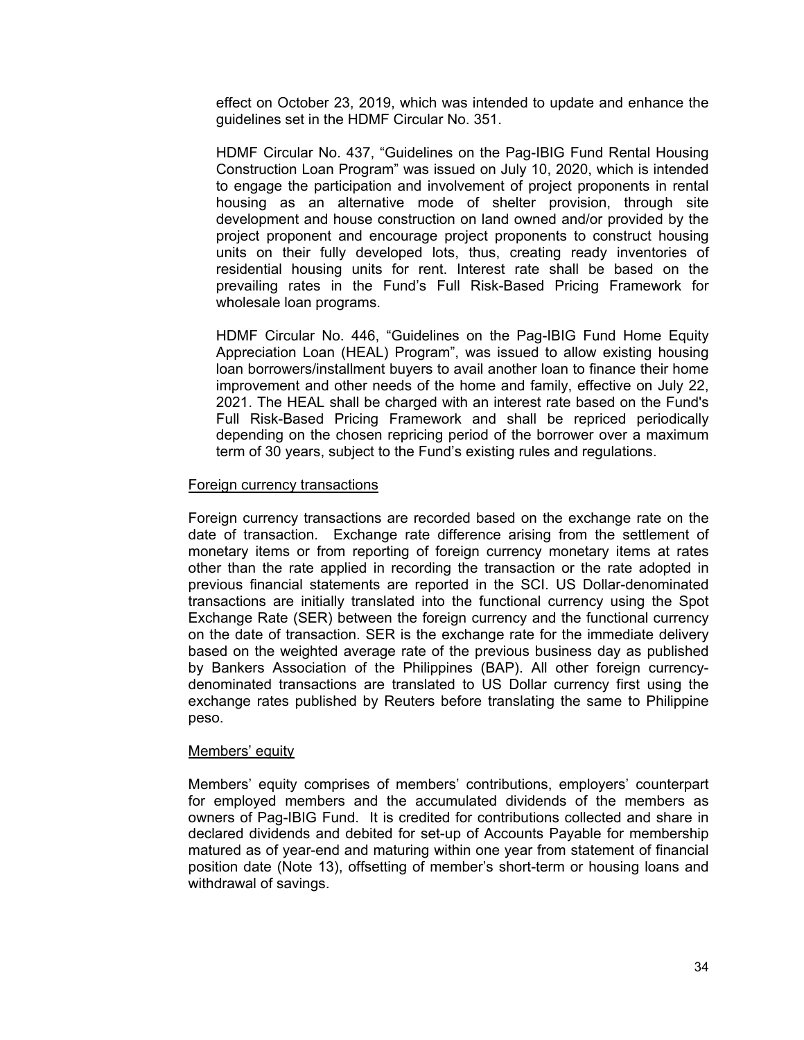effect on October 23, 2019, which was intended to update and enhance the guidelines set in the HDMF Circular No. 351.

HDMF Circular No. 437, "Guidelines on the Pag-IBIG Fund Rental Housing Construction Loan Program" was issued on July 10, 2020, which is intended to engage the participation and involvement of project proponents in rental housing as an alternative mode of shelter provision, through site development and house construction on land owned and/or provided by the project proponent and encourage project proponents to construct housing units on their fully developed lots, thus, creating ready inventories of residential housing units for rent. Interest rate shall be based on the prevailing rates in the Fund's Full Risk-Based Pricing Framework for wholesale loan programs.

HDMF Circular No. 446, "Guidelines on the Pag-IBIG Fund Home Equity Appreciation Loan (HEAL) Program", was issued to allow existing housing loan borrowers/installment buyers to avail another loan to finance their home improvement and other needs of the home and family, effective on July 22, 2021. The HEAL shall be charged with an interest rate based on the Fund's Full Risk-Based Pricing Framework and shall be repriced periodically depending on the chosen repricing period of the borrower over a maximum term of 30 years, subject to the Fund's existing rules and regulations.

Foreign currency transactions

Foreign currency transactions are recorded based on the exchange rate on the date of transaction. Exchange rate difference arising from the settlement of monetary items or from reporting of foreign currency monetary items at rates other than the rate applied in recording the transaction or the rate adopted in previous financial statements are reported in the SCI. US Dollar-denominated transactions are initially translated into the functional currency using the Spot Exchange Rate (SER) between the foreign currency and the functional currency on the date of transaction. SER is the exchange rate for the immediate delivery based on the weighted average rate of the previous business day as published by Bankers Association of the Philippines (BAP). All other foreign currency-denominated transactions are translated to US Dollar currency first using the exchange rates published by Reuters before translating the same to Philippine peso.

Members' equity

Members' equity comprises of members' contributions, employers' counterpart for employed members and the accumulated dividends of the members as owners of Pag-IBIG Fund. It is credited for contributions collected and share in declared dividends and debited for set-up of Accounts Payable for membership matured as of year-end and maturing within one year from statement of financial position date (Note 13), offsetting of member's short-term or housing loans and withdrawal of savings.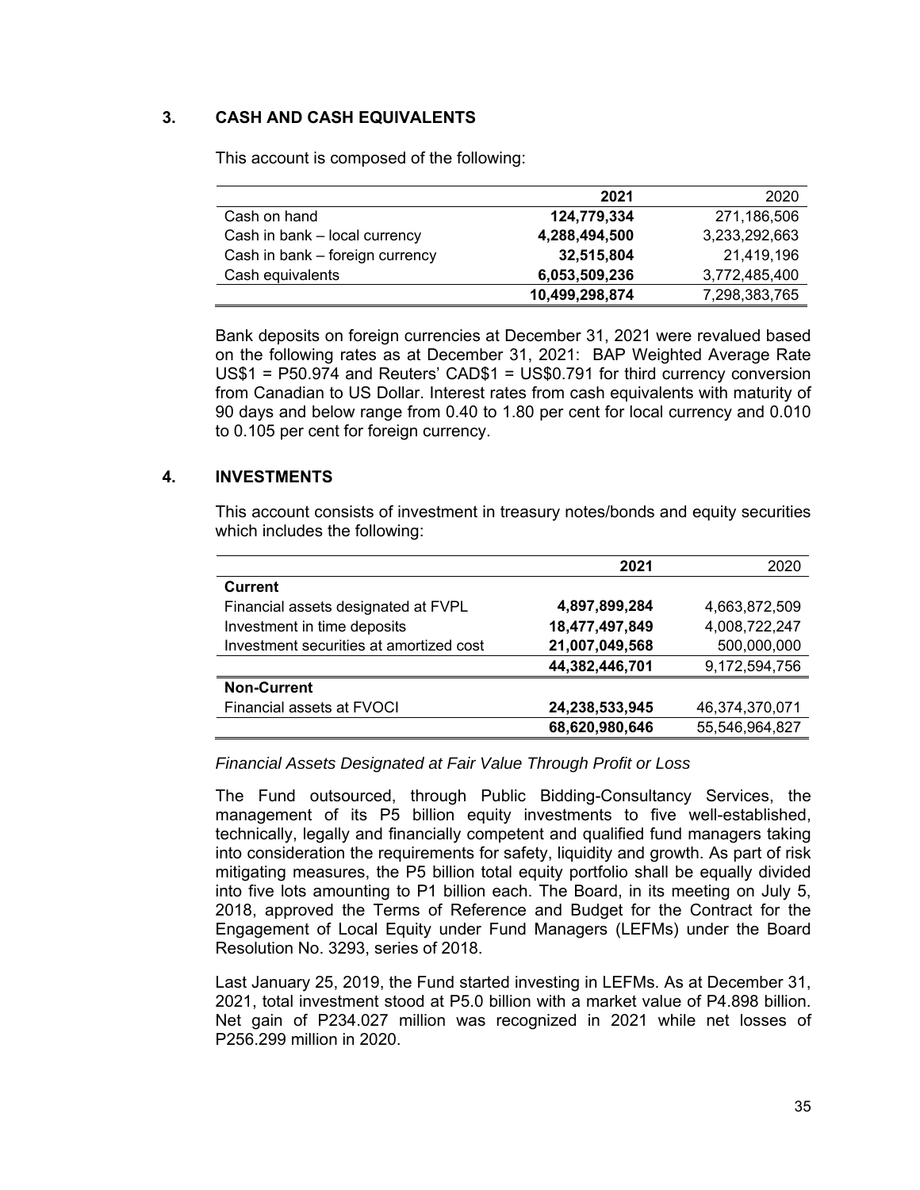## 3. CASH AND CASH EQUIVALENTS

This account is composed of the following:

| | **2021** | 2020 |
|---|---|---|
| Cash on hand | **124,779,334** | 271,186,506 |
| Cash in bank – local currency | **4,288,494,500** | 3,233,292,663 |
| Cash in bank – foreign currency | **32,515,804** | 21,419,196 |
| Cash equivalents | **6,053,509,236** | 3,772,485,400 |
| | **10,499,298,874** | 7,298,383,765 |

Bank deposits on foreign currencies at December 31, 2021 were revalued based on the following rates as at December 31, 2021: BAP Weighted Average Rate US$1 = P50.974 and Reuters' CAD$1 = US$0.791 for third currency conversion from Canadian to US Dollar. Interest rates from cash equivalents with maturity of 90 days and below range from 0.40 to 1.80 per cent for local currency and 0.010 to 0.105 per cent for foreign currency.

## 4. INVESTMENTS

This account consists of investment in treasury notes/bonds and equity securities which includes the following:

| | **2021** | 2020 |
|---|---|---|
| **Current** | | |
| Financial assets designated at FVPL | **4,897,899,284** | 4,663,872,509 |
| Investment in time deposits | **18,477,497,849** | 4,008,722,247 |
| Investment securities at amortized cost | **21,007,049,568** | 500,000,000 |
| | **44,382,446,701** | 9,172,594,756 |
| **Non-Current** | | |
| Financial assets at FVOCI | **24,238,533,945** | 46,374,370,071 |
| | **68,620,980,646** | 55,546,964,827 |

*Financial Assets Designated at Fair Value Through Profit or Loss*

The Fund outsourced, through Public Bidding-Consultancy Services, the management of its P5 billion equity investments to five well-established, technically, legally and financially competent and qualified fund managers taking into consideration the requirements for safety, liquidity and growth. As part of risk mitigating measures, the P5 billion total equity portfolio shall be equally divided into five lots amounting to P1 billion each. The Board, in its meeting on July 5, 2018, approved the Terms of Reference and Budget for the Contract for the Engagement of Local Equity under Fund Managers (LEFMs) under the Board Resolution No. 3293, series of 2018.

Last January 25, 2019, the Fund started investing in LEFMs. As at December 31, 2021, total investment stood at P5.0 billion with a market value of P4.898 billion. Net gain of P234.027 million was recognized in 2021 while net losses of P256.299 million in 2020.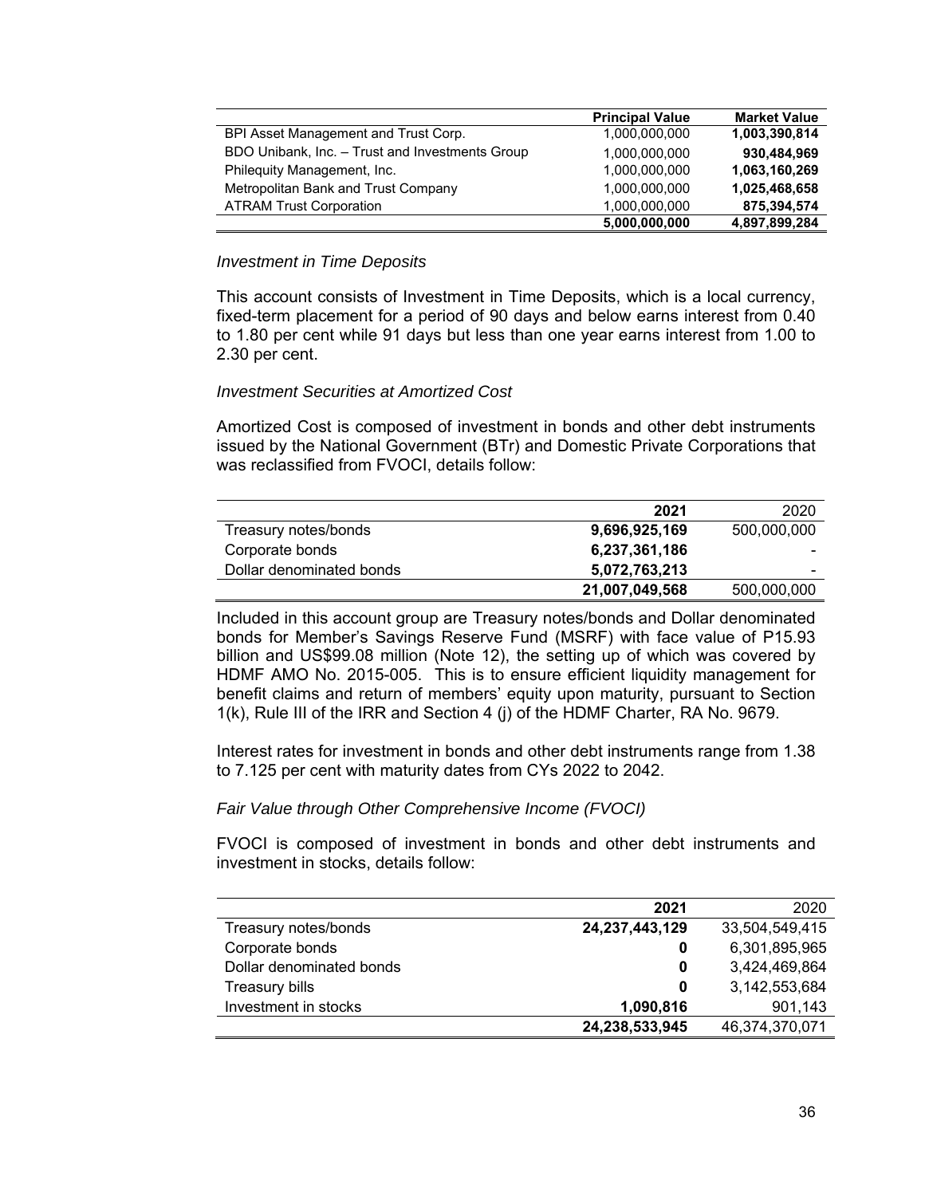| | Principal Value | Market Value |
|---|---|---|
| BPI Asset Management and Trust Corp. | 1,000,000,000 | **1,003,390,814** |
| BDO Unibank, Inc. – Trust and Investments Group | 1,000,000,000 | **930,484,969** |
| Philequity Management, Inc. | 1,000,000,000 | **1,063,160,269** |
| Metropolitan Bank and Trust Company | 1,000,000,000 | **1,025,468,658** |
| ATRAM Trust Corporation | 1,000,000,000 | **875,394,574** |
| | **5,000,000,000** | **4,897,899,284** |

*Investment in Time Deposits*

This account consists of Investment in Time Deposits, which is a local currency, fixed-term placement for a period of 90 days and below earns interest from 0.40 to 1.80 per cent while 91 days but less than one year earns interest from 1.00 to 2.30 per cent.

*Investment Securities at Amortized Cost*

Amortized Cost is composed of investment in bonds and other debt instruments issued by the National Government (BTr) and Domestic Private Corporations that was reclassified from FVOCI, details follow:

| | 2021 | 2020 |
|---|---|---|
| Treasury notes/bonds | **9,696,925,169** | 500,000,000 |
| Corporate bonds | **6,237,361,186** | - |
| Dollar denominated bonds | **5,072,763,213** | - |
| | **21,007,049,568** | 500,000,000 |

Included in this account group are Treasury notes/bonds and Dollar denominated bonds for Member's Savings Reserve Fund (MSRF) with face value of P15.93 billion and US$99.08 million (Note 12), the setting up of which was covered by HDMF AMO No. 2015-005. This is to ensure efficient liquidity management for benefit claims and return of members' equity upon maturity, pursuant to Section 1(k), Rule III of the IRR and Section 4 (j) of the HDMF Charter, RA No. 9679.

Interest rates for investment in bonds and other debt instruments range from 1.38 to 7.125 per cent with maturity dates from CYs 2022 to 2042.

*Fair Value through Other Comprehensive Income (FVOCI)*

FVOCI is composed of investment in bonds and other debt instruments and investment in stocks, details follow:

| | 2021 | 2020 |
|---|---|---|
| Treasury notes/bonds | **24,237,443,129** | 33,504,549,415 |
| Corporate bonds | **0** | 6,301,895,965 |
| Dollar denominated bonds | **0** | 3,424,469,864 |
| Treasury bills | **0** | 3,142,553,684 |
| Investment in stocks | **1,090,816** | 901,143 |
| | **24,238,533,945** | 46,374,370,071 |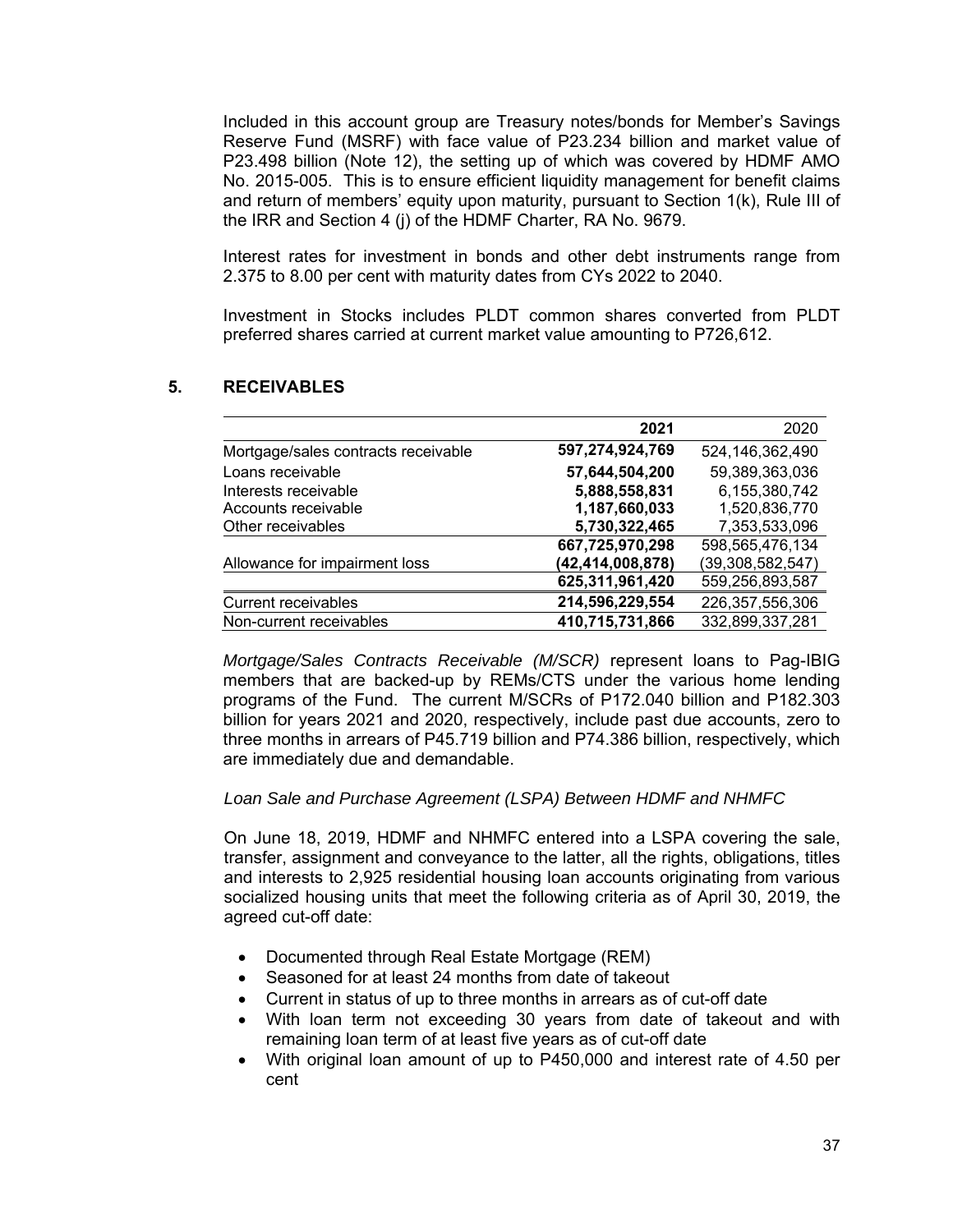Included in this account group are Treasury notes/bonds for Member's Savings Reserve Fund (MSRF) with face value of P23.234 billion and market value of P23.498 billion (Note 12), the setting up of which was covered by HDMF AMO No. 2015-005. This is to ensure efficient liquidity management for benefit claims and return of members' equity upon maturity, pursuant to Section 1(k), Rule III of the IRR and Section 4 (j) of the HDMF Charter, RA No. 9679.

Interest rates for investment in bonds and other debt instruments range from 2.375 to 8.00 per cent with maturity dates from CYs 2022 to 2040.

Investment in Stocks includes PLDT common shares converted from PLDT preferred shares carried at current market value amounting to P726,612.

## 5. RECEIVABLES

| | **2021** | 2020 |
|---|---|---|
| Mortgage/sales contracts receivable | **597,274,924,769** | 524,146,362,490 |
| Loans receivable | **57,644,504,200** | 59,389,363,036 |
| Interests receivable | **5,888,558,831** | 6,155,380,742 |
| Accounts receivable | **1,187,660,033** | 1,520,836,770 |
| Other receivables | **5,730,322,465** | 7,353,533,096 |
| | **667,725,970,298** | 598,565,476,134 |
| Allowance for impairment loss | **(42,414,008,878)** | (39,308,582,547) |
| | **625,311,961,420** | 559,256,893,587 |
| Current receivables | **214,596,229,554** | 226,357,556,306 |
| Non-current receivables | **410,715,731,866** | 332,899,337,281 |

*Mortgage/Sales Contracts Receivable (M/SCR)* represent loans to Pag-IBIG members that are backed-up by REMs/CTS under the various home lending programs of the Fund. The current M/SCRs of P172.040 billion and P182.303 billion for years 2021 and 2020, respectively, include past due accounts, zero to three months in arrears of P45.719 billion and P74.386 billion, respectively, which are immediately due and demandable.

*Loan Sale and Purchase Agreement (LSPA) Between HDMF and NHMFC*

On June 18, 2019, HDMF and NHMFC entered into a LSPA covering the sale, transfer, assignment and conveyance to the latter, all the rights, obligations, titles and interests to 2,925 residential housing loan accounts originating from various socialized housing units that meet the following criteria as of April 30, 2019, the agreed cut-off date:

- Documented through Real Estate Mortgage (REM)
- Seasoned for at least 24 months from date of takeout
- Current in status of up to three months in arrears as of cut-off date
- With loan term not exceeding 30 years from date of takeout and with remaining loan term of at least five years as of cut-off date
- With original loan amount of up to P450,000 and interest rate of 4.50 per cent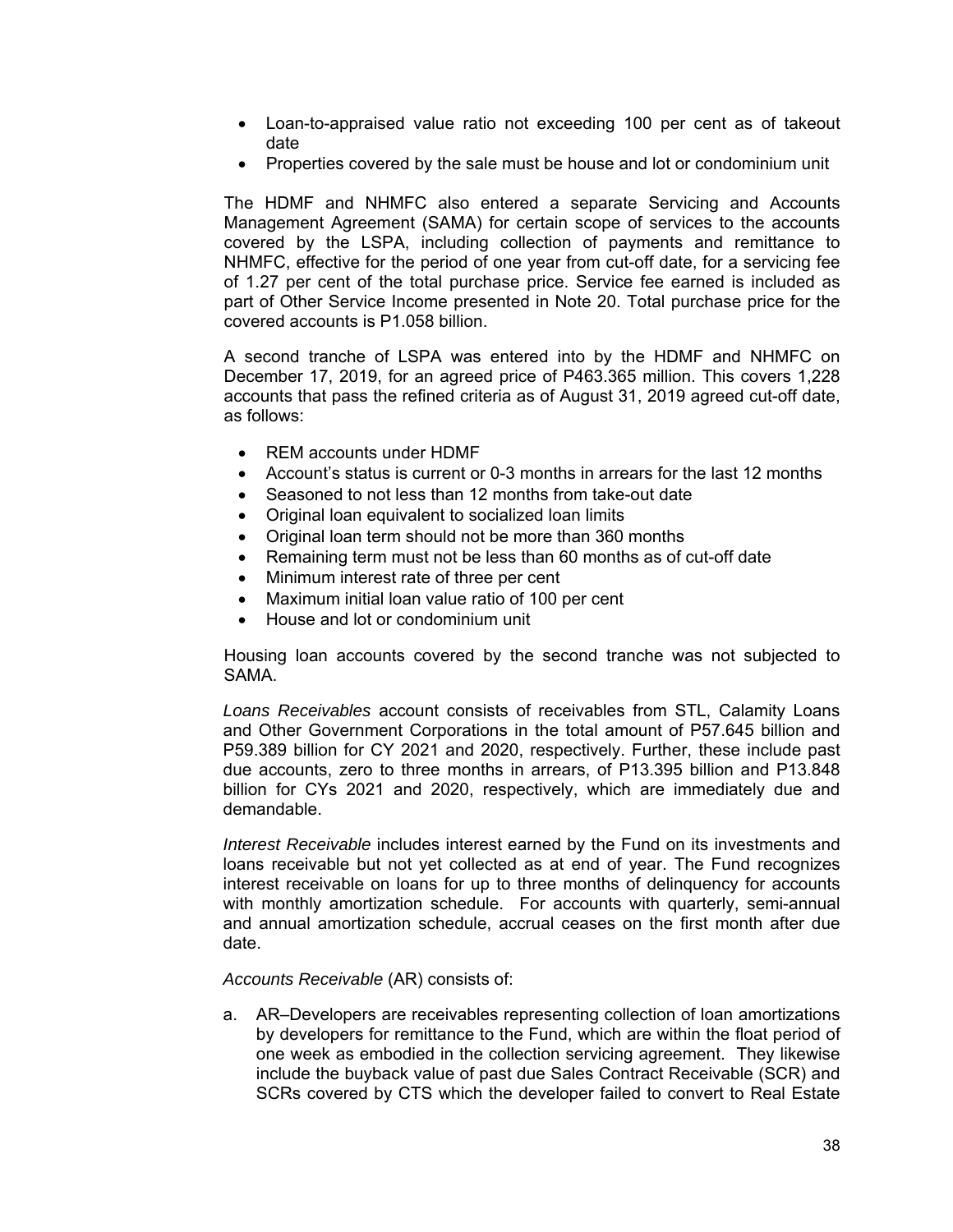- Loan-to-appraised value ratio not exceeding 100 per cent as of takeout date
- Properties covered by the sale must be house and lot or condominium unit

The HDMF and NHMFC also entered a separate Servicing and Accounts Management Agreement (SAMA) for certain scope of services to the accounts covered by the LSPA, including collection of payments and remittance to NHMFC, effective for the period of one year from cut-off date, for a servicing fee of 1.27 per cent of the total purchase price. Service fee earned is included as part of Other Service Income presented in Note 20. Total purchase price for the covered accounts is P1.058 billion.

A second tranche of LSPA was entered into by the HDMF and NHMFC on December 17, 2019, for an agreed price of P463.365 million. This covers 1,228 accounts that pass the refined criteria as of August 31, 2019 agreed cut-off date, as follows:

- REM accounts under HDMF
- Account's status is current or 0-3 months in arrears for the last 12 months
- Seasoned to not less than 12 months from take-out date
- Original loan equivalent to socialized loan limits
- Original loan term should not be more than 360 months
- Remaining term must not be less than 60 months as of cut-off date
- Minimum interest rate of three per cent
- Maximum initial loan value ratio of 100 per cent
- House and lot or condominium unit

Housing loan accounts covered by the second tranche was not subjected to SAMA.

*Loans Receivables* account consists of receivables from STL, Calamity Loans and Other Government Corporations in the total amount of P57.645 billion and P59.389 billion for CY 2021 and 2020, respectively. Further, these include past due accounts, zero to three months in arrears, of P13.395 billion and P13.848 billion for CYs 2021 and 2020, respectively, which are immediately due and demandable.

*Interest Receivable* includes interest earned by the Fund on its investments and loans receivable but not yet collected as at end of year. The Fund recognizes interest receivable on loans for up to three months of delinquency for accounts with monthly amortization schedule. For accounts with quarterly, semi-annual and annual amortization schedule, accrual ceases on the first month after due date.

*Accounts Receivable* (AR) consists of:

a. AR–Developers are receivables representing collection of loan amortizations by developers for remittance to the Fund, which are within the float period of one week as embodied in the collection servicing agreement. They likewise include the buyback value of past due Sales Contract Receivable (SCR) and SCRs covered by CTS which the developer failed to convert to Real Estate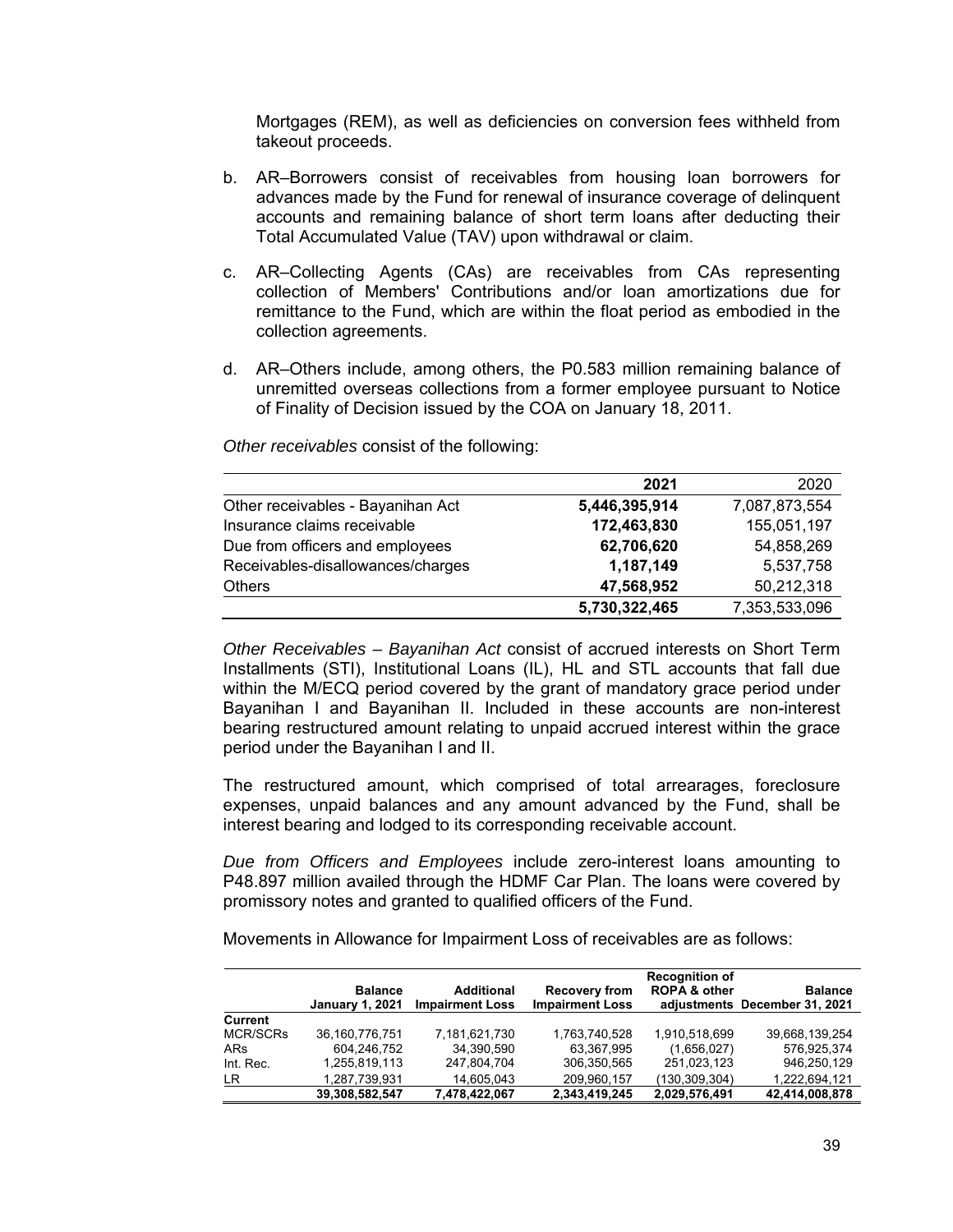Mortgages (REM), as well as deficiencies on conversion fees withheld from takeout proceeds.

b. AR–Borrowers consist of receivables from housing loan borrowers for advances made by the Fund for renewal of insurance coverage of delinquent accounts and remaining balance of short term loans after deducting their Total Accumulated Value (TAV) upon withdrawal or claim.

c. AR–Collecting Agents (CAs) are receivables from CAs representing collection of Members' Contributions and/or loan amortizations due for remittance to the Fund, which are within the float period as embodied in the collection agreements.

d. AR–Others include, among others, the P0.583 million remaining balance of unremitted overseas collections from a former employee pursuant to Notice of Finality of Decision issued by the COA on January 18, 2011.

*Other receivables* consist of the following:

| | **2021** | 2020 |
|---|---|---|
| Other receivables - Bayanihan Act | **5,446,395,914** | 7,087,873,554 |
| Insurance claims receivable | **172,463,830** | 155,051,197 |
| Due from officers and employees | **62,706,620** | 54,858,269 |
| Receivables-disallowances/charges | **1,187,149** | 5,537,758 |
| Others | **47,568,952** | 50,212,318 |
| | **5,730,322,465** | 7,353,533,096 |

*Other Receivables – Bayanihan Act* consist of accrued interests on Short Term Installments (STI), Institutional Loans (IL), HL and STL accounts that fall due within the M/ECQ period covered by the grant of mandatory grace period under Bayanihan I and Bayanihan II. Included in these accounts are non-interest bearing restructured amount relating to unpaid accrued interest within the grace period under the Bayanihan I and II.

The restructured amount, which comprised of total arrearages, foreclosure expenses, unpaid balances and any amount advanced by the Fund, shall be interest bearing and lodged to its corresponding receivable account.

*Due from Officers and Employees* include zero-interest loans amounting to P48.897 million availed through the HDMF Car Plan. The loans were covered by promissory notes and granted to qualified officers of the Fund.

Movements in Allowance for Impairment Loss of receivables are as follows:

| | **Balance January 1, 2021** | **Additional Impairment Loss** | **Recovery from Impairment Loss** | **Recognition of ROPA & other adjustments** | **Balance December 31, 2021** |
|---|---|---|---|---|---|
| **Current** | | | | | |
| MCR/SCRs | 36,160,776,751 | 7,181,621,730 | 1,763,740,528 | 1,910,518,699 | 39,668,139,254 |
| ARs | 604,246,752 | 34,390,590 | 63,367,995 | (1,656,027) | 576,925,374 |
| Int. Rec. | 1,255,819,113 | 247,804,704 | 306,350,565 | 251,023,123 | 946,250,129 |
| LR | 1,287,739,931 | 14,605,043 | 209,960,157 | (130,309,304) | 1,222,694,121 |
| | **39,308,582,547** | **7,478,422,067** | **2,343,419,245** | **2,029,576,491** | **42,414,008,878** |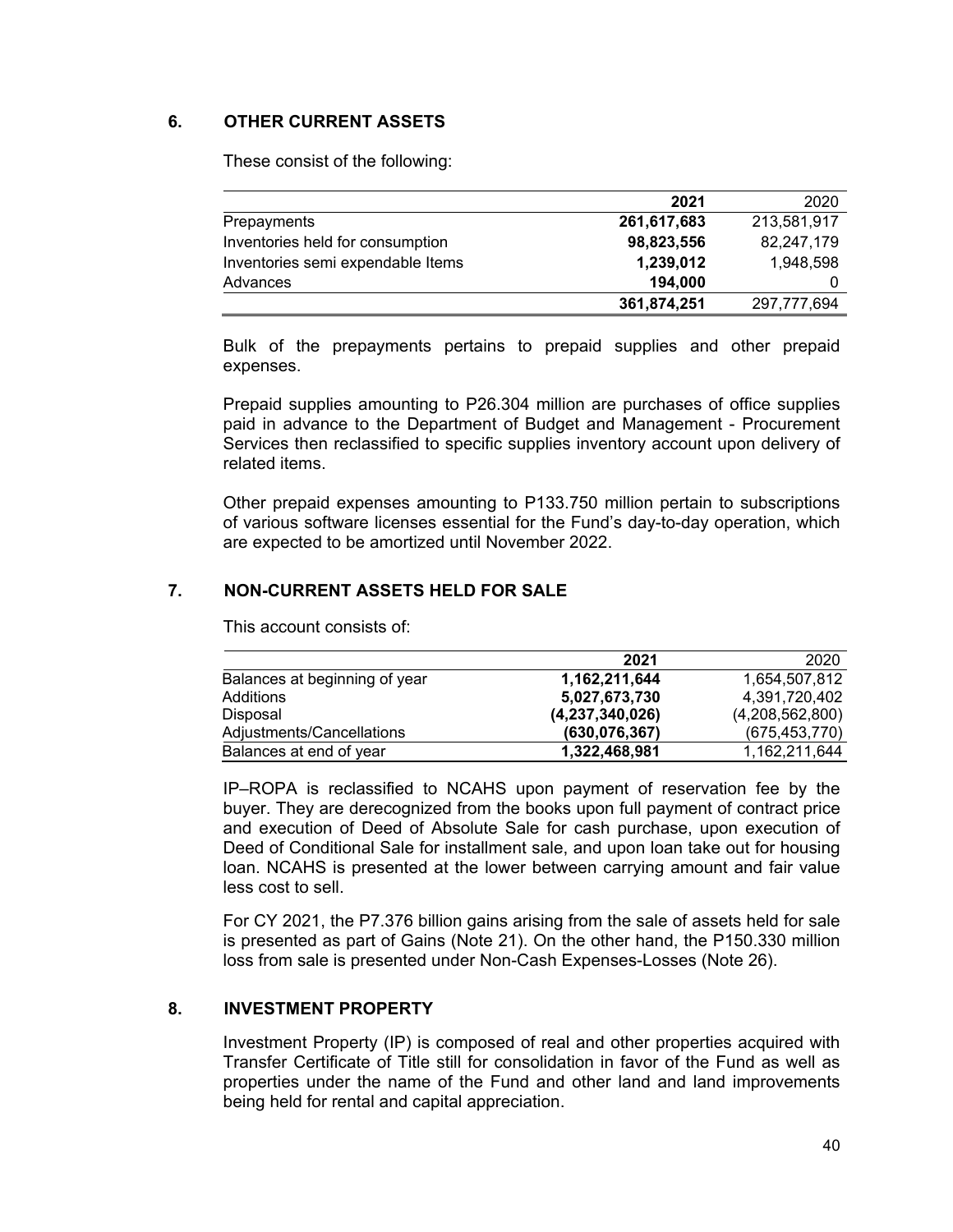## 6. OTHER CURRENT ASSETS

These consist of the following:

| | **2021** | 2020 |
|---|---|---|
| Prepayments | **261,617,683** | 213,581,917 |
| Inventories held for consumption | **98,823,556** | 82,247,179 |
| Inventories semi expendable Items | **1,239,012** | 1,948,598 |
| Advances | **194,000** | 0 |
| | **361,874,251** | 297,777,694 |

Bulk of the prepayments pertains to prepaid supplies and other prepaid expenses.

Prepaid supplies amounting to P26.304 million are purchases of office supplies paid in advance to the Department of Budget and Management - Procurement Services then reclassified to specific supplies inventory account upon delivery of related items.

Other prepaid expenses amounting to P133.750 million pertain to subscriptions of various software licenses essential for the Fund's day-to-day operation, which are expected to be amortized until November 2022.

## 7. NON-CURRENT ASSETS HELD FOR SALE

This account consists of:

| | **2021** | 2020 |
|---|---|---|
| Balances at beginning of year | **1,162,211,644** | 1,654,507,812 |
| Additions | **5,027,673,730** | 4,391,720,402 |
| Disposal | **(4,237,340,026)** | (4,208,562,800) |
| Adjustments/Cancellations | **(630,076,367)** | (675,453,770) |
| Balances at end of year | **1,322,468,981** | 1,162,211,644 |

IP–ROPA is reclassified to NCAHS upon payment of reservation fee by the buyer. They are derecognized from the books upon full payment of contract price and execution of Deed of Absolute Sale for cash purchase, upon execution of Deed of Conditional Sale for installment sale, and upon loan take out for housing loan. NCAHS is presented at the lower between carrying amount and fair value less cost to sell.

For CY 2021, the P7.376 billion gains arising from the sale of assets held for sale is presented as part of Gains (Note 21). On the other hand, the P150.330 million loss from sale is presented under Non-Cash Expenses-Losses (Note 26).

## 8. INVESTMENT PROPERTY

Investment Property (IP) is composed of real and other properties acquired with Transfer Certificate of Title still for consolidation in favor of the Fund as well as properties under the name of the Fund and other land and land improvements being held for rental and capital appreciation.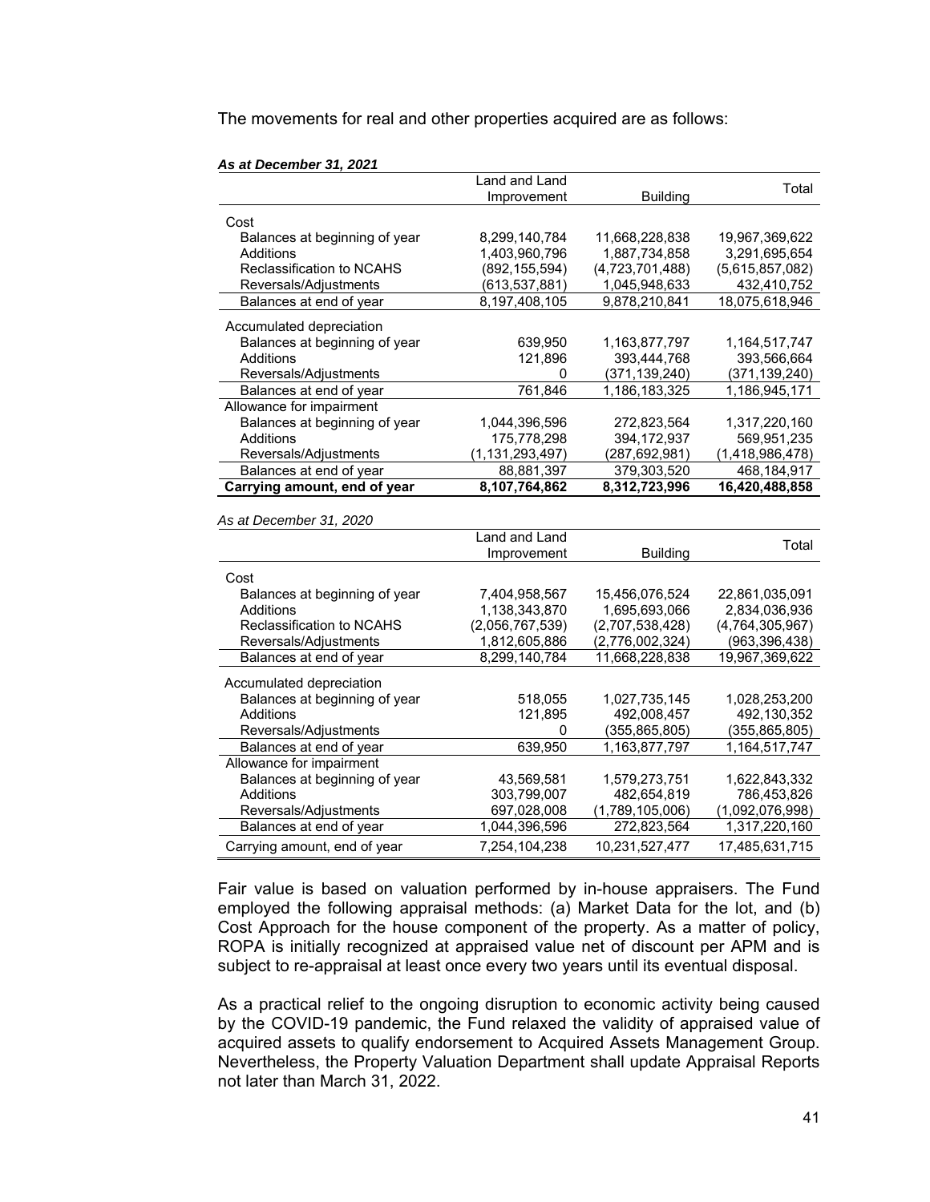The movements for real and other properties acquired are as follows:

***As at December 31, 2021***

| | Land and Land Improvement | Building | Total |
|---|---|---|---|
| Cost | | | |
| Balances at beginning of year | 8,299,140,784 | 11,668,228,838 | 19,967,369,622 |
| Additions | 1,403,960,796 | 1,887,734,858 | 3,291,695,654 |
| Reclassification to NCAHS | (892,155,594) | (4,723,701,488) | (5,615,857,082) |
| Reversals/Adjustments | (613,537,881) | 1,045,948,633 | 432,410,752 |
| Balances at end of year | 8,197,408,105 | 9,878,210,841 | 18,075,618,946 |
| Accumulated depreciation | | | |
| Balances at beginning of year | 639,950 | 1,163,877,797 | 1,164,517,747 |
| Additions | 121,896 | 393,444,768 | 393,566,664 |
| Reversals/Adjustments | 0 | (371,139,240) | (371,139,240) |
| Balances at end of year | 761,846 | 1,186,183,325 | 1,186,945,171 |
| Allowance for impairment | | | |
| Balances at beginning of year | 1,044,396,596 | 272,823,564 | 1,317,220,160 |
| Additions | 175,778,298 | 394,172,937 | 569,951,235 |
| Reversals/Adjustments | (1,131,293,497) | (287,692,981) | (1,418,986,478) |
| Balances at end of year | 88,881,397 | 379,303,520 | 468,184,917 |
| **Carrying amount, end of year** | **8,107,764,862** | **8,312,723,996** | **16,420,488,858** |

*As at December 31, 2020*

| | Land and Land Improvement | Building | Total |
|---|---|---|---|
| Cost | | | |
| Balances at beginning of year | 7,404,958,567 | 15,456,076,524 | 22,861,035,091 |
| Additions | 1,138,343,870 | 1,695,693,066 | 2,834,036,936 |
| Reclassification to NCAHS | (2,056,767,539) | (2,707,538,428) | (4,764,305,967) |
| Reversals/Adjustments | 1,812,605,886 | (2,776,002,324) | (963,396,438) |
| Balances at end of year | 8,299,140,784 | 11,668,228,838 | 19,967,369,622 |
| Accumulated depreciation | | | |
| Balances at beginning of year | 518,055 | 1,027,735,145 | 1,028,253,200 |
| Additions | 121,895 | 492,008,457 | 492,130,352 |
| Reversals/Adjustments | 0 | (355,865,805) | (355,865,805) |
| Balances at end of year | 639,950 | 1,163,877,797 | 1,164,517,747 |
| Allowance for impairment | | | |
| Balances at beginning of year | 43,569,581 | 1,579,273,751 | 1,622,843,332 |
| Additions | 303,799,007 | 482,654,819 | 786,453,826 |
| Reversals/Adjustments | 697,028,008 | (1,789,105,006) | (1,092,076,998) |
| Balances at end of year | 1,044,396,596 | 272,823,564 | 1,317,220,160 |
| Carrying amount, end of year | 7,254,104,238 | 10,231,527,477 | 17,485,631,715 |

Fair value is based on valuation performed by in-house appraisers. The Fund employed the following appraisal methods: (a) Market Data for the lot, and (b) Cost Approach for the house component of the property. As a matter of policy, ROPA is initially recognized at appraised value net of discount per APM and is subject to re-appraisal at least once every two years until its eventual disposal.

As a practical relief to the ongoing disruption to economic activity being caused by the COVID-19 pandemic, the Fund relaxed the validity of appraised value of acquired assets to qualify endorsement to Acquired Assets Management Group. Nevertheless, the Property Valuation Department shall update Appraisal Reports not later than March 31, 2022.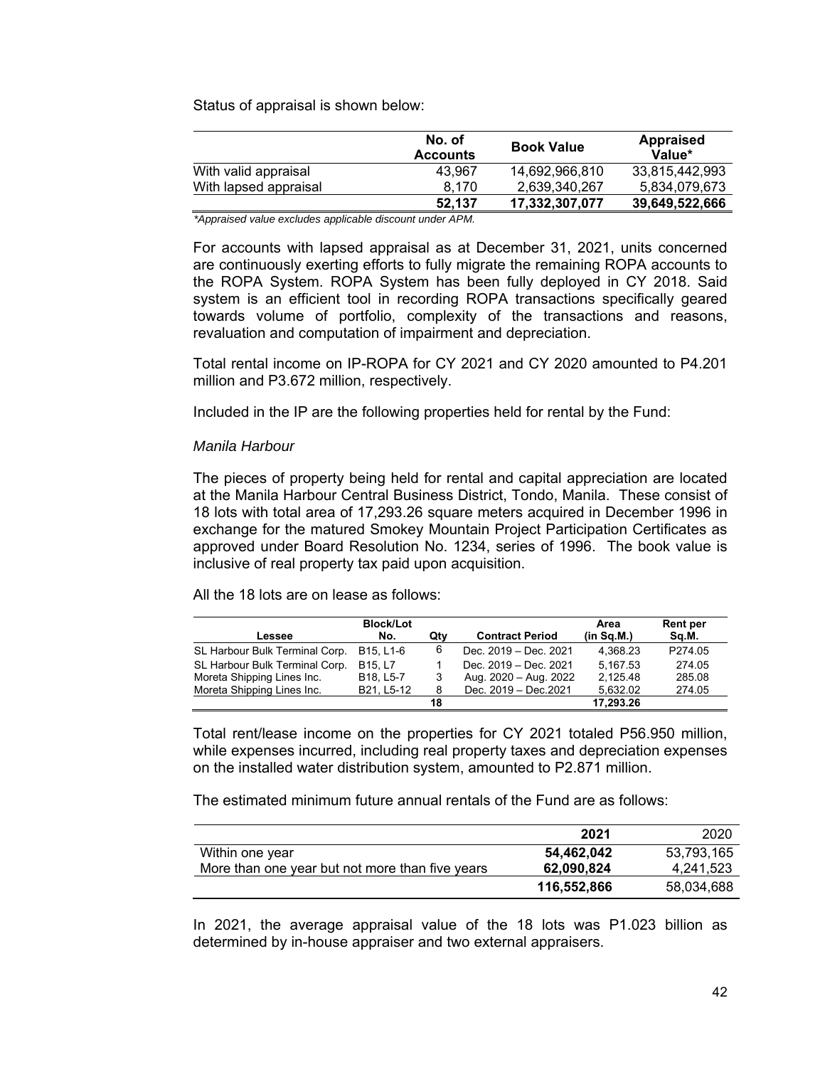Status of appraisal is shown below:

| | No. of Accounts | Book Value | Appraised Value* |
|---|---|---|---|
| With valid appraisal | 43,967 | 14,692,966,810 | 33,815,442,993 |
| With lapsed appraisal | 8,170 | 2,639,340,267 | 5,834,079,673 |
| | **52,137** | **17,332,307,077** | **39,649,522,666** |

*\*Appraised value excludes applicable discount under APM.*

For accounts with lapsed appraisal as at December 31, 2021, units concerned are continuously exerting efforts to fully migrate the remaining ROPA accounts to the ROPA System. ROPA System has been fully deployed in CY 2018. Said system is an efficient tool in recording ROPA transactions specifically geared towards volume of portfolio, complexity of the transactions and reasons, revaluation and computation of impairment and depreciation.

Total rental income on IP-ROPA for CY 2021 and CY 2020 amounted to P4.201 million and P3.672 million, respectively.

Included in the IP are the following properties held for rental by the Fund:

*Manila Harbour*

The pieces of property being held for rental and capital appreciation are located at the Manila Harbour Central Business District, Tondo, Manila. These consist of 18 lots with total area of 17,293.26 square meters acquired in December 1996 in exchange for the matured Smokey Mountain Project Participation Certificates as approved under Board Resolution No. 1234, series of 1996. The book value is inclusive of real property tax paid upon acquisition.

All the 18 lots are on lease as follows:

| Lessee | Block/Lot No. | Qty | Contract Period | Area (in Sq.M.) | Rent per Sq.M. |
|---|---|---|---|---|---|
| SL Harbour Bulk Terminal Corp. | B15, L1-6 | 6 | Dec. 2019 – Dec. 2021 | 4,368.23 | P274.05 |
| SL Harbour Bulk Terminal Corp. | B15, L7 | 1 | Dec. 2019 – Dec. 2021 | 5,167.53 | 274.05 |
| Moreta Shipping Lines Inc. | B18, L5-7 | 3 | Aug. 2020 – Aug. 2022 | 2,125.48 | 285.08 |
| Moreta Shipping Lines Inc. | B21, L5-12 | 8 | Dec. 2019 – Dec.2021 | 5,632.02 | 274.05 |
| | | **18** | | **17,293.26** | |

Total rent/lease income on the properties for CY 2021 totaled P56.950 million, while expenses incurred, including real property taxes and depreciation expenses on the installed water distribution system, amounted to P2.871 million.

The estimated minimum future annual rentals of the Fund are as follows:

| | 2021 | 2020 |
|---|---|---|
| Within one year | **54,462,042** | 53,793,165 |
| More than one year but not more than five years | **62,090,824** | 4,241,523 |
| | **116,552,866** | 58,034,688 |

In 2021, the average appraisal value of the 18 lots was P1.023 billion as determined by in-house appraiser and two external appraisers.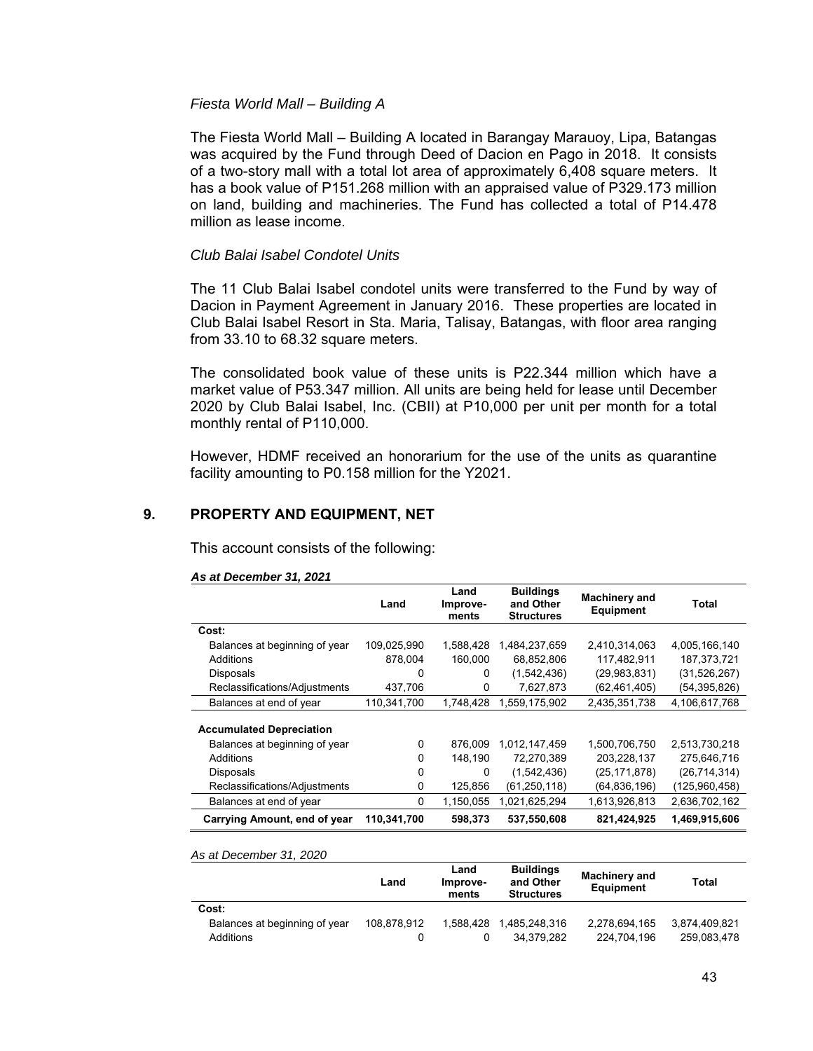*Fiesta World Mall – Building A*

The Fiesta World Mall – Building A located in Barangay Marauoy, Lipa, Batangas was acquired by the Fund through Deed of Dacion en Pago in 2018. It consists of a two-story mall with a total lot area of approximately 6,408 square meters. It has a book value of P151.268 million with an appraised value of P329.173 million on land, building and machineries. The Fund has collected a total of P14.478 million as lease income.

*Club Balai Isabel Condotel Units*

The 11 Club Balai Isabel condotel units were transferred to the Fund by way of Dacion in Payment Agreement in January 2016. These properties are located in Club Balai Isabel Resort in Sta. Maria, Talisay, Batangas, with floor area ranging from 33.10 to 68.32 square meters.

The consolidated book value of these units is P22.344 million which have a market value of P53.347 million. All units are being held for lease until December 2020 by Club Balai Isabel, Inc. (CBII) at P10,000 per unit per month for a total monthly rental of P110,000.

However, HDMF received an honorarium for the use of the units as quarantine facility amounting to P0.158 million for the Y2021.

## 9. PROPERTY AND EQUIPMENT, NET

This account consists of the following:

***As at December 31, 2021***

| | Land | Land Improve-ments | Buildings and Other Structures | Machinery and Equipment | Total |
|---|---|---|---|---|---|
| **Cost:** | | | | | |
| Balances at beginning of year | 109,025,990 | 1,588,428 | 1,484,237,659 | 2,410,314,063 | 4,005,166,140 |
| Additions | 878,004 | 160,000 | 68,852,806 | 117,482,911 | 187,373,721 |
| Disposals | 0 | 0 | (1,542,436) | (29,983,831) | (31,526,267) |
| Reclassifications/Adjustments | 437,706 | 0 | 7,627,873 | (62,461,405) | (54,395,826) |
| Balances at end of year | 110,341,700 | 1,748,428 | 1,559,175,902 | 2,435,351,738 | 4,106,617,768 |
| **Accumulated Depreciation** | | | | | |
| Balances at beginning of year | 0 | 876,009 | 1,012,147,459 | 1,500,706,750 | 2,513,730,218 |
| Additions | 0 | 148,190 | 72,270,389 | 203,228,137 | 275,646,716 |
| Disposals | 0 | 0 | (1,542,436) | (25,171,878) | (26,714,314) |
| Reclassifications/Adjustments | 0 | 125,856 | (61,250,118) | (64,836,196) | (125,960,458) |
| Balances at end of year | 0 | 1,150,055 | 1,021,625,294 | 1,613,926,813 | 2,636,702,162 |
| **Carrying Amount, end of year** | **110,341,700** | **598,373** | **537,550,608** | **821,424,925** | **1,469,915,606** |

*As at December 31, 2020*

| | Land | Land Improve-ments | Buildings and Other Structures | Machinery and Equipment | Total |
|---|---|---|---|---|---|
| **Cost:** | | | | | |
| Balances at beginning of year | 108,878,912 | 1,588,428 | 1,485,248,316 | 2,278,694,165 | 3,874,409,821 |
| Additions | 0 | 0 | 34,379,282 | 224,704,196 | 259,083,478 |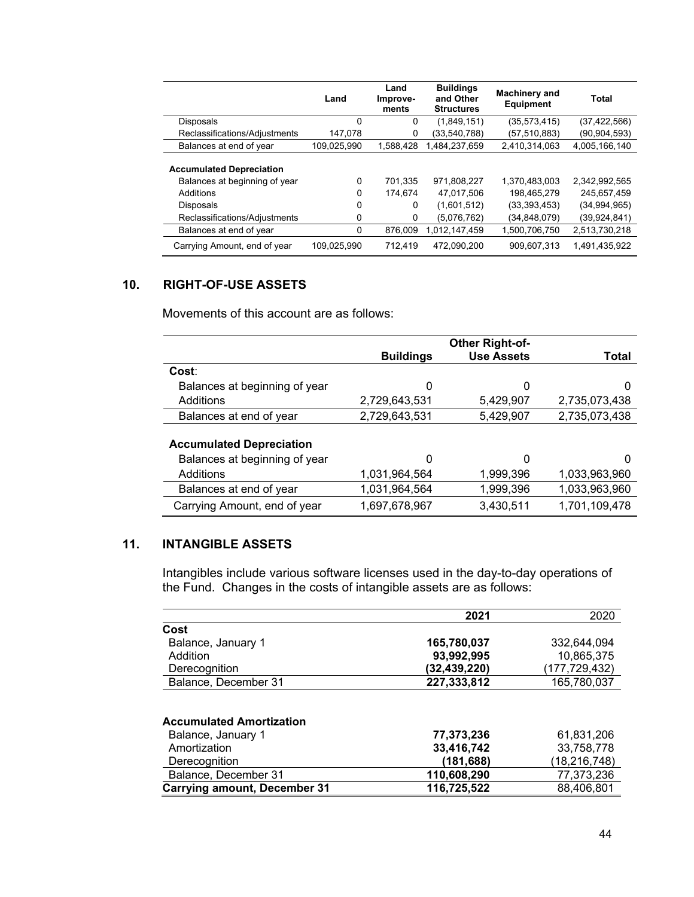| | Land | Land Improve-ments | Buildings and Other Structures | Machinery and Equipment | Total |
|---|---|---|---|---|---|
| Disposals | 0 | 0 | (1,849,151) | (35,573,415) | (37,422,566) |
| Reclassifications/Adjustments | 147,078 | 0 | (33,540,788) | (57,510,883) | (90,904,593) |
| Balances at end of year | 109,025,990 | 1,588,428 | 1,484,237,659 | 2,410,314,063 | 4,005,166,140 |
| **Accumulated Depreciation** | | | | | |
| Balances at beginning of year | 0 | 701,335 | 971,808,227 | 1,370,483,003 | 2,342,992,565 |
| Additions | 0 | 174,674 | 47,017,506 | 198,465,279 | 245,657,459 |
| Disposals | 0 | 0 | (1,601,512) | (33,393,453) | (34,994,965) |
| Reclassifications/Adjustments | 0 | 0 | (5,076,762) | (34,848,079) | (39,924,841) |
| Balances at end of year | 0 | 876,009 | 1,012,147,459 | 1,500,706,750 | 2,513,730,218 |
| Carrying Amount, end of year | 109,025,990 | 712,419 | 472,090,200 | 909,607,313 | 1,491,435,922 |

## 10. RIGHT-OF-USE ASSETS

Movements of this account are as follows:

| | Buildings | Other Right-of-Use Assets | Total |
|---|---|---|---|
| **Cost**: | | | |
| Balances at beginning of year | 0 | 0 | 0 |
| Additions | 2,729,643,531 | 5,429,907 | 2,735,073,438 |
| Balances at end of year | 2,729,643,531 | 5,429,907 | 2,735,073,438 |
| **Accumulated Depreciation** | | | |
| Balances at beginning of year | 0 | 0 | 0 |
| Additions | 1,031,964,564 | 1,999,396 | 1,033,963,960 |
| Balances at end of year | 1,031,964,564 | 1,999,396 | 1,033,963,960 |
| Carrying Amount, end of year | 1,697,678,967 | 3,430,511 | 1,701,109,478 |

## 11. INTANGIBLE ASSETS

Intangibles include various software licenses used in the day-to-day operations of the Fund. Changes in the costs of intangible assets are as follows:

| | **2021** | 2020 |
|---|---|---|
| **Cost** | | |
| Balance, January 1 | **165,780,037** | 332,644,094 |
| Addition | **93,992,995** | 10,865,375 |
| Derecognition | **(32,439,220)** | (177,729,432) |
| Balance, December 31 | **227,333,812** | 165,780,037 |
| **Accumulated Amortization** | | |
| Balance, January 1 | **77,373,236** | 61,831,206 |
| Amortization | **33,416,742** | 33,758,778 |
| Derecognition | **(181,688)** | (18,216,748) |
| Balance, December 31 | **110,608,290** | 77,373,236 |
| **Carrying amount, December 31** | **116,725,522** | 88,406,801 |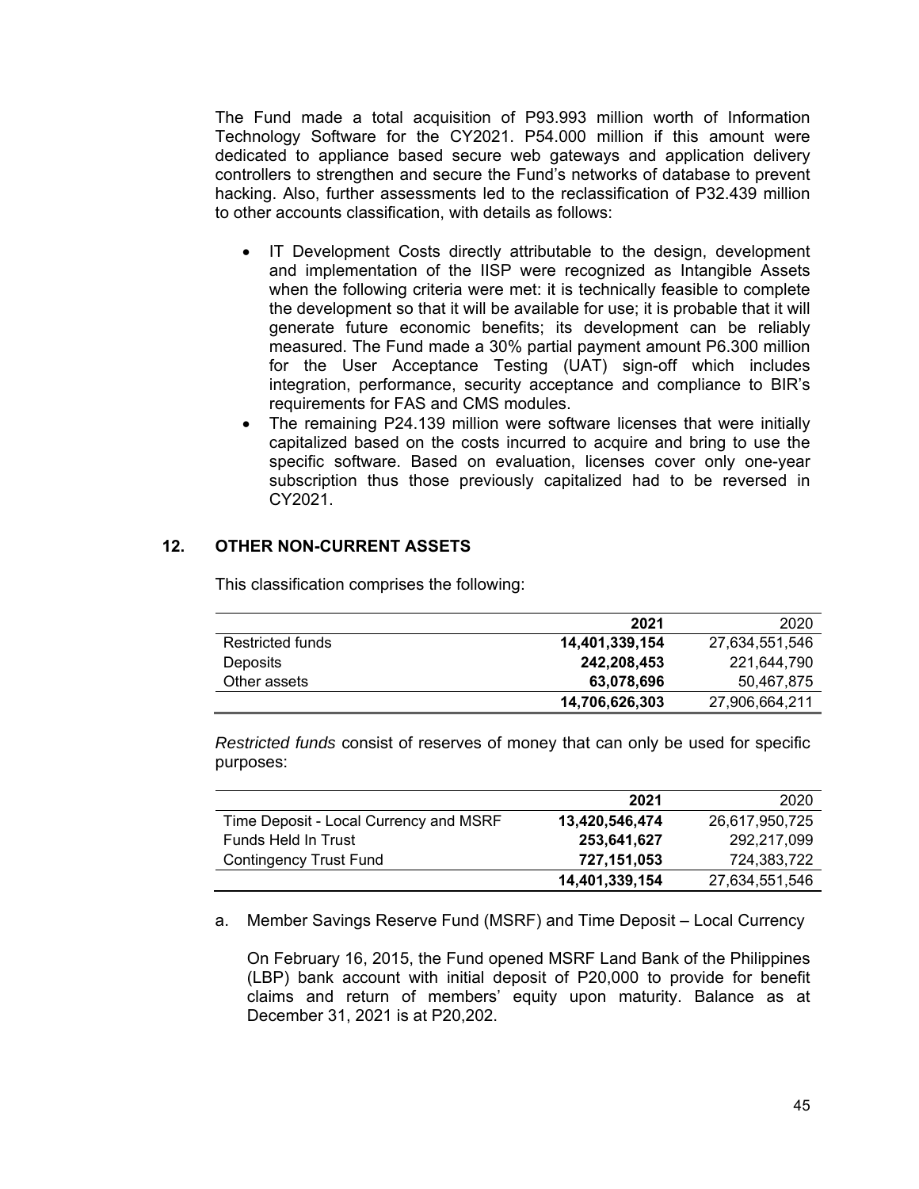The Fund made a total acquisition of P93.993 million worth of Information Technology Software for the CY2021. P54.000 million if this amount were dedicated to appliance based secure web gateways and application delivery controllers to strengthen and secure the Fund's networks of database to prevent hacking. Also, further assessments led to the reclassification of P32.439 million to other accounts classification, with details as follows:

- IT Development Costs directly attributable to the design, development and implementation of the IISP were recognized as Intangible Assets when the following criteria were met: it is technically feasible to complete the development so that it will be available for use; it is probable that it will generate future economic benefits; its development can be reliably measured. The Fund made a 30% partial payment amount P6.300 million for the User Acceptance Testing (UAT) sign-off which includes integration, performance, security acceptance and compliance to BIR's requirements for FAS and CMS modules.
- The remaining P24.139 million were software licenses that were initially capitalized based on the costs incurred to acquire and bring to use the specific software. Based on evaluation, licenses cover only one-year subscription thus those previously capitalized had to be reversed in CY2021.

## 12. OTHER NON-CURRENT ASSETS

This classification comprises the following:

| | **2021** | 2020 |
|---|---|---|
| Restricted funds | **14,401,339,154** | 27,634,551,546 |
| Deposits | **242,208,453** | 221,644,790 |
| Other assets | **63,078,696** | 50,467,875 |
| | **14,706,626,303** | 27,906,664,211 |

*Restricted funds* consist of reserves of money that can only be used for specific purposes:

| | **2021** | 2020 |
|---|---|---|
| Time Deposit - Local Currency and MSRF | **13,420,546,474** | 26,617,950,725 |
| Funds Held In Trust | **253,641,627** | 292,217,099 |
| Contingency Trust Fund | **727,151,053** | 724,383,722 |
| | **14,401,339,154** | 27,634,551,546 |

a. Member Savings Reserve Fund (MSRF) and Time Deposit – Local Currency

On February 16, 2015, the Fund opened MSRF Land Bank of the Philippines (LBP) bank account with initial deposit of P20,000 to provide for benefit claims and return of members' equity upon maturity. Balance as at December 31, 2021 is at P20,202.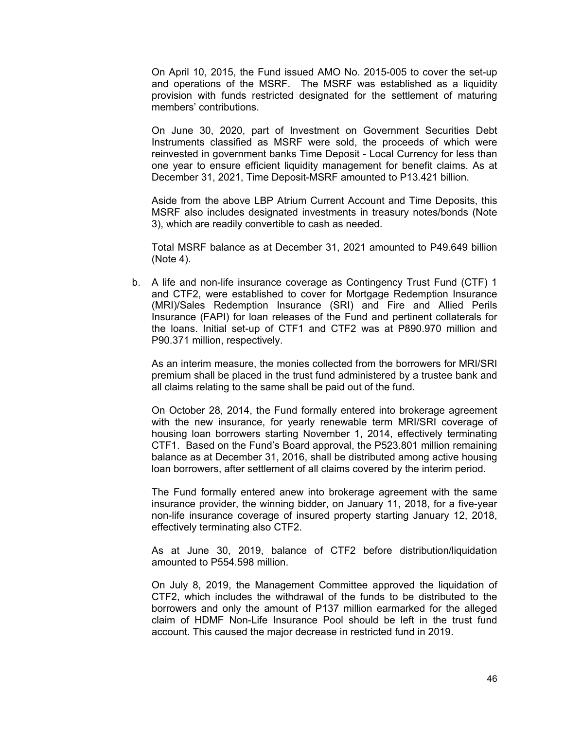On April 10, 2015, the Fund issued AMO No. 2015-005 to cover the set-up and operations of the MSRF. The MSRF was established as a liquidity provision with funds restricted designated for the settlement of maturing members' contributions.

On June 30, 2020, part of Investment on Government Securities Debt Instruments classified as MSRF were sold, the proceeds of which were reinvested in government banks Time Deposit - Local Currency for less than one year to ensure efficient liquidity management for benefit claims. As at December 31, 2021, Time Deposit-MSRF amounted to P13.421 billion.

Aside from the above LBP Atrium Current Account and Time Deposits, this MSRF also includes designated investments in treasury notes/bonds (Note 3), which are readily convertible to cash as needed.

Total MSRF balance as at December 31, 2021 amounted to P49.649 billion (Note 4).

b. A life and non-life insurance coverage as Contingency Trust Fund (CTF) 1 and CTF2, were established to cover for Mortgage Redemption Insurance (MRI)/Sales Redemption Insurance (SRI) and Fire and Allied Perils Insurance (FAPI) for loan releases of the Fund and pertinent collaterals for the loans. Initial set-up of CTF1 and CTF2 was at P890.970 million and P90.371 million, respectively.

   As an interim measure, the monies collected from the borrowers for MRI/SRI premium shall be placed in the trust fund administered by a trustee bank and all claims relating to the same shall be paid out of the fund.

   On October 28, 2014, the Fund formally entered into brokerage agreement with the new insurance, for yearly renewable term MRI/SRI coverage of housing loan borrowers starting November 1, 2014, effectively terminating CTF1. Based on the Fund's Board approval, the P523.801 million remaining balance as at December 31, 2016, shall be distributed among active housing loan borrowers, after settlement of all claims covered by the interim period.

   The Fund formally entered anew into brokerage agreement with the same insurance provider, the winning bidder, on January 11, 2018, for a five-year non-life insurance coverage of insured property starting January 12, 2018, effectively terminating also CTF2.

   As at June 30, 2019, balance of CTF2 before distribution/liquidation amounted to P554.598 million.

   On July 8, 2019, the Management Committee approved the liquidation of CTF2, which includes the withdrawal of the funds to be distributed to the borrowers and only the amount of P137 million earmarked for the alleged claim of HDMF Non-Life Insurance Pool should be left in the trust fund account. This caused the major decrease in restricted fund in 2019.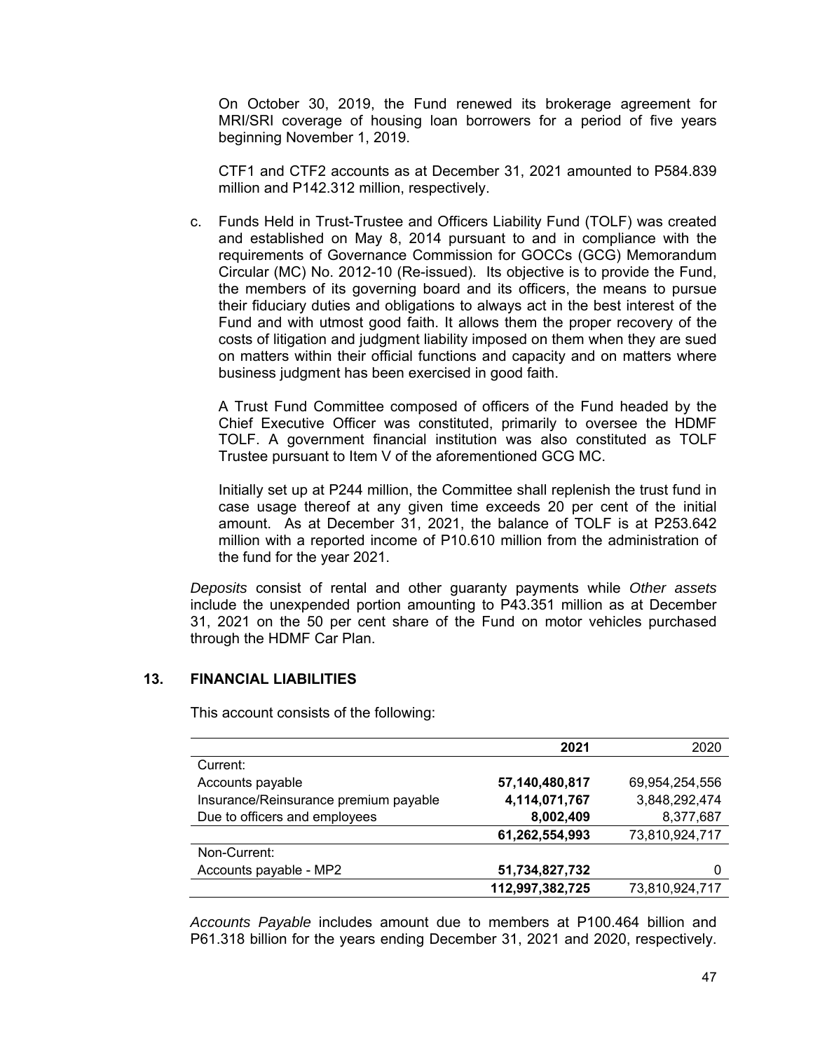On October 30, 2019, the Fund renewed its brokerage agreement for MRI/SRI coverage of housing loan borrowers for a period of five years beginning November 1, 2019.

CTF1 and CTF2 accounts as at December 31, 2021 amounted to P584.839 million and P142.312 million, respectively.

c. Funds Held in Trust-Trustee and Officers Liability Fund (TOLF) was created and established on May 8, 2014 pursuant to and in compliance with the requirements of Governance Commission for GOCCs (GCG) Memorandum Circular (MC) No. 2012-10 (Re-issued). Its objective is to provide the Fund, the members of its governing board and its officers, the means to pursue their fiduciary duties and obligations to always act in the best interest of the Fund and with utmost good faith. It allows them the proper recovery of the costs of litigation and judgment liability imposed on them when they are sued on matters within their official functions and capacity and on matters where business judgment has been exercised in good faith.

   A Trust Fund Committee composed of officers of the Fund headed by the Chief Executive Officer was constituted, primarily to oversee the HDMF TOLF. A government financial institution was also constituted as TOLF Trustee pursuant to Item V of the aforementioned GCG MC.

   Initially set up at P244 million, the Committee shall replenish the trust fund in case usage thereof at any given time exceeds 20 per cent of the initial amount. As at December 31, 2021, the balance of TOLF is at P253.642 million with a reported income of P10.610 million from the administration of the fund for the year 2021.

*Deposits* consist of rental and other guaranty payments while *Other assets* include the unexpended portion amounting to P43.351 million as at December 31, 2021 on the 50 per cent share of the Fund on motor vehicles purchased through the HDMF Car Plan.

## 13. FINANCIAL LIABILITIES

This account consists of the following:

| | **2021** | 2020 |
|---|---|---|
| Current: | | |
| Accounts payable | **57,140,480,817** | 69,954,254,556 |
| Insurance/Reinsurance premium payable | **4,114,071,767** | 3,848,292,474 |
| Due to officers and employees | **8,002,409** | 8,377,687 |
| | **61,262,554,993** | 73,810,924,717 |
| Non-Current: | | |
| Accounts payable - MP2 | **51,734,827,732** | 0 |
| | **112,997,382,725** | 73,810,924,717 |

*Accounts Payable* includes amount due to members at P100.464 billion and P61.318 billion for the years ending December 31, 2021 and 2020, respectively.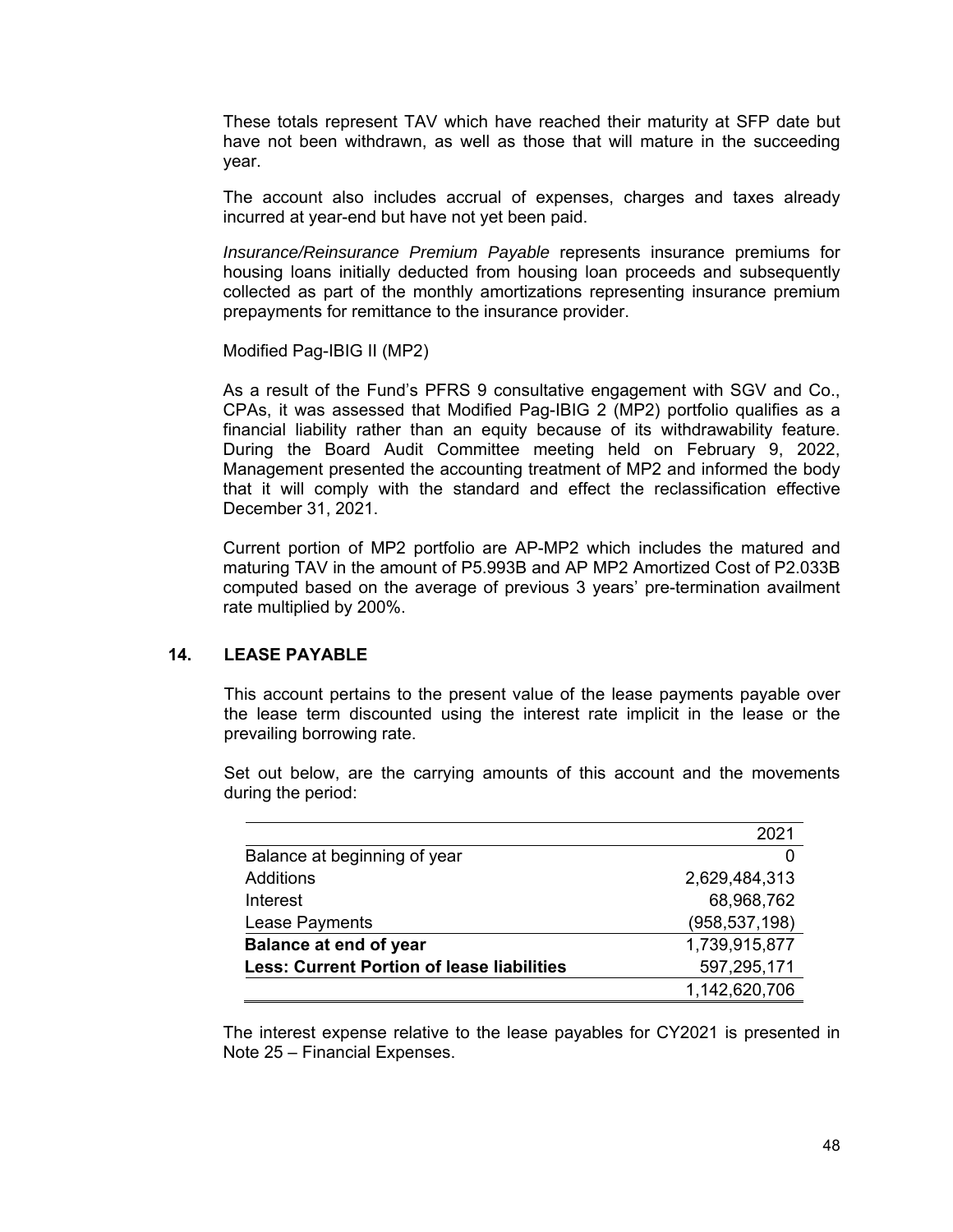These totals represent TAV which have reached their maturity at SFP date but have not been withdrawn, as well as those that will mature in the succeeding year.

The account also includes accrual of expenses, charges and taxes already incurred at year-end but have not yet been paid.

*Insurance/Reinsurance Premium Payable* represents insurance premiums for housing loans initially deducted from housing loan proceeds and subsequently collected as part of the monthly amortizations representing insurance premium prepayments for remittance to the insurance provider.

Modified Pag-IBIG II (MP2)

As a result of the Fund's PFRS 9 consultative engagement with SGV and Co., CPAs, it was assessed that Modified Pag-IBIG 2 (MP2) portfolio qualifies as a financial liability rather than an equity because of its withdrawability feature. During the Board Audit Committee meeting held on February 9, 2022, Management presented the accounting treatment of MP2 and informed the body that it will comply with the standard and effect the reclassification effective December 31, 2021.

Current portion of MP2 portfolio are AP-MP2 which includes the matured and maturing TAV in the amount of P5.993B and AP MP2 Amortized Cost of P2.033B computed based on the average of previous 3 years' pre-termination availment rate multiplied by 200%.

## 14. LEASE PAYABLE

This account pertains to the present value of the lease payments payable over the lease term discounted using the interest rate implicit in the lease or the prevailing borrowing rate.

Set out below, are the carrying amounts of this account and the movements during the period:

| | 2021 |
|---|---|
| Balance at beginning of year | 0 |
| Additions | 2,629,484,313 |
| Interest | 68,968,762 |
| Lease Payments | (958,537,198) |
| **Balance at end of year** | 1,739,915,877 |
| **Less: Current Portion of lease liabilities** | 597,295,171 |
| | 1,142,620,706 |

The interest expense relative to the lease payables for CY2021 is presented in Note 25 – Financial Expenses.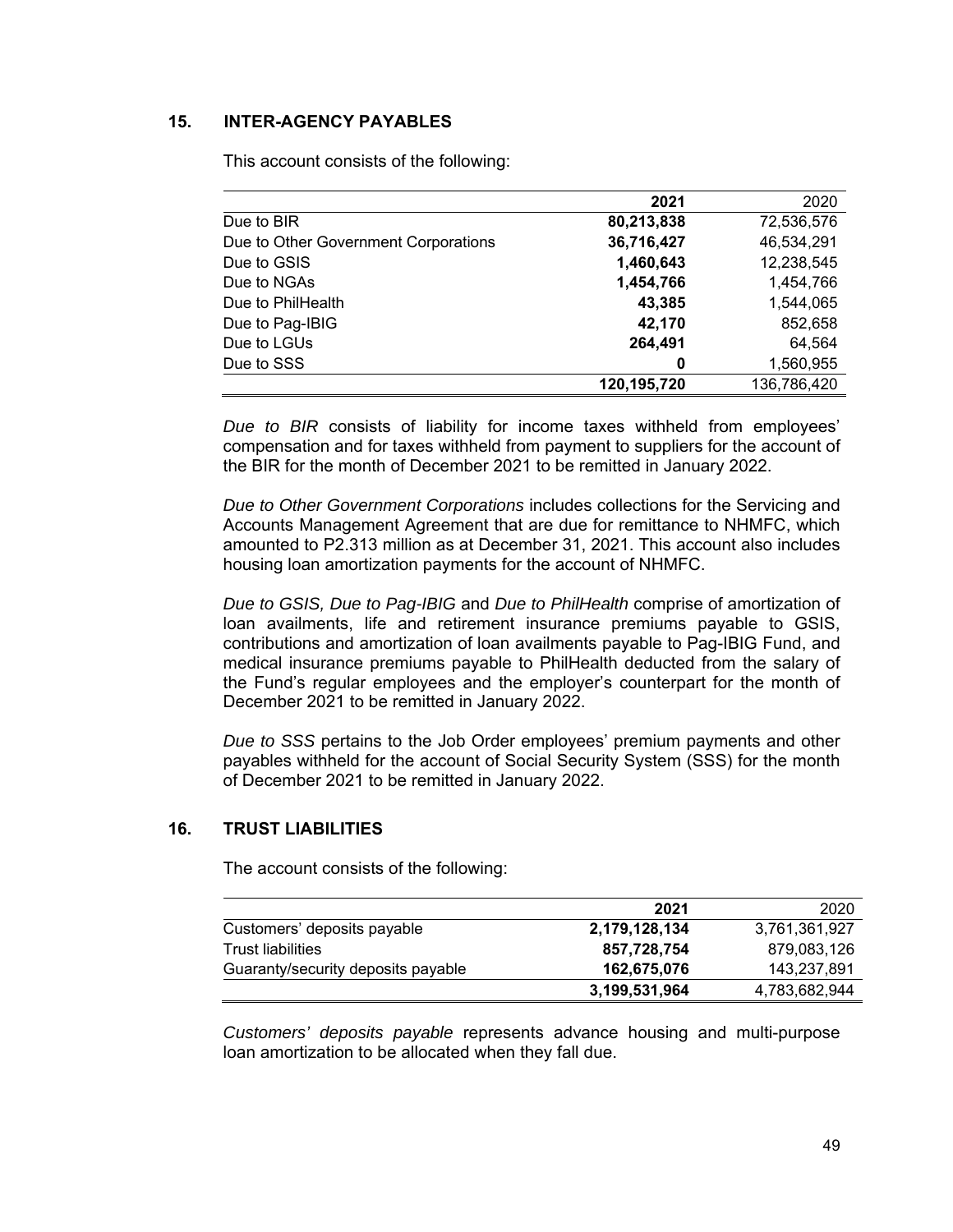## 15. INTER-AGENCY PAYABLES

This account consists of the following:

| | **2021** | 2020 |
|---|---:|---:|
| Due to BIR | **80,213,838** | 72,536,576 |
| Due to Other Government Corporations | **36,716,427** | 46,534,291 |
| Due to GSIS | **1,460,643** | 12,238,545 |
| Due to NGAs | **1,454,766** | 1,454,766 |
| Due to PhilHealth | **43,385** | 1,544,065 |
| Due to Pag-IBIG | **42,170** | 852,658 |
| Due to LGUs | **264,491** | 64,564 |
| Due to SSS | **0** | 1,560,955 |
| | **120,195,720** | 136,786,420 |

*Due to BIR* consists of liability for income taxes withheld from employees' compensation and for taxes withheld from payment to suppliers for the account of the BIR for the month of December 2021 to be remitted in January 2022.

*Due to Other Government Corporations* includes collections for the Servicing and Accounts Management Agreement that are due for remittance to NHMFC, which amounted to P2.313 million as at December 31, 2021. This account also includes housing loan amortization payments for the account of NHMFC.

*Due to GSIS, Due to Pag-IBIG* and *Due to PhilHealth* comprise of amortization of loan availments, life and retirement insurance premiums payable to GSIS, contributions and amortization of loan availments payable to Pag-IBIG Fund, and medical insurance premiums payable to PhilHealth deducted from the salary of the Fund's regular employees and the employer's counterpart for the month of December 2021 to be remitted in January 2022.

*Due to SSS* pertains to the Job Order employees' premium payments and other payables withheld for the account of Social Security System (SSS) for the month of December 2021 to be remitted in January 2022.

## 16. TRUST LIABILITIES

The account consists of the following:

| | **2021** | 2020 |
|---|---:|---:|
| Customers' deposits payable | **2,179,128,134** | 3,761,361,927 |
| Trust liabilities | **857,728,754** | 879,083,126 |
| Guaranty/security deposits payable | **162,675,076** | 143,237,891 |
| | **3,199,531,964** | 4,783,682,944 |

*Customers' deposits payable* represents advance housing and multi-purpose loan amortization to be allocated when they fall due.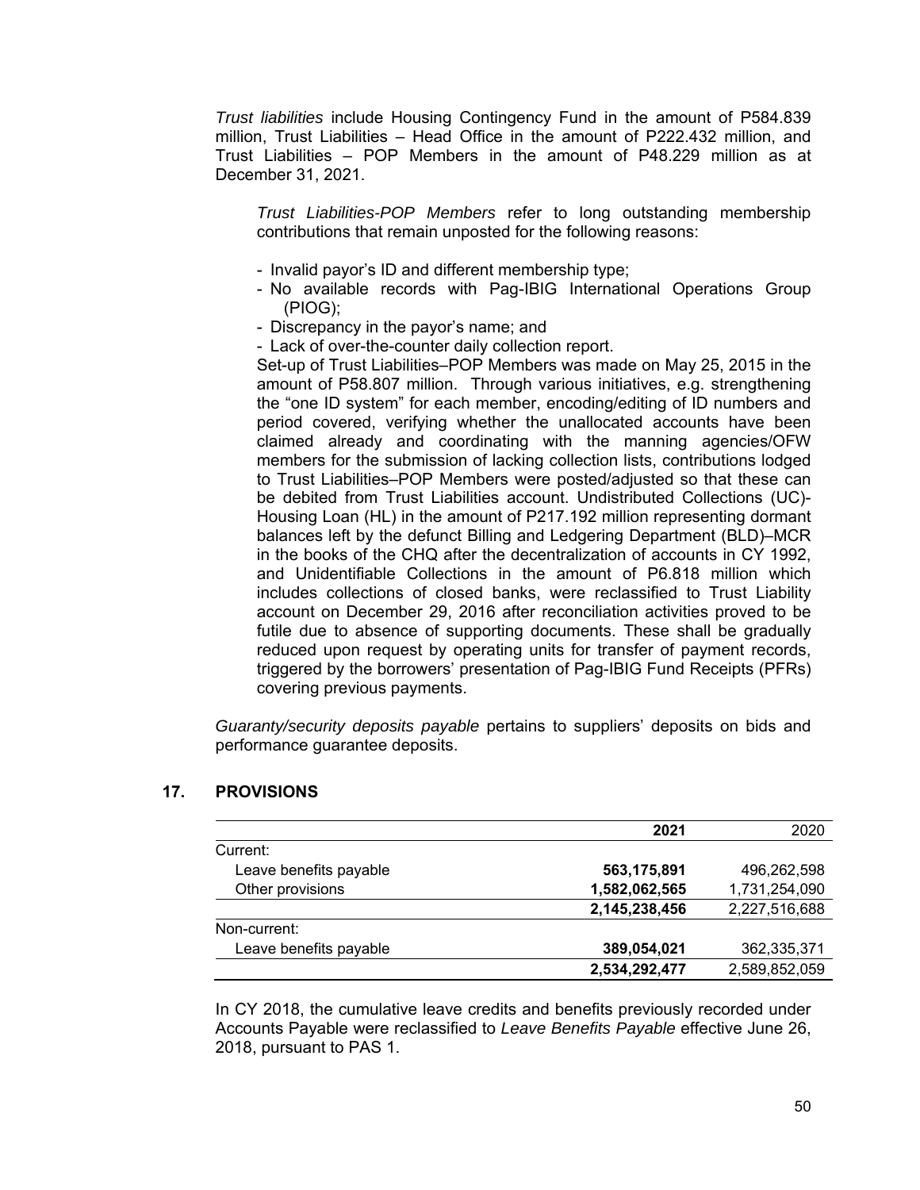*Trust liabilities* include Housing Contingency Fund in the amount of P584.839 million, Trust Liabilities – Head Office in the amount of P222.432 million, and Trust Liabilities – POP Members in the amount of P48.229 million as at December 31, 2021.

*Trust Liabilities-POP Members* refer to long outstanding membership contributions that remain unposted for the following reasons:

- Invalid payor's ID and different membership type;
- No available records with Pag-IBIG International Operations Group (PIOG);
- Discrepancy in the payor's name; and
- Lack of over-the-counter daily collection report.

Set-up of Trust Liabilities–POP Members was made on May 25, 2015 in the amount of P58.807 million. Through various initiatives, e.g. strengthening the "one ID system" for each member, encoding/editing of ID numbers and period covered, verifying whether the unallocated accounts have been claimed already and coordinating with the manning agencies/OFW members for the submission of lacking collection lists, contributions lodged to Trust Liabilities–POP Members were posted/adjusted so that these can be debited from Trust Liabilities account. Undistributed Collections (UC)-Housing Loan (HL) in the amount of P217.192 million representing dormant balances left by the defunct Billing and Ledgering Department (BLD)–MCR in the books of the CHQ after the decentralization of accounts in CY 1992, and Unidentifiable Collections in the amount of P6.818 million which includes collections of closed banks, were reclassified to Trust Liability account on December 29, 2016 after reconciliation activities proved to be futile due to absence of supporting documents. These shall be gradually reduced upon request by operating units for transfer of payment records, triggered by the borrowers' presentation of Pag-IBIG Fund Receipts (PFRs) covering previous payments.

*Guaranty/security deposits payable* pertains to suppliers' deposits on bids and performance guarantee deposits.

## 17. PROVISIONS

| | **2021** | 2020 |
|---|---|---|
| Current: | | |
| Leave benefits payable | **563,175,891** | 496,262,598 |
| Other provisions | **1,582,062,565** | 1,731,254,090 |
| | **2,145,238,456** | 2,227,516,688 |
| Non-current: | | |
| Leave benefits payable | **389,054,021** | 362,335,371 |
| | **2,534,292,477** | 2,589,852,059 |

In CY 2018, the cumulative leave credits and benefits previously recorded under Accounts Payable were reclassified to *Leave Benefits Payable* effective June 26, 2018, pursuant to PAS 1.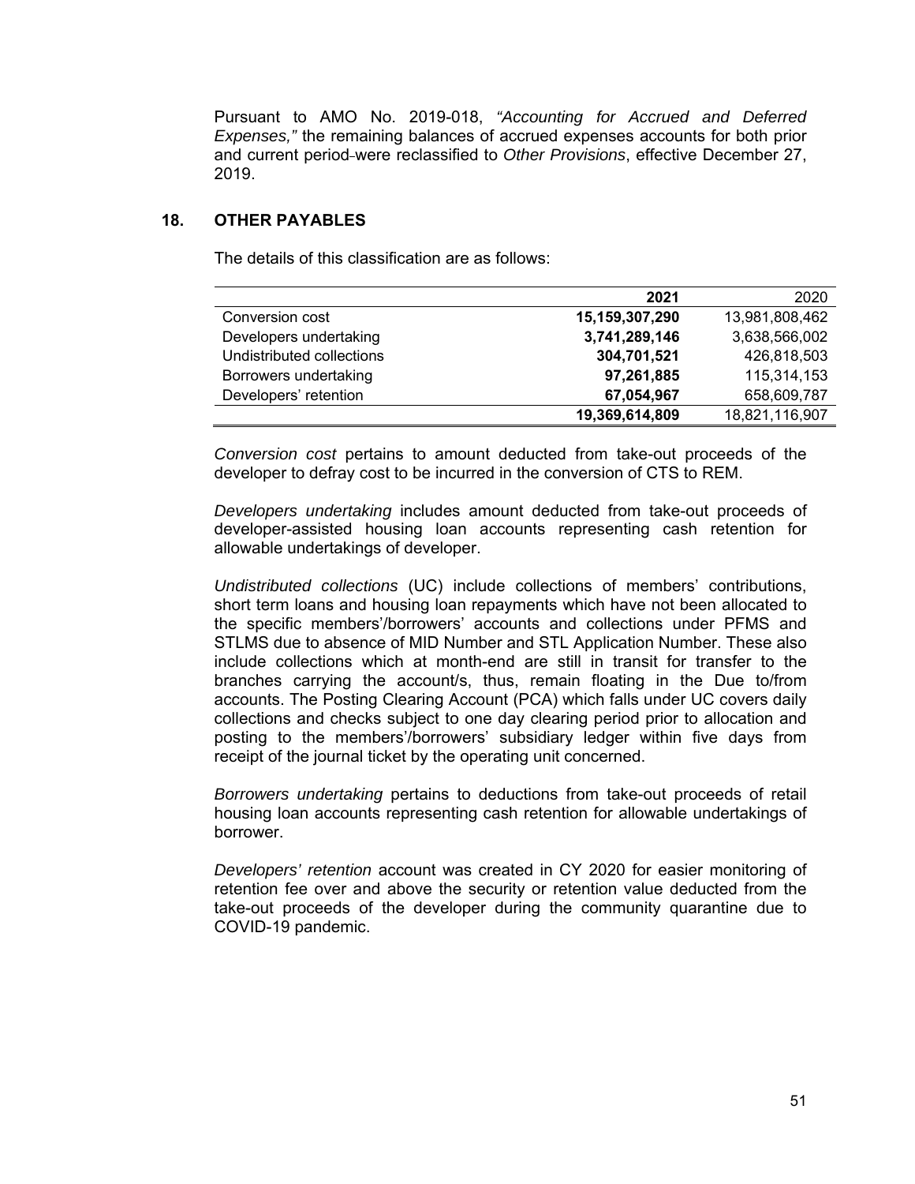Pursuant to AMO No. 2019-018, *"Accounting for Accrued and Deferred Expenses,"* the remaining balances of accrued expenses accounts for both prior and current period were reclassified to *Other Provisions*, effective December 27, 2019.

## 18. OTHER PAYABLES

The details of this classification are as follows:

| | **2021** | 2020 |
|---|---|---|
| Conversion cost | **15,159,307,290** | 13,981,808,462 |
| Developers undertaking | **3,741,289,146** | 3,638,566,002 |
| Undistributed collections | **304,701,521** | 426,818,503 |
| Borrowers undertaking | **97,261,885** | 115,314,153 |
| Developers' retention | **67,054,967** | 658,609,787 |
| | **19,369,614,809** | 18,821,116,907 |

*Conversion cost* pertains to amount deducted from take-out proceeds of the developer to defray cost to be incurred in the conversion of CTS to REM.

*Developers undertaking* includes amount deducted from take-out proceeds of developer-assisted housing loan accounts representing cash retention for allowable undertakings of developer.

*Undistributed collections* (UC) include collections of members' contributions, short term loans and housing loan repayments which have not been allocated to the specific members'/borrowers' accounts and collections under PFMS and STLMS due to absence of MID Number and STL Application Number. These also include collections which at month-end are still in transit for transfer to the branches carrying the account/s, thus, remain floating in the Due to/from accounts. The Posting Clearing Account (PCA) which falls under UC covers daily collections and checks subject to one day clearing period prior to allocation and posting to the members'/borrowers' subsidiary ledger within five days from receipt of the journal ticket by the operating unit concerned.

*Borrowers undertaking* pertains to deductions from take-out proceeds of retail housing loan accounts representing cash retention for allowable undertakings of borrower.

*Developers' retention* account was created in CY 2020 for easier monitoring of retention fee over and above the security or retention value deducted from the take-out proceeds of the developer during the community quarantine due to COVID-19 pandemic.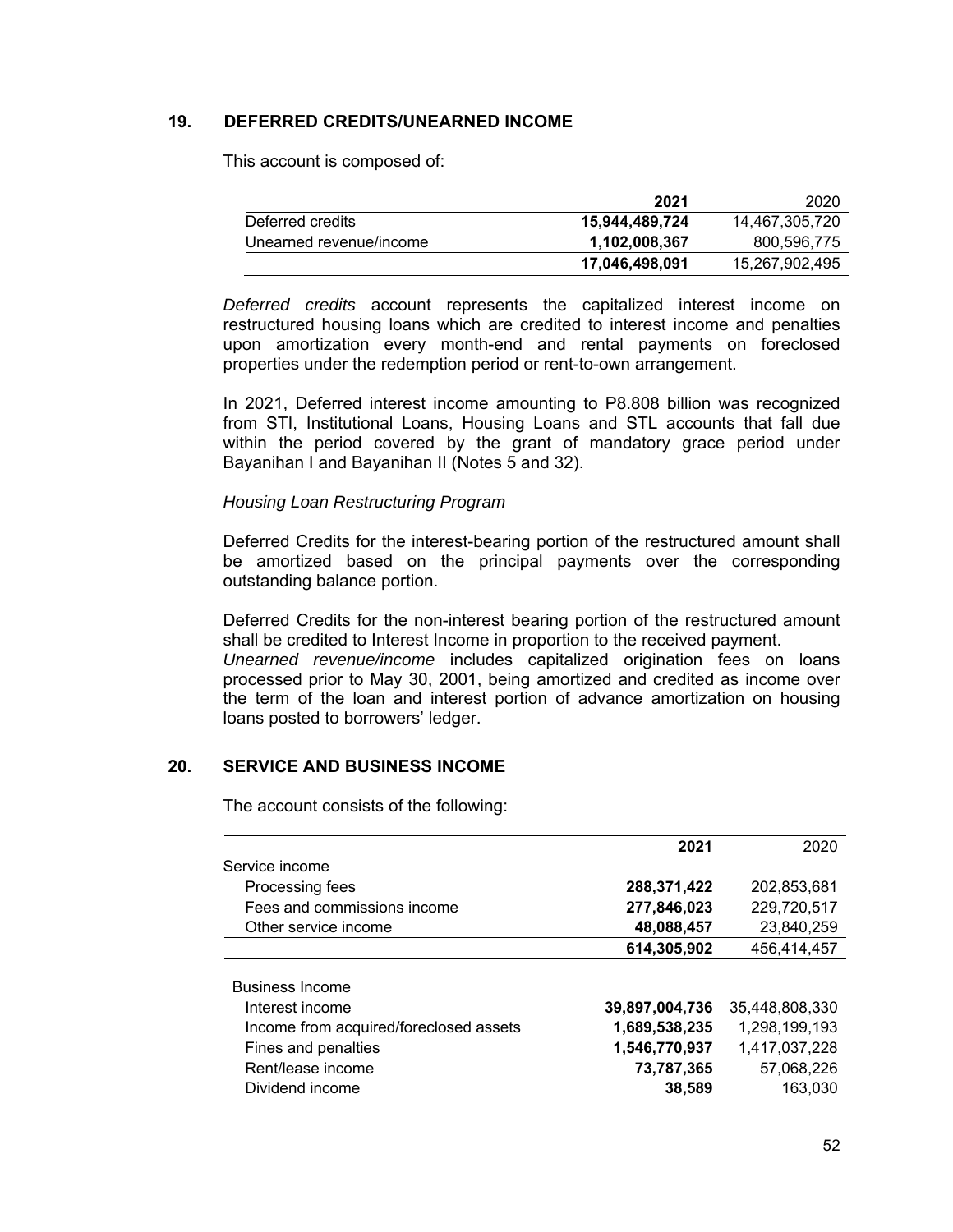## 19. DEFERRED CREDITS/UNEARNED INCOME

This account is composed of:

| | 2021 | 2020 |
|---|---|---|
| Deferred credits | **15,944,489,724** | 14,467,305,720 |
| Unearned revenue/income | **1,102,008,367** | 800,596,775 |
| | **17,046,498,091** | 15,267,902,495 |

*Deferred credits* account represents the capitalized interest income on restructured housing loans which are credited to interest income and penalties upon amortization every month-end and rental payments on foreclosed properties under the redemption period or rent-to-own arrangement.

In 2021, Deferred interest income amounting to P8.808 billion was recognized from STI, Institutional Loans, Housing Loans and STL accounts that fall due within the period covered by the grant of mandatory grace period under Bayanihan I and Bayanihan II (Notes 5 and 32).

*Housing Loan Restructuring Program*

Deferred Credits for the interest-bearing portion of the restructured amount shall be amortized based on the principal payments over the corresponding outstanding balance portion.

Deferred Credits for the non-interest bearing portion of the restructured amount shall be credited to Interest Income in proportion to the received payment.
*Unearned revenue/income* includes capitalized origination fees on loans processed prior to May 30, 2001, being amortized and credited as income over the term of the loan and interest portion of advance amortization on housing loans posted to borrowers' ledger.

## 20. SERVICE AND BUSINESS INCOME

The account consists of the following:

| | 2021 | 2020 |
|---|---|---|
| Service income | | |
| Processing fees | **288,371,422** | 202,853,681 |
| Fees and commissions income | **277,846,023** | 229,720,517 |
| Other service income | **48,088,457** | 23,840,259 |
| | **614,305,902** | 456,414,457 |
| Business Income | | |
| Interest income | **39,897,004,736** | 35,448,808,330 |
| Income from acquired/foreclosed assets | **1,689,538,235** | 1,298,199,193 |
| Fines and penalties | **1,546,770,937** | 1,417,037,228 |
| Rent/lease income | **73,787,365** | 57,068,226 |
| Dividend income | **38,589** | 163,030 |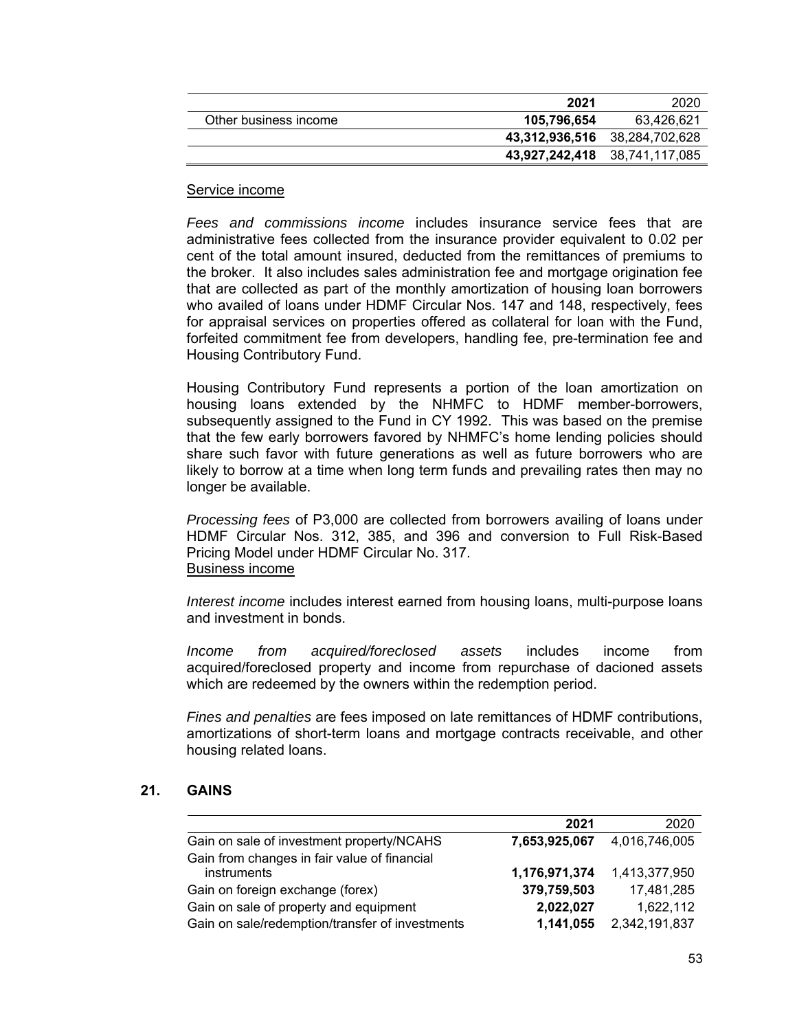| | 2021 | 2020 |
|---|---|---|
| Other business income | **105,796,654** | 63,426,621 |
| | **43,312,936,516** | 38,284,702,628 |
| | **43,927,242,418** | 38,741,117,085 |

Service income

*Fees and commissions income* includes insurance service fees that are administrative fees collected from the insurance provider equivalent to 0.02 per cent of the total amount insured, deducted from the remittances of premiums to the broker. It also includes sales administration fee and mortgage origination fee that are collected as part of the monthly amortization of housing loan borrowers who availed of loans under HDMF Circular Nos. 147 and 148, respectively, fees for appraisal services on properties offered as collateral for loan with the Fund, forfeited commitment fee from developers, handling fee, pre-termination fee and Housing Contributory Fund.

Housing Contributory Fund represents a portion of the loan amortization on housing loans extended by the NHMFC to HDMF member-borrowers, subsequently assigned to the Fund in CY 1992. This was based on the premise that the few early borrowers favored by NHMFC's home lending policies should share such favor with future generations as well as future borrowers who are likely to borrow at a time when long term funds and prevailing rates then may no longer be available.

*Processing fees* of P3,000 are collected from borrowers availing of loans under HDMF Circular Nos. 312, 385, and 396 and conversion to Full Risk-Based Pricing Model under HDMF Circular No. 317.

Business income

*Interest income* includes interest earned from housing loans, multi-purpose loans and investment in bonds.

*Income from acquired/foreclosed assets* includes income from acquired/foreclosed property and income from repurchase of dacioned assets which are redeemed by the owners within the redemption period.

*Fines and penalties* are fees imposed on late remittances of HDMF contributions, amortizations of short-term loans and mortgage contracts receivable, and other housing related loans.

## 21. GAINS

| | 2021 | 2020 |
|---|---|---|
| Gain on sale of investment property/NCAHS | **7,653,925,067** | 4,016,746,005 |
| Gain from changes in fair value of financial instruments | **1,176,971,374** | 1,413,377,950 |
| Gain on foreign exchange (forex) | **379,759,503** | 17,481,285 |
| Gain on sale of property and equipment | **2,022,027** | 1,622,112 |
| Gain on sale/redemption/transfer of investments | **1,141,055** | 2,342,191,837 |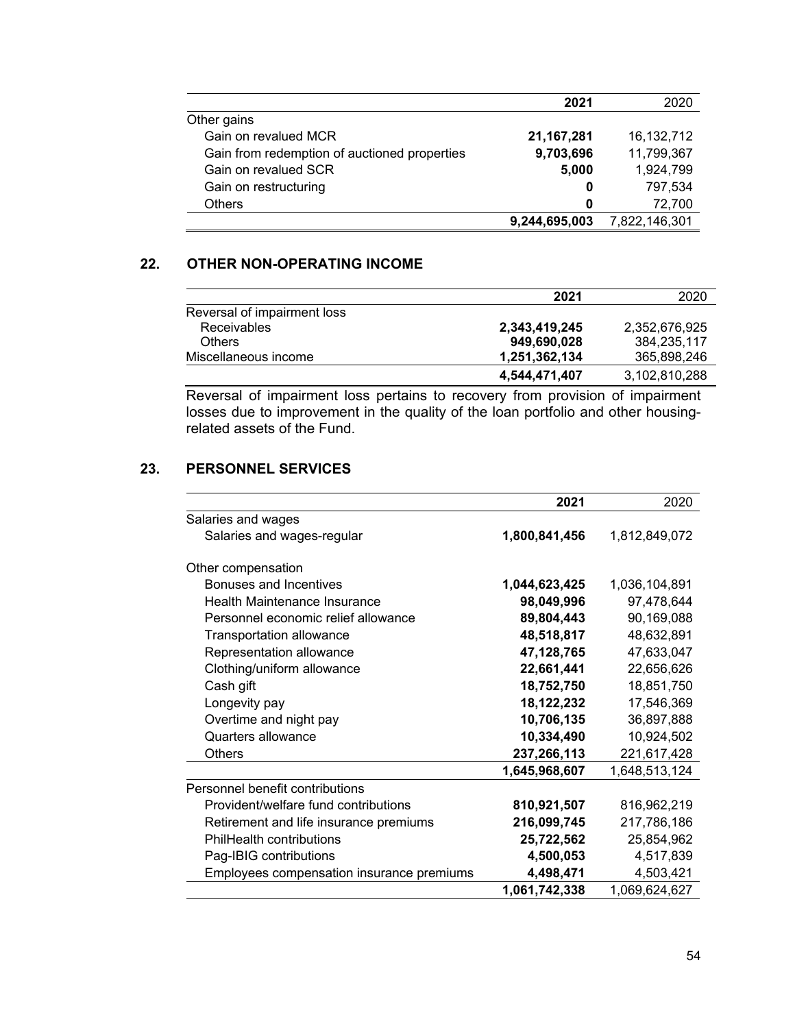| | 2021 | 2020 |
|---|---|---|
| Other gains | | |
| Gain on revalued MCR | **21,167,281** | 16,132,712 |
| Gain from redemption of auctioned properties | **9,703,696** | 11,799,367 |
| Gain on revalued SCR | **5,000** | 1,924,799 |
| Gain on restructuring | **0** | 797,534 |
| Others | **0** | 72,700 |
| | **9,244,695,003** | 7,822,146,301 |

## 22. OTHER NON-OPERATING INCOME

| | 2021 | 2020 |
|---|---|---|
| Reversal of impairment loss | | |
| Receivables | **2,343,419,245** | 2,352,676,925 |
| Others | **949,690,028** | 384,235,117 |
| Miscellaneous income | **1,251,362,134** | 365,898,246 |
| | **4,544,471,407** | 3,102,810,288 |

Reversal of impairment loss pertains to recovery from provision of impairment losses due to improvement in the quality of the loan portfolio and other housing-related assets of the Fund.

## 23. PERSONNEL SERVICES

| | 2021 | 2020 |
|---|---|---|
| Salaries and wages | | |
| Salaries and wages-regular | **1,800,841,456** | 1,812,849,072 |
| | | |
| Other compensation | | |
| Bonuses and Incentives | **1,044,623,425** | 1,036,104,891 |
| Health Maintenance Insurance | **98,049,996** | 97,478,644 |
| Personnel economic relief allowance | **89,804,443** | 90,169,088 |
| Transportation allowance | **48,518,817** | 48,632,891 |
| Representation allowance | **47,128,765** | 47,633,047 |
| Clothing/uniform allowance | **22,661,441** | 22,656,626 |
| Cash gift | **18,752,750** | 18,851,750 |
| Longevity pay | **18,122,232** | 17,546,369 |
| Overtime and night pay | **10,706,135** | 36,897,888 |
| Quarters allowance | **10,334,490** | 10,924,502 |
| Others | **237,266,113** | 221,617,428 |
| | **1,645,968,607** | 1,648,513,124 |
| Personnel benefit contributions | | |
| Provident/welfare fund contributions | **810,921,507** | 816,962,219 |
| Retirement and life insurance premiums | **216,099,745** | 217,786,186 |
| PhilHealth contributions | **25,722,562** | 25,854,962 |
| Pag-IBIG contributions | **4,500,053** | 4,517,839 |
| Employees compensation insurance premiums | **4,498,471** | 4,503,421 |
| | **1,061,742,338** | 1,069,624,627 |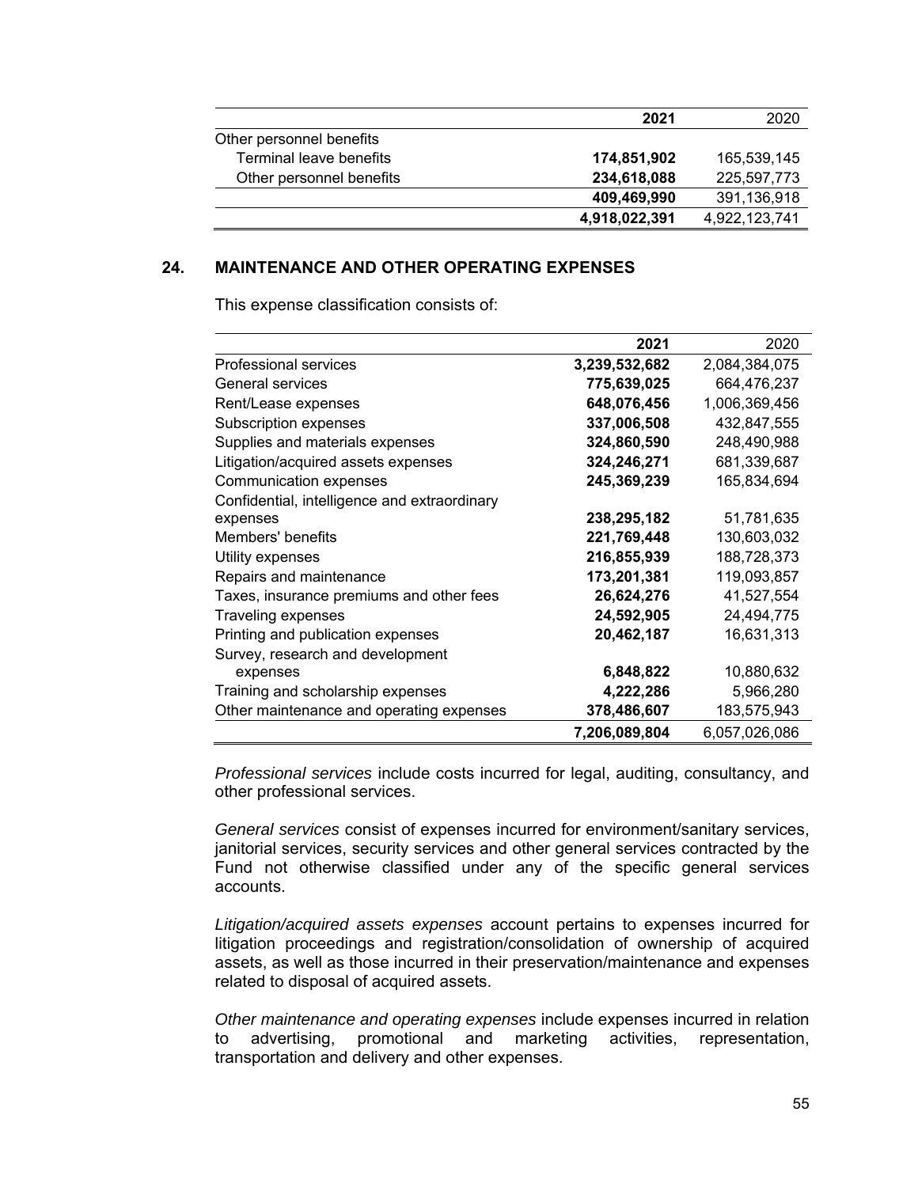| | 2021 | 2020 |
|---|---|---|
| Other personnel benefits | | |
| Terminal leave benefits | **174,851,902** | 165,539,145 |
| Other personnel benefits | **234,618,088** | 225,597,773 |
| | **409,469,990** | 391,136,918 |
| | **4,918,022,391** | 4,922,123,741 |

## 24. MAINTENANCE AND OTHER OPERATING EXPENSES

This expense classification consists of:

| | 2021 | 2020 |
|---|---|---|
| Professional services | **3,239,532,682** | 2,084,384,075 |
| General services | **775,639,025** | 664,476,237 |
| Rent/Lease expenses | **648,076,456** | 1,006,369,456 |
| Subscription expenses | **337,006,508** | 432,847,555 |
| Supplies and materials expenses | **324,860,590** | 248,490,988 |
| Litigation/acquired assets expenses | **324,246,271** | 681,339,687 |
| Communication expenses | **245,369,239** | 165,834,694 |
| Confidential, intelligence and extraordinary expenses | **238,295,182** | 51,781,635 |
| Members' benefits | **221,769,448** | 130,603,032 |
| Utility expenses | **216,855,939** | 188,728,373 |
| Repairs and maintenance | **173,201,381** | 119,093,857 |
| Taxes, insurance premiums and other fees | **26,624,276** | 41,527,554 |
| Traveling expenses | **24,592,905** | 24,494,775 |
| Printing and publication expenses | **20,462,187** | 16,631,313 |
| Survey, research and development expenses | **6,848,822** | 10,880,632 |
| Training and scholarship expenses | **4,222,286** | 5,966,280 |
| Other maintenance and operating expenses | **378,486,607** | 183,575,943 |
| | **7,206,089,804** | 6,057,026,086 |

*Professional services* include costs incurred for legal, auditing, consultancy, and other professional services.

*General services* consist of expenses incurred for environment/sanitary services, janitorial services, security services and other general services contracted by the Fund not otherwise classified under any of the specific general services accounts.

*Litigation/acquired assets expenses* account pertains to expenses incurred for litigation proceedings and registration/consolidation of ownership of acquired assets, as well as those incurred in their preservation/maintenance and expenses related to disposal of acquired assets.

*Other maintenance and operating expenses* include expenses incurred in relation to advertising, promotional and marketing activities, representation, transportation and delivery and other expenses.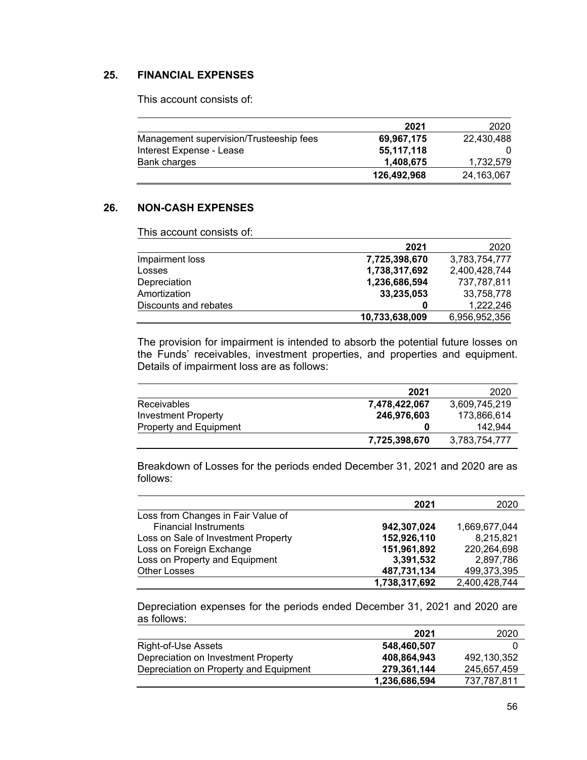## 25. FINANCIAL EXPENSES

This account consists of:

| | 2021 | 2020 |
|---|---|---|
| Management supervision/Trusteeship fees | **69,967,175** | 22,430,488 |
| Interest Expense - Lease | **55,117,118** | 0 |
| Bank charges | **1,408,675** | 1,732,579 |
| | **126,492,968** | 24,163,067 |

## 26. NON-CASH EXPENSES

This account consists of:

| | 2021 | 2020 |
|---|---|---|
| Impairment loss | **7,725,398,670** | 3,783,754,777 |
| Losses | **1,738,317,692** | 2,400,428,744 |
| Depreciation | **1,236,686,594** | 737,787,811 |
| Amortization | **33,235,053** | 33,758,778 |
| Discounts and rebates | **0** | 1,222,246 |
| | **10,733,638,009** | 6,956,952,356 |

The provision for impairment is intended to absorb the potential future losses on the Funds' receivables, investment properties, and properties and equipment. Details of impairment loss are as follows:

| | 2021 | 2020 |
|---|---|---|
| Receivables | **7,478,422,067** | 3,609,745,219 |
| Investment Property | **246,976,603** | 173,866,614 |
| Property and Equipment | **0** | 142,944 |
| | **7,725,398,670** | 3,783,754,777 |

Breakdown of Losses for the periods ended December 31, 2021 and 2020 are as follows:

| | 2021 | 2020 |
|---|---|---|
| Loss from Changes in Fair Value of Financial Instruments | **942,307,024** | 1,669,677,044 |
| Loss on Sale of Investment Property | **152,926,110** | 8,215,821 |
| Loss on Foreign Exchange | **151,961,892** | 220,264,698 |
| Loss on Property and Equipment | **3,391,532** | 2,897,786 |
| Other Losses | **487,731,134** | 499,373,395 |
| | **1,738,317,692** | 2,400,428,744 |

Depreciation expenses for the periods ended December 31, 2021 and 2020 are as follows:

| | 2021 | 2020 |
|---|---|---|
| Right-of-Use Assets | **548,460,507** | 0 |
| Depreciation on Investment Property | **408,864,943** | 492,130,352 |
| Depreciation on Property and Equipment | **279,361,144** | 245,657,459 |
| | **1,236,686,594** | 737,787,811 |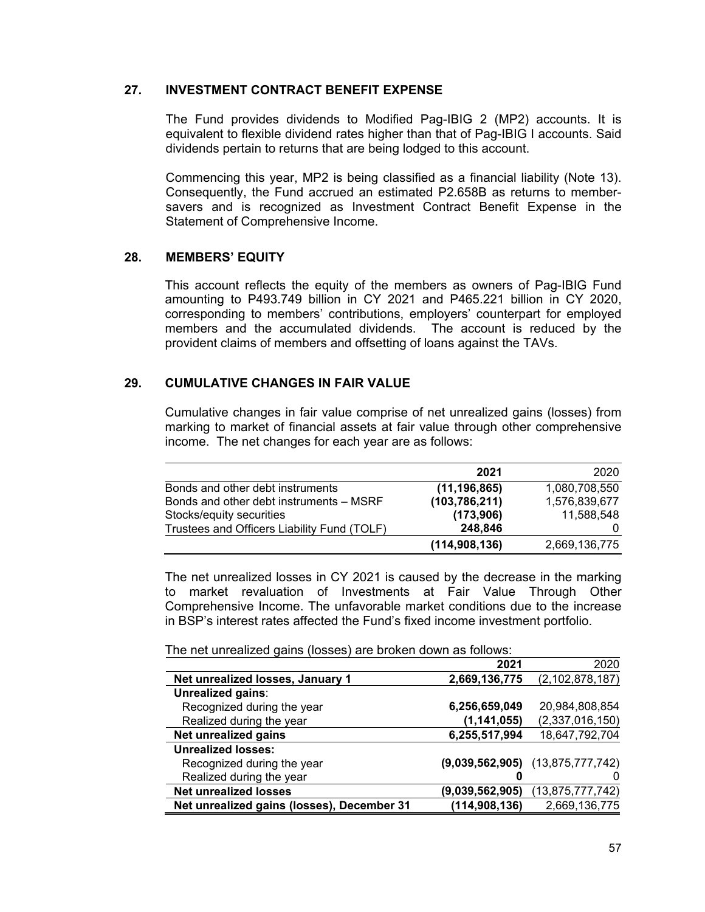## 27. INVESTMENT CONTRACT BENEFIT EXPENSE

The Fund provides dividends to Modified Pag-IBIG 2 (MP2) accounts. It is equivalent to flexible dividend rates higher than that of Pag-IBIG I accounts. Said dividends pertain to returns that are being lodged to this account.

Commencing this year, MP2 is being classified as a financial liability (Note 13). Consequently, the Fund accrued an estimated P2.658B as returns to member-savers and is recognized as Investment Contract Benefit Expense in the Statement of Comprehensive Income.

## 28. MEMBERS' EQUITY

This account reflects the equity of the members as owners of Pag-IBIG Fund amounting to P493.749 billion in CY 2021 and P465.221 billion in CY 2020, corresponding to members' contributions, employers' counterpart for employed members and the accumulated dividends. The account is reduced by the provident claims of members and offsetting of loans against the TAVs.

## 29. CUMULATIVE CHANGES IN FAIR VALUE

Cumulative changes in fair value comprise of net unrealized gains (losses) from marking to market of financial assets at fair value through other comprehensive income. The net changes for each year are as follows:

| | **2021** | 2020 |
|---|---|---|
| Bonds and other debt instruments | **(11,196,865)** | 1,080,708,550 |
| Bonds and other debt instruments – MSRF | **(103,786,211)** | 1,576,839,677 |
| Stocks/equity securities | **(173,906)** | 11,588,548 |
| Trustees and Officers Liability Fund (TOLF) | **248,846** | 0 |
| | **(114,908,136)** | 2,669,136,775 |

The net unrealized losses in CY 2021 is caused by the decrease in the marking to market revaluation of Investments at Fair Value Through Other Comprehensive Income. The unfavorable market conditions due to the increase in BSP's interest rates affected the Fund's fixed income investment portfolio.

The net unrealized gains (losses) are broken down as follows:

| | **2021** | 2020 |
|---|---|---|
| **Net unrealized losses, January 1** | **2,669,136,775** | (2,102,878,187) |
| **Unrealized gains**: | | |
| Recognized during the year | **6,256,659,049** | 20,984,808,854 |
| Realized during the year | **(1,141,055)** | (2,337,016,150) |
| **Net unrealized gains** | **6,255,517,994** | 18,647,792,704 |
| **Unrealized losses:** | | |
| Recognized during the year | **(9,039,562,905)** | (13,875,777,742) |
| Realized during the year | **0** | 0 |
| **Net unrealized losses** | **(9,039,562,905)** | (13,875,777,742) |
| **Net unrealized gains (losses), December 31** | **(114,908,136)** | 2,669,136,775 |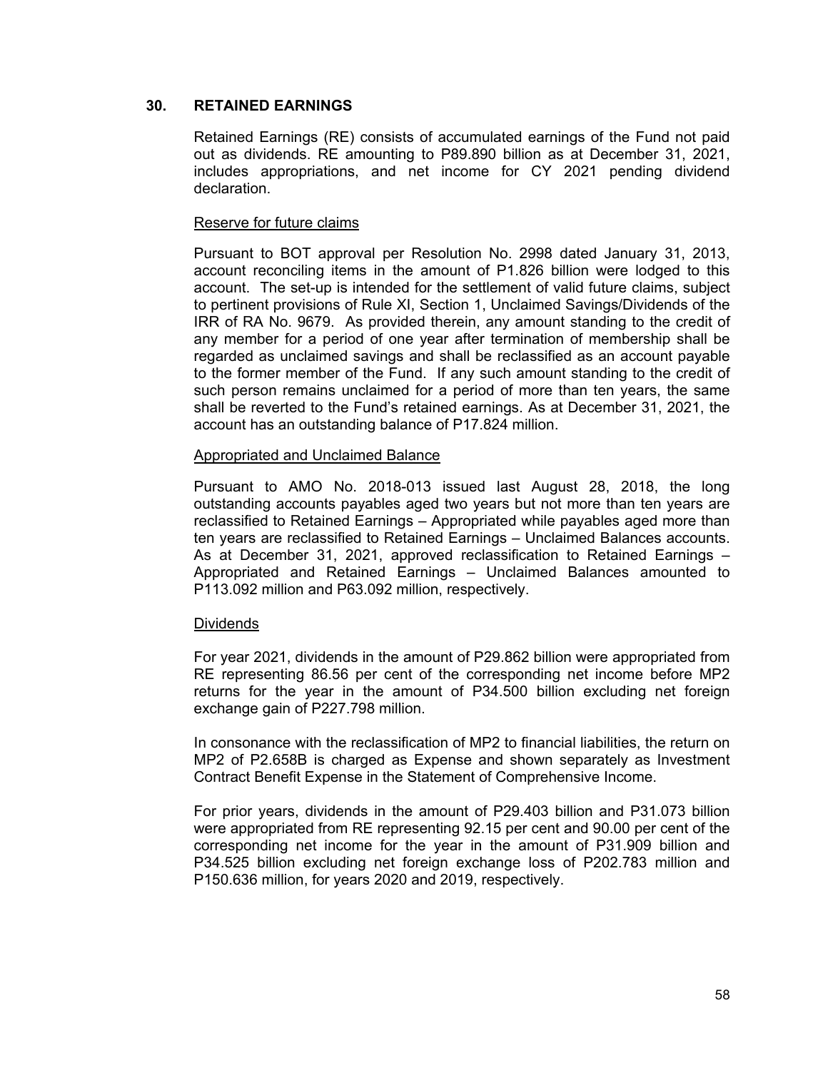## 30. RETAINED EARNINGS

Retained Earnings (RE) consists of accumulated earnings of the Fund not paid out as dividends. RE amounting to P89.890 billion as at December 31, 2021, includes appropriations, and net income for CY 2021 pending dividend declaration.

Reserve for future claims

Pursuant to BOT approval per Resolution No. 2998 dated January 31, 2013, account reconciling items in the amount of P1.826 billion were lodged to this account. The set-up is intended for the settlement of valid future claims, subject to pertinent provisions of Rule XI, Section 1, Unclaimed Savings/Dividends of the IRR of RA No. 9679. As provided therein, any amount standing to the credit of any member for a period of one year after termination of membership shall be regarded as unclaimed savings and shall be reclassified as an account payable to the former member of the Fund. If any such amount standing to the credit of such person remains unclaimed for a period of more than ten years, the same shall be reverted to the Fund's retained earnings. As at December 31, 2021, the account has an outstanding balance of P17.824 million.

Appropriated and Unclaimed Balance

Pursuant to AMO No. 2018-013 issued last August 28, 2018, the long outstanding accounts payables aged two years but not more than ten years are reclassified to Retained Earnings – Appropriated while payables aged more than ten years are reclassified to Retained Earnings – Unclaimed Balances accounts. As at December 31, 2021, approved reclassification to Retained Earnings – Appropriated and Retained Earnings – Unclaimed Balances amounted to P113.092 million and P63.092 million, respectively.

Dividends

For year 2021, dividends in the amount of P29.862 billion were appropriated from RE representing 86.56 per cent of the corresponding net income before MP2 returns for the year in the amount of P34.500 billion excluding net foreign exchange gain of P227.798 million.

In consonance with the reclassification of MP2 to financial liabilities, the return on MP2 of P2.658B is charged as Expense and shown separately as Investment Contract Benefit Expense in the Statement of Comprehensive Income.

For prior years, dividends in the amount of P29.403 billion and P31.073 billion were appropriated from RE representing 92.15 per cent and 90.00 per cent of the corresponding net income for the year in the amount of P31.909 billion and P34.525 billion excluding net foreign exchange loss of P202.783 million and P150.636 million, for years 2020 and 2019, respectively.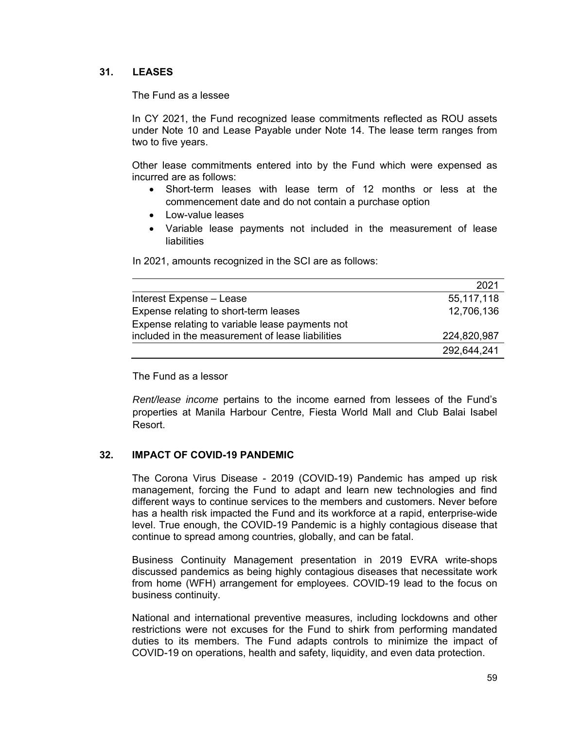## 31. LEASES

The Fund as a lessee

In CY 2021, the Fund recognized lease commitments reflected as ROU assets under Note 10 and Lease Payable under Note 14. The lease term ranges from two to five years.

Other lease commitments entered into by the Fund which were expensed as incurred are as follows:

- Short-term leases with lease term of 12 months or less at the commencement date and do not contain a purchase option
- Low-value leases
- Variable lease payments not included in the measurement of lease liabilities

In 2021, amounts recognized in the SCI are as follows:

| | 2021 |
|---|---:|
| Interest Expense – Lease | 55,117,118 |
| Expense relating to short-term leases | 12,706,136 |
| Expense relating to variable lease payments not included in the measurement of lease liabilities | 224,820,987 |
| | 292,644,241 |

The Fund as a lessor

*Rent/lease income* pertains to the income earned from lessees of the Fund's properties at Manila Harbour Centre, Fiesta World Mall and Club Balai Isabel Resort.

## 32. IMPACT OF COVID-19 PANDEMIC

The Corona Virus Disease - 2019 (COVID-19) Pandemic has amped up risk management, forcing the Fund to adapt and learn new technologies and find different ways to continue services to the members and customers. Never before has a health risk impacted the Fund and its workforce at a rapid, enterprise-wide level. True enough, the COVID-19 Pandemic is a highly contagious disease that continue to spread among countries, globally, and can be fatal.

Business Continuity Management presentation in 2019 EVRA write-shops discussed pandemics as being highly contagious diseases that necessitate work from home (WFH) arrangement for employees. COVID-19 lead to the focus on business continuity.

National and international preventive measures, including lockdowns and other restrictions were not excuses for the Fund to shirk from performing mandated duties to its members. The Fund adapts controls to minimize the impact of COVID-19 on operations, health and safety, liquidity, and even data protection.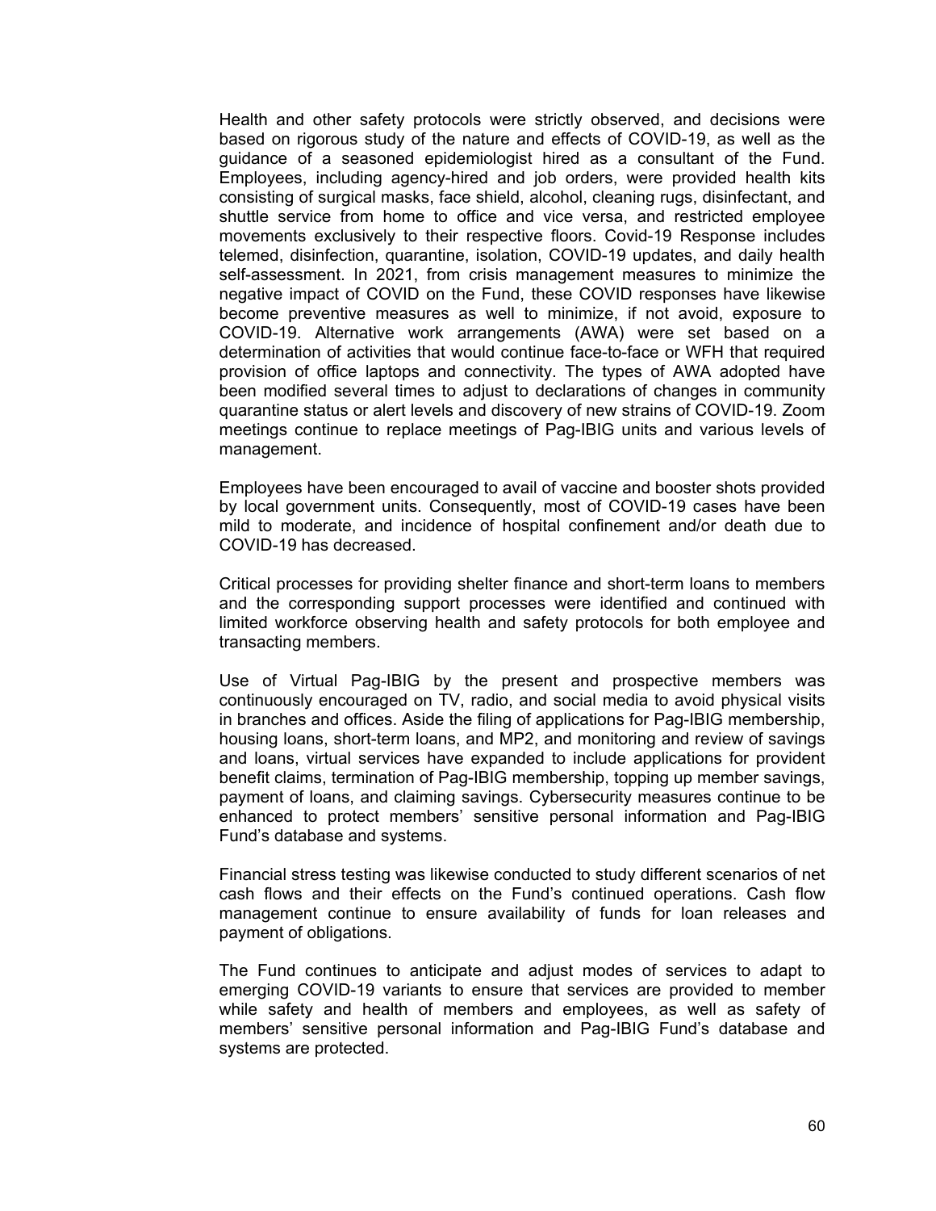Health and other safety protocols were strictly observed, and decisions were based on rigorous study of the nature and effects of COVID-19, as well as the guidance of a seasoned epidemiologist hired as a consultant of the Fund. Employees, including agency-hired and job orders, were provided health kits consisting of surgical masks, face shield, alcohol, cleaning rugs, disinfectant, and shuttle service from home to office and vice versa, and restricted employee movements exclusively to their respective floors. Covid-19 Response includes telemed, disinfection, quarantine, isolation, COVID-19 updates, and daily health self-assessment. In 2021, from crisis management measures to minimize the negative impact of COVID on the Fund, these COVID responses have likewise become preventive measures as well to minimize, if not avoid, exposure to COVID-19. Alternative work arrangements (AWA) were set based on a determination of activities that would continue face-to-face or WFH that required provision of office laptops and connectivity. The types of AWA adopted have been modified several times to adjust to declarations of changes in community quarantine status or alert levels and discovery of new strains of COVID-19. Zoom meetings continue to replace meetings of Pag-IBIG units and various levels of management.

Employees have been encouraged to avail of vaccine and booster shots provided by local government units. Consequently, most of COVID-19 cases have been mild to moderate, and incidence of hospital confinement and/or death due to COVID-19 has decreased.

Critical processes for providing shelter finance and short-term loans to members and the corresponding support processes were identified and continued with limited workforce observing health and safety protocols for both employee and transacting members.

Use of Virtual Pag-IBIG by the present and prospective members was continuously encouraged on TV, radio, and social media to avoid physical visits in branches and offices. Aside the filing of applications for Pag-IBIG membership, housing loans, short-term loans, and MP2, and monitoring and review of savings and loans, virtual services have expanded to include applications for provident benefit claims, termination of Pag-IBIG membership, topping up member savings, payment of loans, and claiming savings. Cybersecurity measures continue to be enhanced to protect members' sensitive personal information and Pag-IBIG Fund's database and systems.

Financial stress testing was likewise conducted to study different scenarios of net cash flows and their effects on the Fund's continued operations. Cash flow management continue to ensure availability of funds for loan releases and payment of obligations.

The Fund continues to anticipate and adjust modes of services to adapt to emerging COVID-19 variants to ensure that services are provided to member while safety and health of members and employees, as well as safety of members' sensitive personal information and Pag-IBIG Fund's database and systems are protected.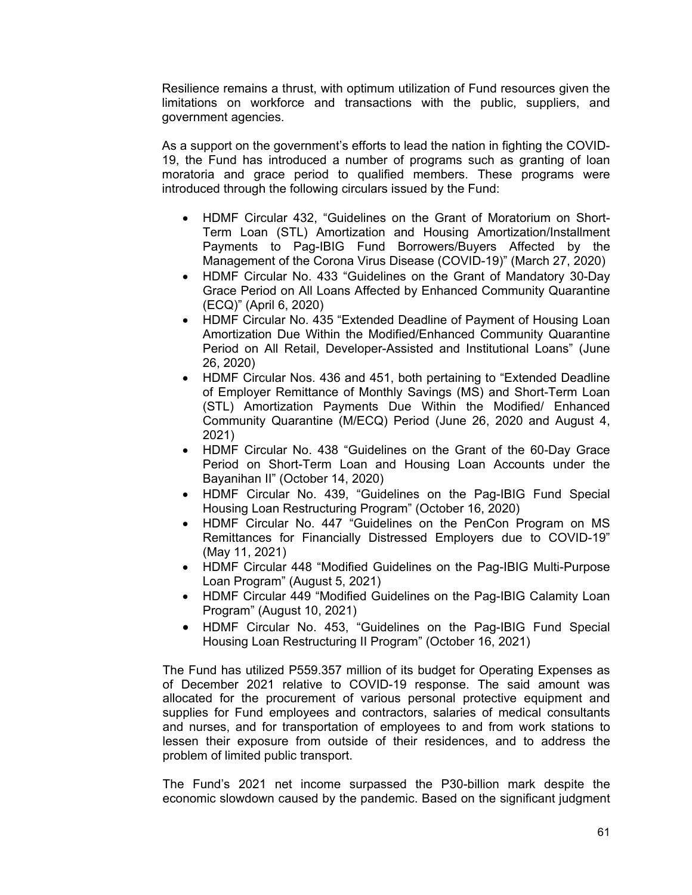Resilience remains a thrust, with optimum utilization of Fund resources given the limitations on workforce and transactions with the public, suppliers, and government agencies.

As a support on the government's efforts to lead the nation in fighting the COVID-19, the Fund has introduced a number of programs such as granting of loan moratoria and grace period to qualified members. These programs were introduced through the following circulars issued by the Fund:

- HDMF Circular 432, "Guidelines on the Grant of Moratorium on Short-Term Loan (STL) Amortization and Housing Amortization/Installment Payments to Pag-IBIG Fund Borrowers/Buyers Affected by the Management of the Corona Virus Disease (COVID-19)" (March 27, 2020)
- HDMF Circular No. 433 "Guidelines on the Grant of Mandatory 30-Day Grace Period on All Loans Affected by Enhanced Community Quarantine (ECQ)" (April 6, 2020)
- HDMF Circular No. 435 "Extended Deadline of Payment of Housing Loan Amortization Due Within the Modified/Enhanced Community Quarantine Period on All Retail, Developer-Assisted and Institutional Loans" (June 26, 2020)
- HDMF Circular Nos. 436 and 451, both pertaining to "Extended Deadline of Employer Remittance of Monthly Savings (MS) and Short-Term Loan (STL) Amortization Payments Due Within the Modified/ Enhanced Community Quarantine (M/ECQ) Period (June 26, 2020 and August 4, 2021)
- HDMF Circular No. 438 "Guidelines on the Grant of the 60-Day Grace Period on Short-Term Loan and Housing Loan Accounts under the Bayanihan II" (October 14, 2020)
- HDMF Circular No. 439, "Guidelines on the Pag-IBIG Fund Special Housing Loan Restructuring Program" (October 16, 2020)
- HDMF Circular No. 447 "Guidelines on the PenCon Program on MS Remittances for Financially Distressed Employers due to COVID-19" (May 11, 2021)
- HDMF Circular 448 "Modified Guidelines on the Pag-IBIG Multi-Purpose Loan Program" (August 5, 2021)
- HDMF Circular 449 "Modified Guidelines on the Pag-IBIG Calamity Loan Program" (August 10, 2021)
- HDMF Circular No. 453, "Guidelines on the Pag-IBIG Fund Special Housing Loan Restructuring II Program" (October 16, 2021)

The Fund has utilized P559.357 million of its budget for Operating Expenses as of December 2021 relative to COVID-19 response. The said amount was allocated for the procurement of various personal protective equipment and supplies for Fund employees and contractors, salaries of medical consultants and nurses, and for transportation of employees to and from work stations to lessen their exposure from outside of their residences, and to address the problem of limited public transport.

The Fund's 2021 net income surpassed the P30-billion mark despite the economic slowdown caused by the pandemic. Based on the significant judgment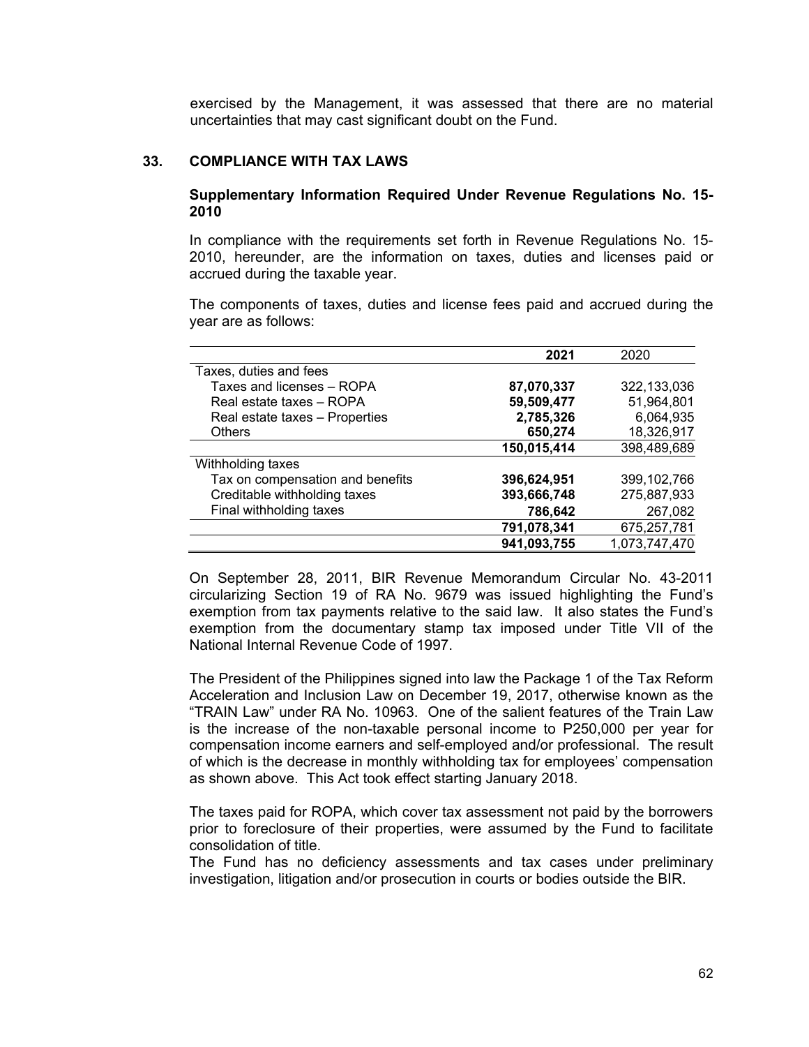exercised by the Management, it was assessed that there are no material uncertainties that may cast significant doubt on the Fund.

## 33. COMPLIANCE WITH TAX LAWS

### Supplementary Information Required Under Revenue Regulations No. 15-2010

In compliance with the requirements set forth in Revenue Regulations No. 15-2010, hereunder, are the information on taxes, duties and licenses paid or accrued during the taxable year.

The components of taxes, duties and license fees paid and accrued during the year are as follows:

| | **2021** | 2020 |
|---|---|---|
| Taxes, duties and fees | | |
| Taxes and licenses – ROPA | **87,070,337** | 322,133,036 |
| Real estate taxes – ROPA | **59,509,477** | 51,964,801 |
| Real estate taxes – Properties | **2,785,326** | 6,064,935 |
| Others | **650,274** | 18,326,917 |
| | **150,015,414** | 398,489,689 |
| Withholding taxes | | |
| Tax on compensation and benefits | **396,624,951** | 399,102,766 |
| Creditable withholding taxes | **393,666,748** | 275,887,933 |
| Final withholding taxes | **786,642** | 267,082 |
| | **791,078,341** | 675,257,781 |
| | **941,093,755** | 1,073,747,470 |

On September 28, 2011, BIR Revenue Memorandum Circular No. 43-2011 circularizing Section 19 of RA No. 9679 was issued highlighting the Fund's exemption from tax payments relative to the said law. It also states the Fund's exemption from the documentary stamp tax imposed under Title VII of the National Internal Revenue Code of 1997.

The President of the Philippines signed into law the Package 1 of the Tax Reform Acceleration and Inclusion Law on December 19, 2017, otherwise known as the "TRAIN Law" under RA No. 10963. One of the salient features of the Train Law is the increase of the non-taxable personal income to P250,000 per year for compensation income earners and self-employed and/or professional. The result of which is the decrease in monthly withholding tax for employees' compensation as shown above. This Act took effect starting January 2018.

The taxes paid for ROPA, which cover tax assessment not paid by the borrowers prior to foreclosure of their properties, were assumed by the Fund to facilitate consolidation of title.
The Fund has no deficiency assessments and tax cases under preliminary investigation, litigation and/or prosecution in courts or bodies outside the BIR.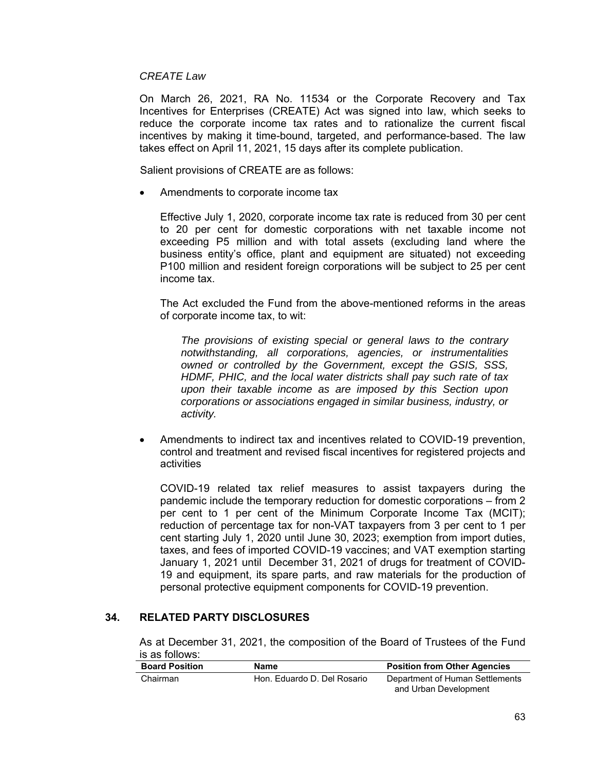*CREATE Law*

On March 26, 2021, RA No. 11534 or the Corporate Recovery and Tax Incentives for Enterprises (CREATE) Act was signed into law, which seeks to reduce the corporate income tax rates and to rationalize the current fiscal incentives by making it time-bound, targeted, and performance-based. The law takes effect on April 11, 2021, 15 days after its complete publication.

Salient provisions of CREATE are as follows:

- Amendments to corporate income tax

  Effective July 1, 2020, corporate income tax rate is reduced from 30 per cent to 20 per cent for domestic corporations with net taxable income not exceeding P5 million and with total assets (excluding land where the business entity's office, plant and equipment are situated) not exceeding P100 million and resident foreign corporations will be subject to 25 per cent income tax.

  The Act excluded the Fund from the above-mentioned reforms in the areas of corporate income tax, to wit:

  > *The provisions of existing special or general laws to the contrary notwithstanding, all corporations, agencies, or instrumentalities owned or controlled by the Government, except the GSIS, SSS, HDMF, PHIC, and the local water districts shall pay such rate of tax upon their taxable income as are imposed by this Section upon corporations or associations engaged in similar business, industry, or activity.*

- Amendments to indirect tax and incentives related to COVID-19 prevention, control and treatment and revised fiscal incentives for registered projects and activities

  COVID-19 related tax relief measures to assist taxpayers during the pandemic include the temporary reduction for domestic corporations – from 2 per cent to 1 per cent of the Minimum Corporate Income Tax (MCIT); reduction of percentage tax for non-VAT taxpayers from 3 per cent to 1 per cent starting July 1, 2020 until June 30, 2023; exemption from import duties, taxes, and fees of imported COVID-19 vaccines; and VAT exemption starting January 1, 2021 until December 31, 2021 of drugs for treatment of COVID-19 and equipment, its spare parts, and raw materials for the production of personal protective equipment components for COVID-19 prevention.

## 34. RELATED PARTY DISCLOSURES

As at December 31, 2021, the composition of the Board of Trustees of the Fund is as follows:

| Board Position | Name | Position from Other Agencies |
|---|---|---|
| Chairman | Hon. Eduardo D. Del Rosario | Department of Human Settlements and Urban Development |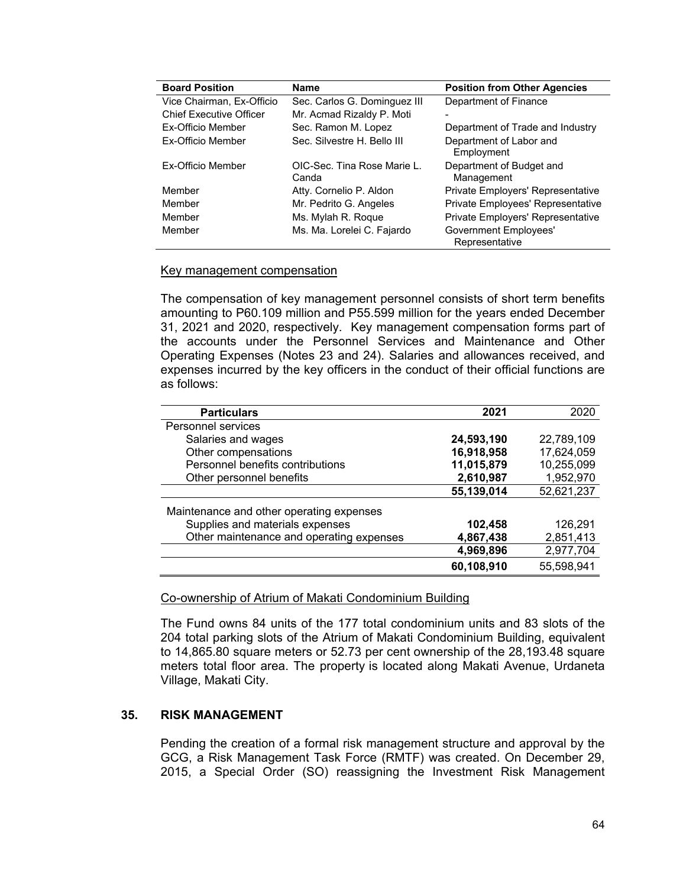| Board Position | Name | Position from Other Agencies |
|---|---|---|
| Vice Chairman, Ex-Officio | Sec. Carlos G. Dominguez III | Department of Finance |
| Chief Executive Officer | Mr. Acmad Rizaldy P. Moti | - |
| Ex-Officio Member | Sec. Ramon M. Lopez | Department of Trade and Industry |
| Ex-Officio Member | Sec. Silvestre H. Bello III | Department of Labor and Employment |
| Ex-Officio Member | OIC-Sec. Tina Rose Marie L. Canda | Department of Budget and Management |
| Member | Atty. Cornelio P. Aldon | Private Employers' Representative |
| Member | Mr. Pedrito G. Angeles | Private Employees' Representative |
| Member | Ms. Mylah R. Roque | Private Employers' Representative |
| Member | Ms. Ma. Lorelei C. Fajardo | Government Employees' Representative |

Key management compensation

The compensation of key management personnel consists of short term benefits amounting to P60.109 million and P55.599 million for the years ended December 31, 2021 and 2020, respectively. Key management compensation forms part of the accounts under the Personnel Services and Maintenance and Other Operating Expenses (Notes 23 and 24). Salaries and allowances received, and expenses incurred by the key officers in the conduct of their official functions are as follows:

| Particulars | 2021 | 2020 |
|---|---|---|
| Personnel services | | |
| Salaries and wages | **24,593,190** | 22,789,109 |
| Other compensations | **16,918,958** | 17,624,059 |
| Personnel benefits contributions | **11,015,879** | 10,255,099 |
| Other personnel benefits | **2,610,987** | 1,952,970 |
| | **55,139,014** | 52,621,237 |
| Maintenance and other operating expenses | | |
| Supplies and materials expenses | **102,458** | 126,291 |
| Other maintenance and operating expenses | **4,867,438** | 2,851,413 |
| | **4,969,896** | 2,977,704 |
| | **60,108,910** | 55,598,941 |

Co-ownership of Atrium of Makati Condominium Building

The Fund owns 84 units of the 177 total condominium units and 83 slots of the 204 total parking slots of the Atrium of Makati Condominium Building, equivalent to 14,865.80 square meters or 52.73 per cent ownership of the 28,193.48 square meters total floor area. The property is located along Makati Avenue, Urdaneta Village, Makati City.

## 35. RISK MANAGEMENT

Pending the creation of a formal risk management structure and approval by the GCG, a Risk Management Task Force (RMTF) was created. On December 29, 2015, a Special Order (SO) reassigning the Investment Risk Management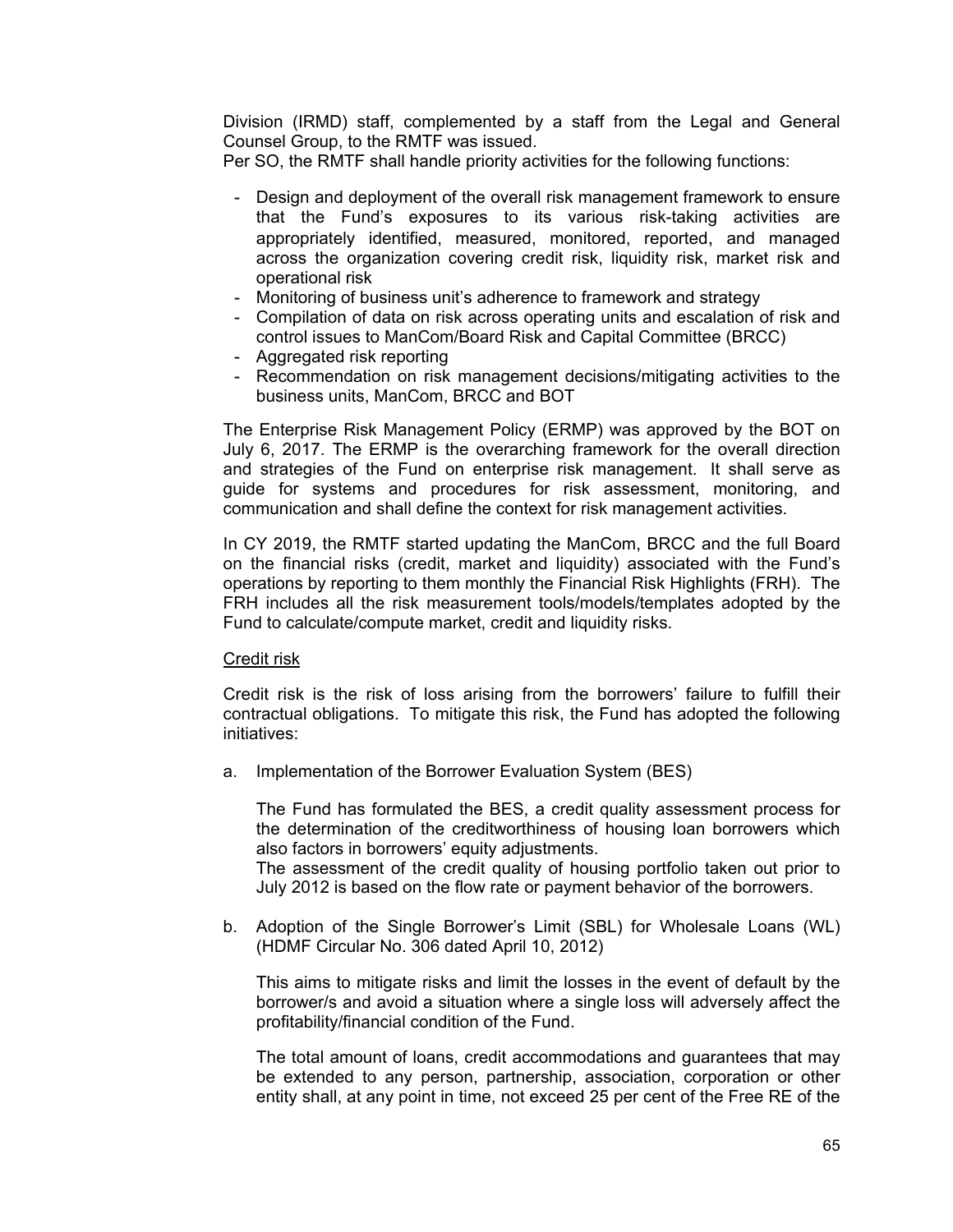Division (IRMD) staff, complemented by a staff from the Legal and General Counsel Group, to the RMTF was issued.
Per SO, the RMTF shall handle priority activities for the following functions:

- Design and deployment of the overall risk management framework to ensure that the Fund's exposures to its various risk-taking activities are appropriately identified, measured, monitored, reported, and managed across the organization covering credit risk, liquidity risk, market risk and operational risk
- Monitoring of business unit's adherence to framework and strategy
- Compilation of data on risk across operating units and escalation of risk and control issues to ManCom/Board Risk and Capital Committee (BRCC)
- Aggregated risk reporting
- Recommendation on risk management decisions/mitigating activities to the business units, ManCom, BRCC and BOT

The Enterprise Risk Management Policy (ERMP) was approved by the BOT on July 6, 2017. The ERMP is the overarching framework for the overall direction and strategies of the Fund on enterprise risk management. It shall serve as guide for systems and procedures for risk assessment, monitoring, and communication and shall define the context for risk management activities.

In CY 2019, the RMTF started updating the ManCom, BRCC and the full Board on the financial risks (credit, market and liquidity) associated with the Fund's operations by reporting to them monthly the Financial Risk Highlights (FRH). The FRH includes all the risk measurement tools/models/templates adopted by the Fund to calculate/compute market, credit and liquidity risks.

Credit risk

Credit risk is the risk of loss arising from the borrowers' failure to fulfill their contractual obligations. To mitigate this risk, the Fund has adopted the following initiatives:

a. Implementation of the Borrower Evaluation System (BES)

   The Fund has formulated the BES, a credit quality assessment process for the determination of the creditworthiness of housing loan borrowers which also factors in borrowers' equity adjustments.
   The assessment of the credit quality of housing portfolio taken out prior to July 2012 is based on the flow rate or payment behavior of the borrowers.

b. Adoption of the Single Borrower's Limit (SBL) for Wholesale Loans (WL) (HDMF Circular No. 306 dated April 10, 2012)

   This aims to mitigate risks and limit the losses in the event of default by the borrower/s and avoid a situation where a single loss will adversely affect the profitability/financial condition of the Fund.

   The total amount of loans, credit accommodations and guarantees that may be extended to any person, partnership, association, corporation or other entity shall, at any point in time, not exceed 25 per cent of the Free RE of the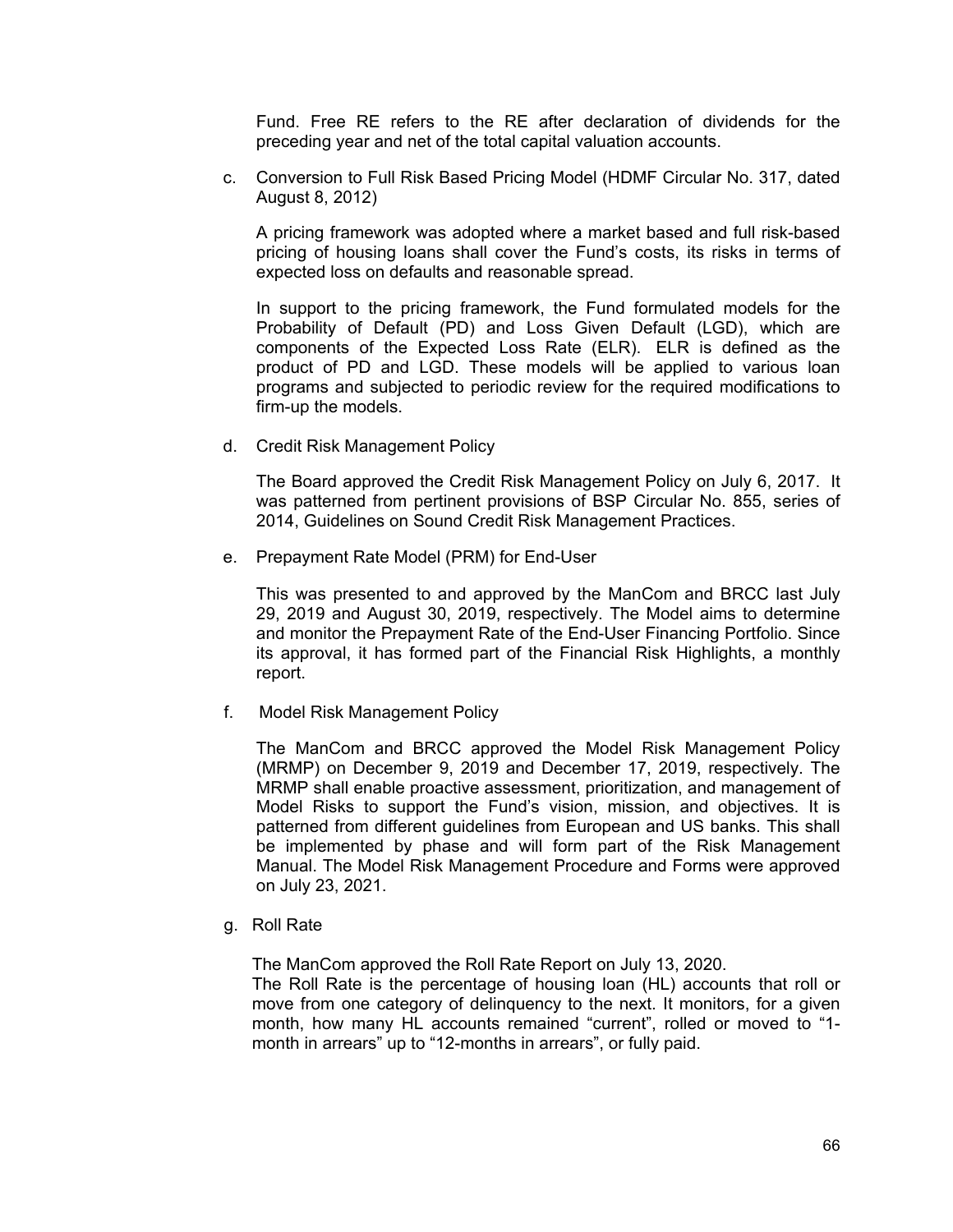Fund. Free RE refers to the RE after declaration of dividends for the preceding year and net of the total capital valuation accounts.

c. Conversion to Full Risk Based Pricing Model (HDMF Circular No. 317, dated August 8, 2012)

   A pricing framework was adopted where a market based and full risk-based pricing of housing loans shall cover the Fund's costs, its risks in terms of expected loss on defaults and reasonable spread.

   In support to the pricing framework, the Fund formulated models for the Probability of Default (PD) and Loss Given Default (LGD), which are components of the Expected Loss Rate (ELR). ELR is defined as the product of PD and LGD. These models will be applied to various loan programs and subjected to periodic review for the required modifications to firm-up the models.

d. Credit Risk Management Policy

   The Board approved the Credit Risk Management Policy on July 6, 2017. It was patterned from pertinent provisions of BSP Circular No. 855, series of 2014, Guidelines on Sound Credit Risk Management Practices.

e. Prepayment Rate Model (PRM) for End-User

   This was presented to and approved by the ManCom and BRCC last July 29, 2019 and August 30, 2019, respectively. The Model aims to determine and monitor the Prepayment Rate of the End-User Financing Portfolio. Since its approval, it has formed part of the Financial Risk Highlights, a monthly report.

f. Model Risk Management Policy

   The ManCom and BRCC approved the Model Risk Management Policy (MRMP) on December 9, 2019 and December 17, 2019, respectively. The MRMP shall enable proactive assessment, prioritization, and management of Model Risks to support the Fund's vision, mission, and objectives. It is patterned from different guidelines from European and US banks. This shall be implemented by phase and will form part of the Risk Management Manual. The Model Risk Management Procedure and Forms were approved on July 23, 2021.

g. Roll Rate

   The ManCom approved the Roll Rate Report on July 13, 2020.
   The Roll Rate is the percentage of housing loan (HL) accounts that roll or move from one category of delinquency to the next. It monitors, for a given month, how many HL accounts remained "current", rolled or moved to "1-month in arrears" up to "12-months in arrears", or fully paid.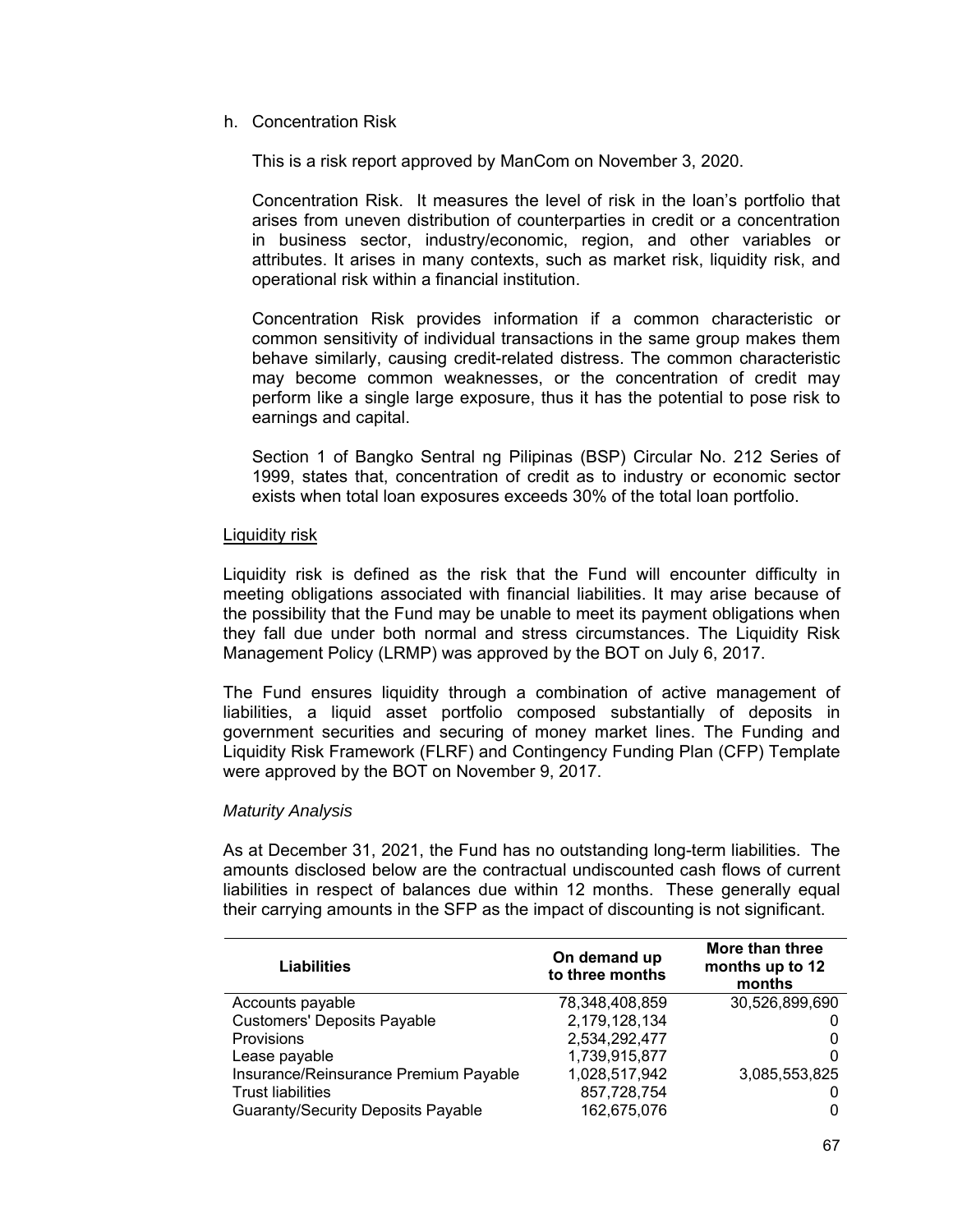h. Concentration Risk

This is a risk report approved by ManCom on November 3, 2020.

Concentration Risk. It measures the level of risk in the loan's portfolio that arises from uneven distribution of counterparties in credit or a concentration in business sector, industry/economic, region, and other variables or attributes. It arises in many contexts, such as market risk, liquidity risk, and operational risk within a financial institution.

Concentration Risk provides information if a common characteristic or common sensitivity of individual transactions in the same group makes them behave similarly, causing credit-related distress. The common characteristic may become common weaknesses, or the concentration of credit may perform like a single large exposure, thus it has the potential to pose risk to earnings and capital.

Section 1 of Bangko Sentral ng Pilipinas (BSP) Circular No. 212 Series of 1999, states that, concentration of credit as to industry or economic sector exists when total loan exposures exceeds 30% of the total loan portfolio.

Liquidity risk

Liquidity risk is defined as the risk that the Fund will encounter difficulty in meeting obligations associated with financial liabilities. It may arise because of the possibility that the Fund may be unable to meet its payment obligations when they fall due under both normal and stress circumstances. The Liquidity Risk Management Policy (LRMP) was approved by the BOT on July 6, 2017.

The Fund ensures liquidity through a combination of active management of liabilities, a liquid asset portfolio composed substantially of deposits in government securities and securing of money market lines. The Funding and Liquidity Risk Framework (FLRF) and Contingency Funding Plan (CFP) Template were approved by the BOT on November 9, 2017.

*Maturity Analysis*

As at December 31, 2021, the Fund has no outstanding long-term liabilities. The amounts disclosed below are the contractual undiscounted cash flows of current liabilities in respect of balances due within 12 months. These generally equal their carrying amounts in the SFP as the impact of discounting is not significant.

| Liabilities | On demand up to three months | More than three months up to 12 months |
|---|---|---|
| Accounts payable | 78,348,408,859 | 30,526,899,690 |
| Customers' Deposits Payable | 2,179,128,134 | 0 |
| Provisions | 2,534,292,477 | 0 |
| Lease payable | 1,739,915,877 | 0 |
| Insurance/Reinsurance Premium Payable | 1,028,517,942 | 3,085,553,825 |
| Trust liabilities | 857,728,754 | 0 |
| Guaranty/Security Deposits Payable | 162,675,076 | 0 |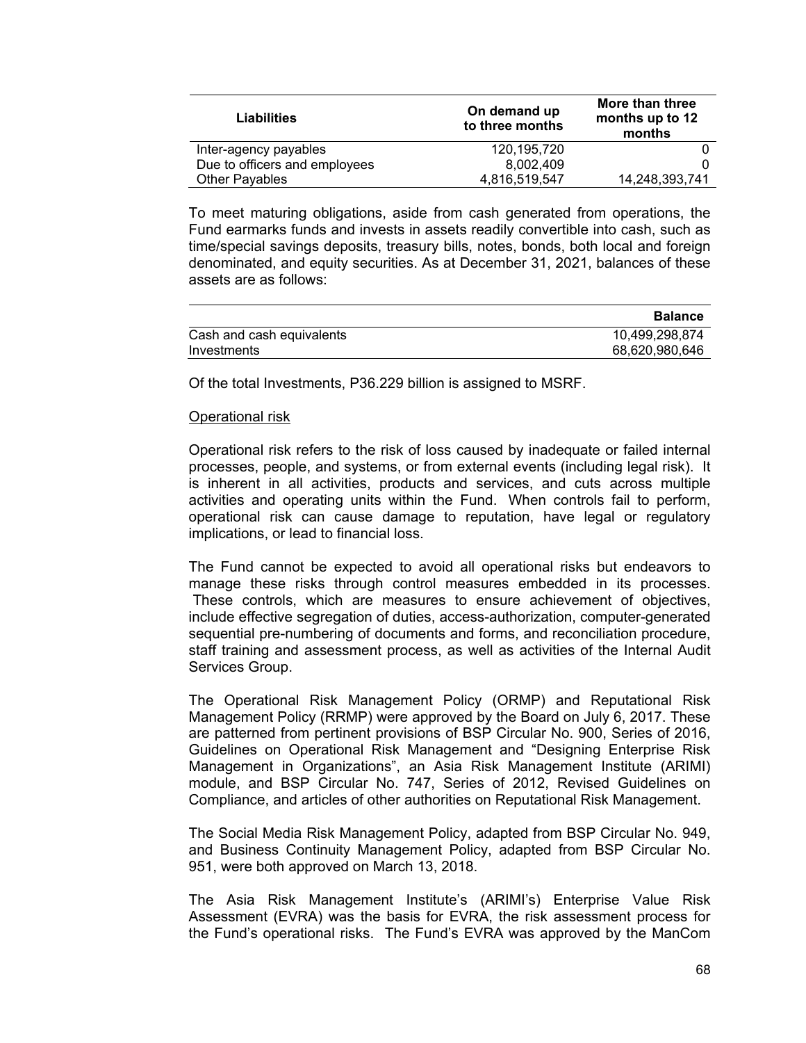| Liabilities | On demand up to three months | More than three months up to 12 months |
|---|---|---|
| Inter-agency payables | 120,195,720 | 0 |
| Due to officers and employees | 8,002,409 | 0 |
| Other Payables | 4,816,519,547 | 14,248,393,741 |

To meet maturing obligations, aside from cash generated from operations, the Fund earmarks funds and invests in assets readily convertible into cash, such as time/special savings deposits, treasury bills, notes, bonds, both local and foreign denominated, and equity securities. As at December 31, 2021, balances of these assets are as follows:

| | Balance |
|---|---|
| Cash and cash equivalents | 10,499,298,874 |
| Investments | 68,620,980,646 |

Of the total Investments, P36.229 billion is assigned to MSRF.

Operational risk

Operational risk refers to the risk of loss caused by inadequate or failed internal processes, people, and systems, or from external events (including legal risk). It is inherent in all activities, products and services, and cuts across multiple activities and operating units within the Fund. When controls fail to perform, operational risk can cause damage to reputation, have legal or regulatory implications, or lead to financial loss.

The Fund cannot be expected to avoid all operational risks but endeavors to manage these risks through control measures embedded in its processes. These controls, which are measures to ensure achievement of objectives, include effective segregation of duties, access-authorization, computer-generated sequential pre-numbering of documents and forms, and reconciliation procedure, staff training and assessment process, as well as activities of the Internal Audit Services Group.

The Operational Risk Management Policy (ORMP) and Reputational Risk Management Policy (RRMP) were approved by the Board on July 6, 2017. These are patterned from pertinent provisions of BSP Circular No. 900, Series of 2016, Guidelines on Operational Risk Management and "Designing Enterprise Risk Management in Organizations", an Asia Risk Management Institute (ARIMI) module, and BSP Circular No. 747, Series of 2012, Revised Guidelines on Compliance, and articles of other authorities on Reputational Risk Management.

The Social Media Risk Management Policy, adapted from BSP Circular No. 949, and Business Continuity Management Policy, adapted from BSP Circular No. 951, were both approved on March 13, 2018.

The Asia Risk Management Institute's (ARIMI's) Enterprise Value Risk Assessment (EVRA) was the basis for EVRA, the risk assessment process for the Fund's operational risks. The Fund's EVRA was approved by the ManCom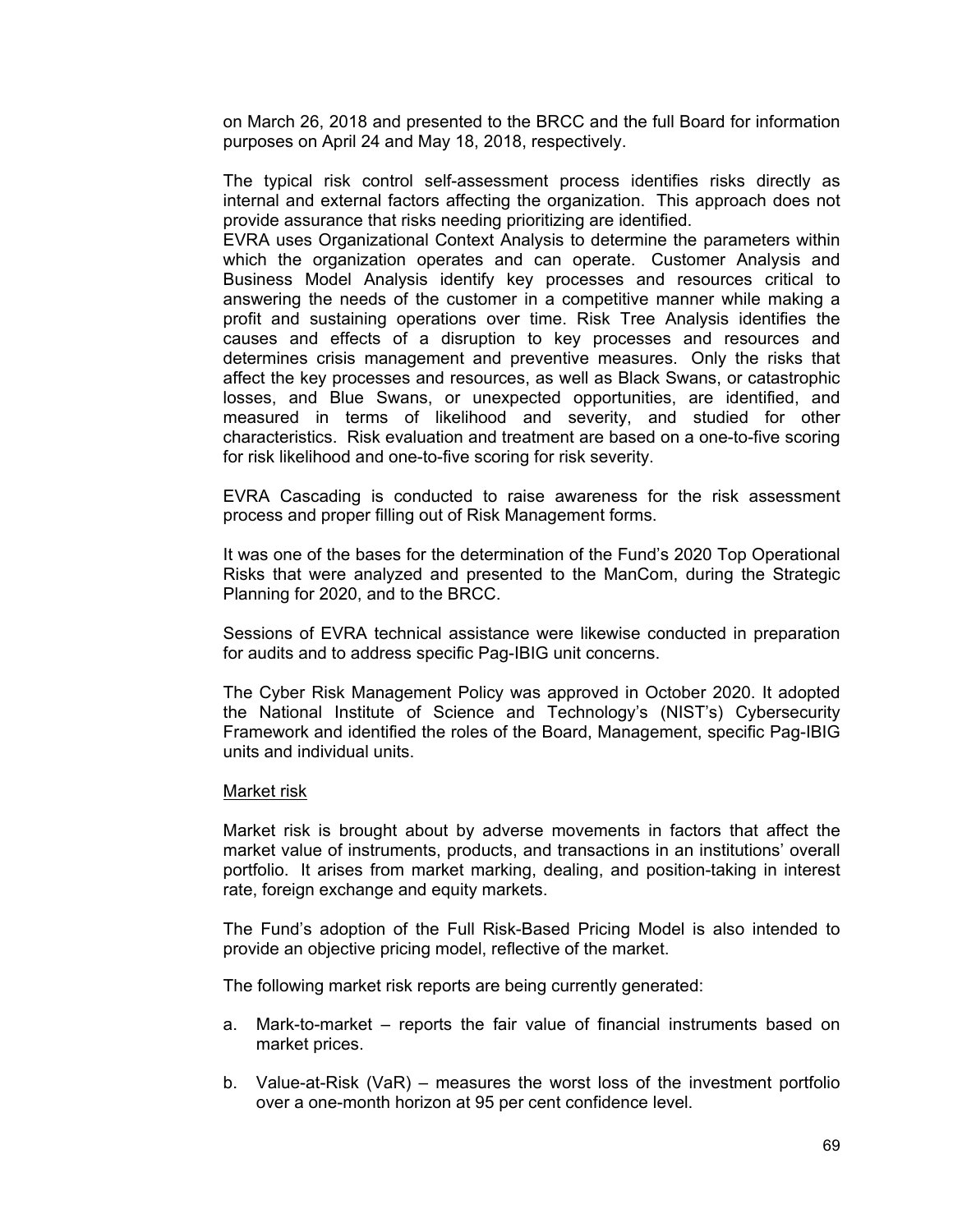on March 26, 2018 and presented to the BRCC and the full Board for information purposes on April 24 and May 18, 2018, respectively.

The typical risk control self-assessment process identifies risks directly as internal and external factors affecting the organization. This approach does not provide assurance that risks needing prioritizing are identified.
EVRA uses Organizational Context Analysis to determine the parameters within which the organization operates and can operate. Customer Analysis and Business Model Analysis identify key processes and resources critical to answering the needs of the customer in a competitive manner while making a profit and sustaining operations over time. Risk Tree Analysis identifies the causes and effects of a disruption to key processes and resources and determines crisis management and preventive measures. Only the risks that affect the key processes and resources, as well as Black Swans, or catastrophic losses, and Blue Swans, or unexpected opportunities, are identified, and measured in terms of likelihood and severity, and studied for other characteristics. Risk evaluation and treatment are based on a one-to-five scoring for risk likelihood and one-to-five scoring for risk severity.

EVRA Cascading is conducted to raise awareness for the risk assessment process and proper filling out of Risk Management forms.

It was one of the bases for the determination of the Fund's 2020 Top Operational Risks that were analyzed and presented to the ManCom, during the Strategic Planning for 2020, and to the BRCC.

Sessions of EVRA technical assistance were likewise conducted in preparation for audits and to address specific Pag-IBIG unit concerns.

The Cyber Risk Management Policy was approved in October 2020. It adopted the National Institute of Science and Technology's (NIST's) Cybersecurity Framework and identified the roles of the Board, Management, specific Pag-IBIG units and individual units.

Market risk

Market risk is brought about by adverse movements in factors that affect the market value of instruments, products, and transactions in an institutions' overall portfolio. It arises from market marking, dealing, and position-taking in interest rate, foreign exchange and equity markets.

The Fund's adoption of the Full Risk-Based Pricing Model is also intended to provide an objective pricing model, reflective of the market.

The following market risk reports are being currently generated:

a. Mark-to-market – reports the fair value of financial instruments based on market prices.

b. Value-at-Risk (VaR) – measures the worst loss of the investment portfolio over a one-month horizon at 95 per cent confidence level.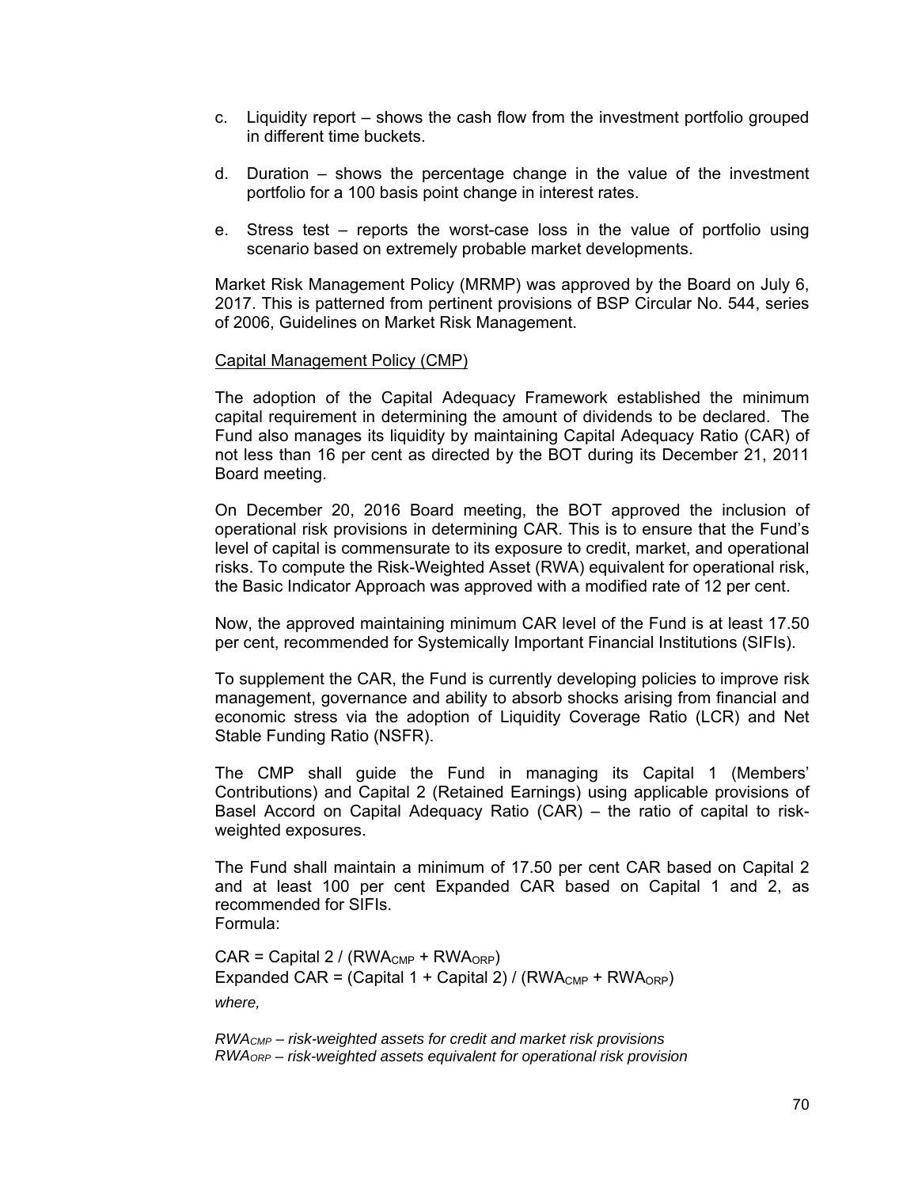c. Liquidity report – shows the cash flow from the investment portfolio grouped in different time buckets.

d. Duration – shows the percentage change in the value of the investment portfolio for a 100 basis point change in interest rates.

e. Stress test – reports the worst-case loss in the value of portfolio using scenario based on extremely probable market developments.

Market Risk Management Policy (MRMP) was approved by the Board on July 6, 2017. This is patterned from pertinent provisions of BSP Circular No. 544, series of 2006, Guidelines on Market Risk Management.

Capital Management Policy (CMP)

The adoption of the Capital Adequacy Framework established the minimum capital requirement in determining the amount of dividends to be declared. The Fund also manages its liquidity by maintaining Capital Adequacy Ratio (CAR) of not less than 16 per cent as directed by the BOT during its December 21, 2011 Board meeting.

On December 20, 2016 Board meeting, the BOT approved the inclusion of operational risk provisions in determining CAR. This is to ensure that the Fund's level of capital is commensurate to its exposure to credit, market, and operational risks. To compute the Risk-Weighted Asset (RWA) equivalent for operational risk, the Basic Indicator Approach was approved with a modified rate of 12 per cent.

Now, the approved maintaining minimum CAR level of the Fund is at least 17.50 per cent, recommended for Systemically Important Financial Institutions (SIFIs).

To supplement the CAR, the Fund is currently developing policies to improve risk management, governance and ability to absorb shocks arising from financial and economic stress via the adoption of Liquidity Coverage Ratio (LCR) and Net Stable Funding Ratio (NSFR).

The CMP shall guide the Fund in managing its Capital 1 (Members' Contributions) and Capital 2 (Retained Earnings) using applicable provisions of Basel Accord on Capital Adequacy Ratio (CAR) – the ratio of capital to risk-weighted exposures.

The Fund shall maintain a minimum of 17.50 per cent CAR based on Capital 2 and at least 100 per cent Expanded CAR based on Capital 1 and 2, as recommended for SIFIs.
Formula:

$CAR = \text{Capital 2} / (RWA_{CMP} + RWA_{ORP})$
$\text{Expanded CAR} = (\text{Capital 1} + \text{Capital 2}) / (RWA_{CMP} + RWA_{ORP})$

*where,*

*$RWA_{CMP}$ – risk-weighted assets for credit and market risk provisions*
*$RWA_{ORP}$ – risk-weighted assets equivalent for operational risk provision*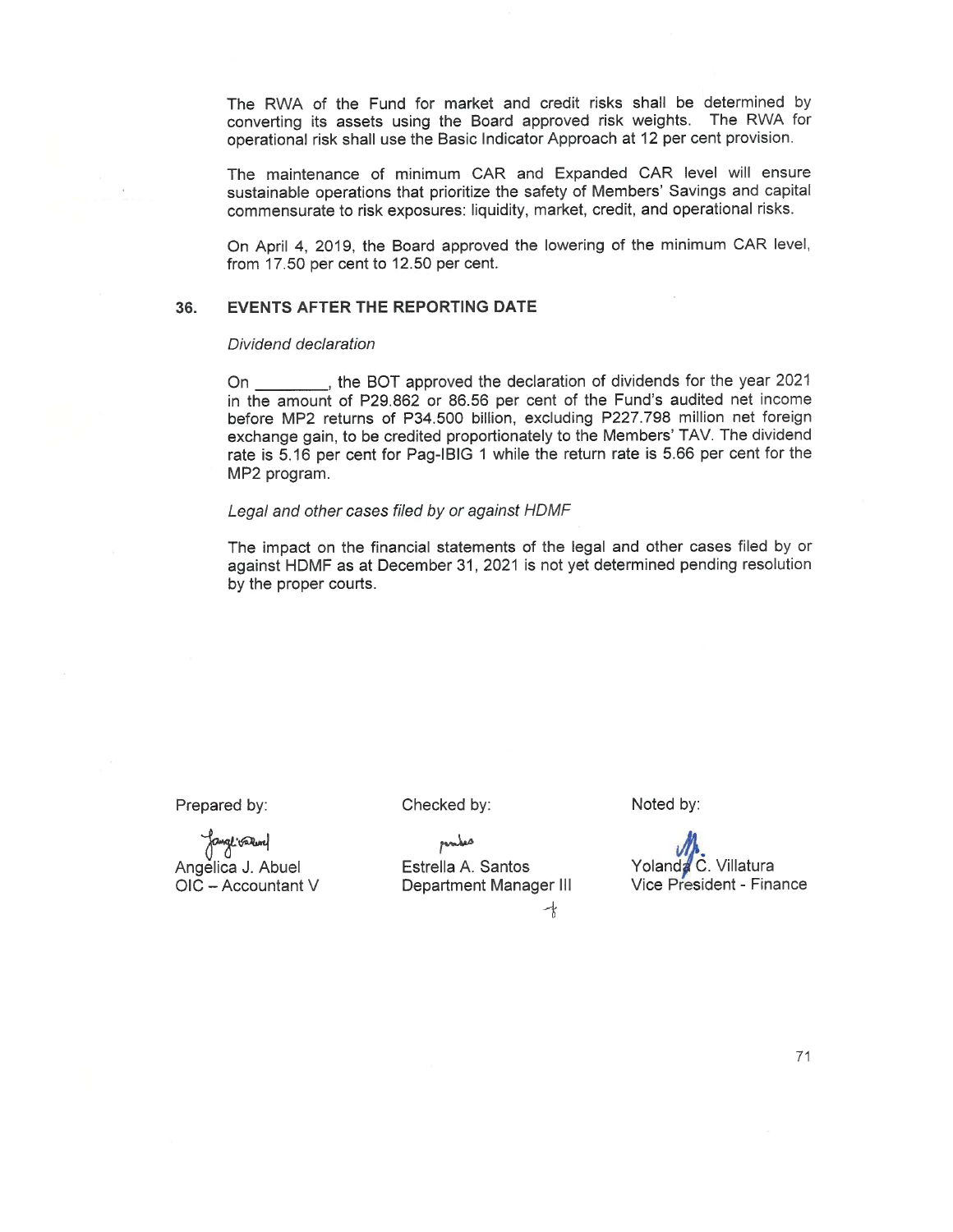The RWA of the Fund for market and credit risks shall be determined by converting its assets using the Board approved risk weights. The RWA for operational risk shall use the Basic Indicator Approach at 12 per cent provision.

The maintenance of minimum CAR and Expanded CAR level will ensure sustainable operations that prioritize the safety of Members' Savings and capital commensurate to risk exposures: liquidity, market, credit, and operational risks.

On April 4, 2019, the Board approved the lowering of the minimum CAR level, from 17.50 per cent to 12.50 per cent.

## 36. EVENTS AFTER THE REPORTING DATE

*Dividend declaration*

On ________, the BOT approved the declaration of dividends for the year 2021 in the amount of P29.862 or 86.56 per cent of the Fund's audited net income before MP2 returns of P34.500 billion, excluding P227.798 million net foreign exchange gain, to be credited proportionately to the Members' TAV. The dividend rate is 5.16 per cent for Pag-IBIG 1 while the return rate is 5.66 per cent for the MP2 program.

*Legal and other cases filed by or against HDMF*

The impact on the financial statements of the legal and other cases filed by or against HDMF as at December 31, 2021 is not yet determined pending resolution by the proper courts.

| Prepared by: | Checked by: | Noted by: |
|---|---|---|
| Angelica J. Abuel | Estrella A. Santos | Yolanda C. Villatura |
| OIC – Accountant V | Department Manager III | Vice President - Finance |